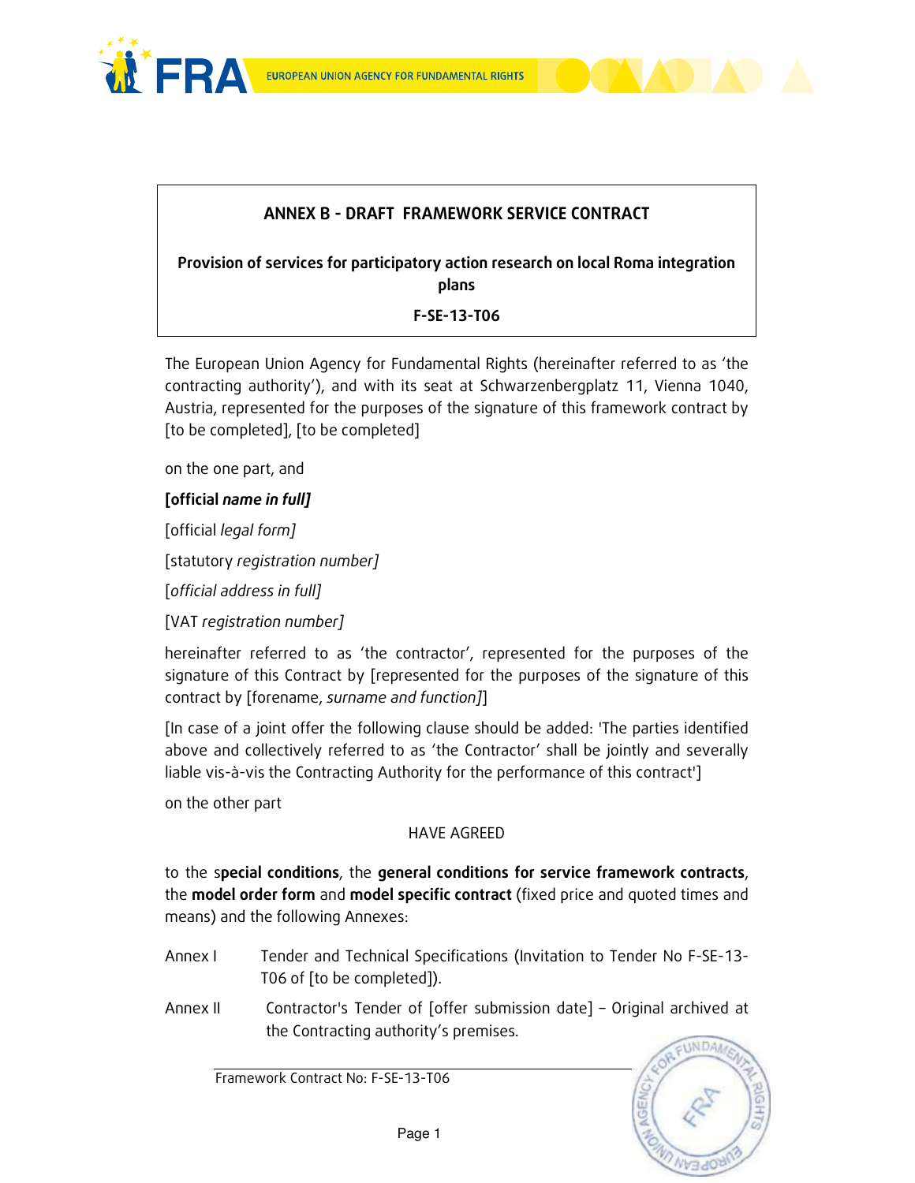# ANNEX B - DRAFT FRAMEWORK SERVICE CONTRACT

**Provision of services for participatory action research on local Roma integration plans**

**F-SE-13-T06**

The European Union Agency for Fundamental Rights (hereinafter referred to as 'the contracting authority'), and with its seat at Schwarzenbergplatz 11, Vienna 1040, Austria, represented for the purposes of the signature of this framework contract by [to be completed], [to be completed]

on the one part, and

**[official *name in full]***

[official *legal form]*

[statutory *registration number]*

[*official address in full]*

[VAT *registration number]*

hereinafter referred to as 'the contractor', represented for the purposes of the signature of this Contract by [represented for the purposes of the signature of this contract by [forename, *surname and function]*]

[In case of a joint offer the following clause should be added: 'The parties identified above and collectively referred to as 'the Contractor' shall be jointly and severally liable vis-à-vis the Contracting Authority for the performance of this contract']

on the other part

HAVE AGREED

to the s**pecial conditions**, the **general conditions for service framework contracts**, the **model order form** and **model specific contract** (fixed price and quoted times and means) and the following Annexes:

Annex I Tender and Technical Specifications (Invitation to Tender No F-SE-13-T06 of [to be completed]).

Annex II Contractor's Tender of [offer submission date] – Original archived at the Contracting authority's premises.

Framework Contract No: F-SE-13-T06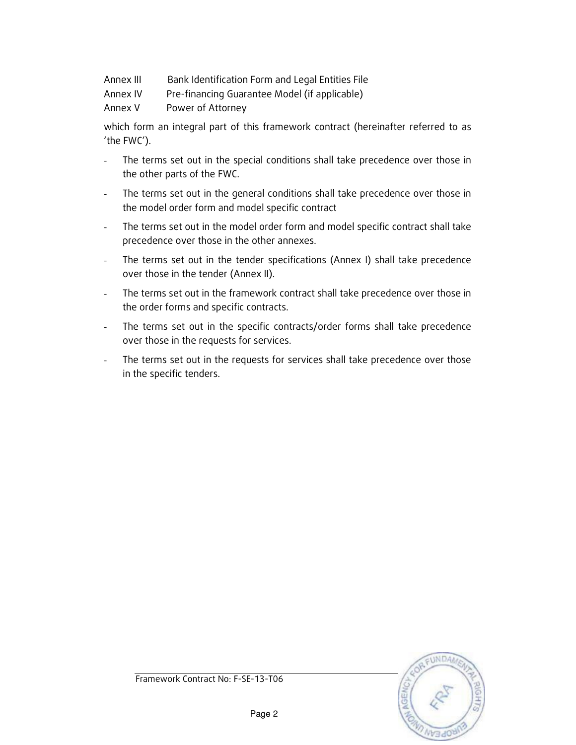Annex III Bank Identification Form and Legal Entities File

Annex IV Pre-financing Guarantee Model (if applicable)

Annex V Power of Attorney

which form an integral part of this framework contract (hereinafter referred to as 'the FWC').

- The terms set out in the special conditions shall take precedence over those in the other parts of the FWC.
- The terms set out in the general conditions shall take precedence over those in the model order form and model specific contract
- The terms set out in the model order form and model specific contract shall take precedence over those in the other annexes.
- The terms set out in the tender specifications (Annex I) shall take precedence over those in the tender (Annex II).
- The terms set out in the framework contract shall take precedence over those in the order forms and specific contracts.
- The terms set out in the specific contracts/order forms shall take precedence over those in the requests for services.
- The terms set out in the requests for services shall take precedence over those in the specific tenders.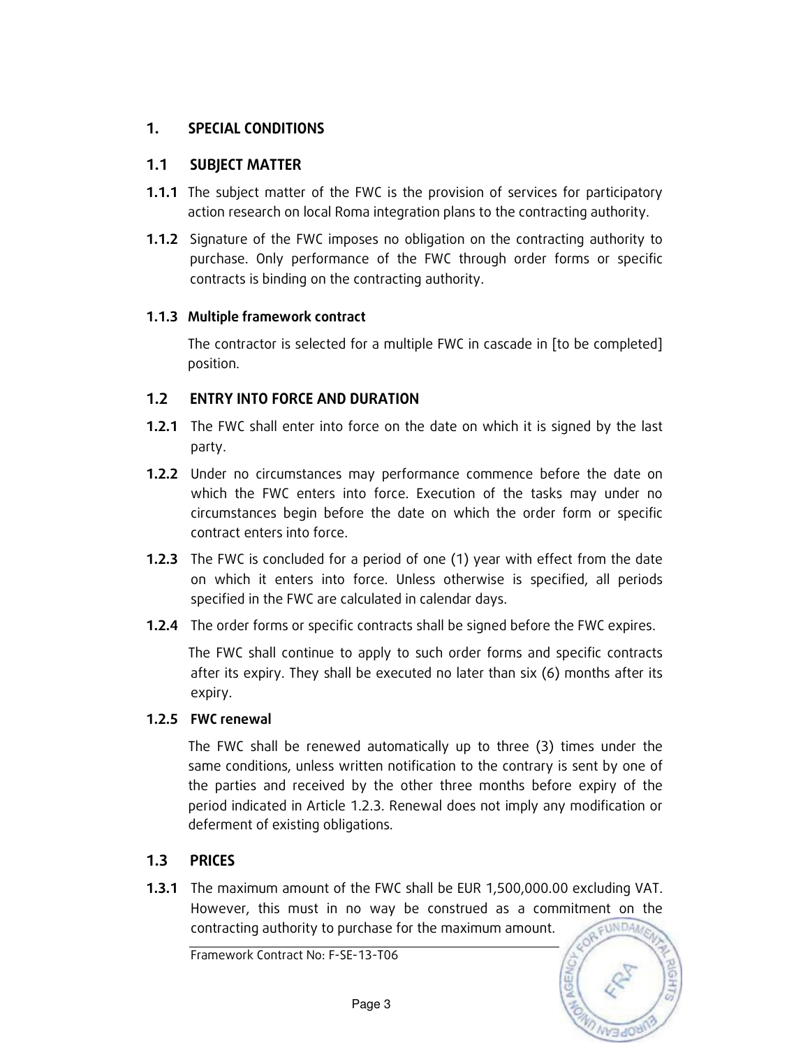# 1. SPECIAL CONDITIONS

## 1.1 SUBJECT MATTER

**1.1.1** The subject matter of the FWC is the provision of services for participatory action research on local Roma integration plans to the contracting authority.

**1.1.2** Signature of the FWC imposes no obligation on the contracting authority to purchase. Only performance of the FWC through order forms or specific contracts is binding on the contracting authority.

**1.1.3 Multiple framework contract**

The contractor is selected for a multiple FWC in cascade in [to be completed] position.

## 1.2 ENTRY INTO FORCE AND DURATION

**1.2.1** The FWC shall enter into force on the date on which it is signed by the last party.

**1.2.2** Under no circumstances may performance commence before the date on which the FWC enters into force. Execution of the tasks may under no circumstances begin before the date on which the order form or specific contract enters into force.

**1.2.3** The FWC is concluded for a period of one (1) year with effect from the date on which it enters into force. Unless otherwise is specified, all periods specified in the FWC are calculated in calendar days.

**1.2.4** The order forms or specific contracts shall be signed before the FWC expires.

The FWC shall continue to apply to such order forms and specific contracts after its expiry. They shall be executed no later than six (6) months after its expiry.

**1.2.5 FWC renewal**

The FWC shall be renewed automatically up to three (3) times under the same conditions, unless written notification to the contrary is sent by one of the parties and received by the other three months before expiry of the period indicated in Article 1.2.3. Renewal does not imply any modification or deferment of existing obligations.

## 1.3 PRICES

**1.3.1** The maximum amount of the FWC shall be EUR 1,500,000.00 excluding VAT. However, this must in no way be construed as a commitment on the contracting authority to purchase for the maximum amount.

Framework Contract No: F-SE-13-T06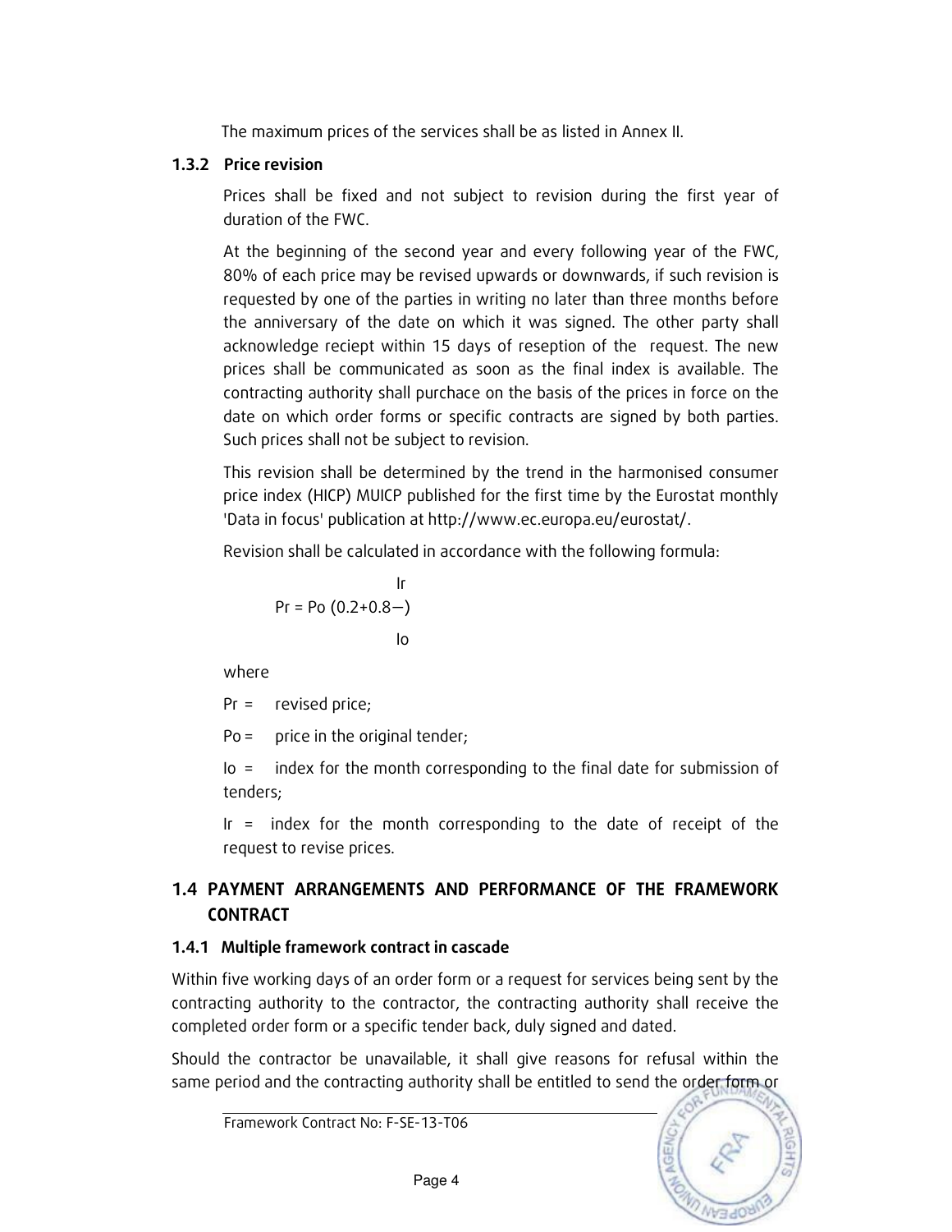The maximum prices of the services shall be as listed in Annex II.

### 1.3.2 Price revision

Prices shall be fixed and not subject to revision during the first year of duration of the FWC.

At the beginning of the second year and every following year of the FWC, 80% of each price may be revised upwards or downwards, if such revision is requested by one of the parties in writing no later than three months before the anniversary of the date on which it was signed. The other party shall acknowledge reciept within 15 days of reseption of the request. The new prices shall be communicated as soon as the final index is available. The contracting authority shall purchace on the basis of the prices in force on the date on which order forms or specific contracts are signed by both parties. Such prices shall not be subject to revision.

This revision shall be determined by the trend in the harmonised consumer price index (HICP) MUICP published for the first time by the Eurostat monthly 'Data in focus' publication at http://www.ec.europa.eu/eurostat/.

Revision shall be calculated in accordance with the following formula:

$$Pr = Po\left(0.2 + 0.8\frac{Ir}{Io}\right)$$

where

Pr = revised price;

Po = price in the original tender;

Io = index for the month corresponding to the final date for submission of tenders;

Ir = index for the month corresponding to the date of receipt of the request to revise prices.

## 1.4 PAYMENT ARRANGEMENTS AND PERFORMANCE OF THE FRAMEWORK CONTRACT

### 1.4.1 Multiple framework contract in cascade

Within five working days of an order form or a request for services being sent by the contracting authority to the contractor, the contracting authority shall receive the completed order form or a specific tender back, duly signed and dated.

Should the contractor be unavailable, it shall give reasons for refusal within the same period and the contracting authority shall be entitled to send the order form or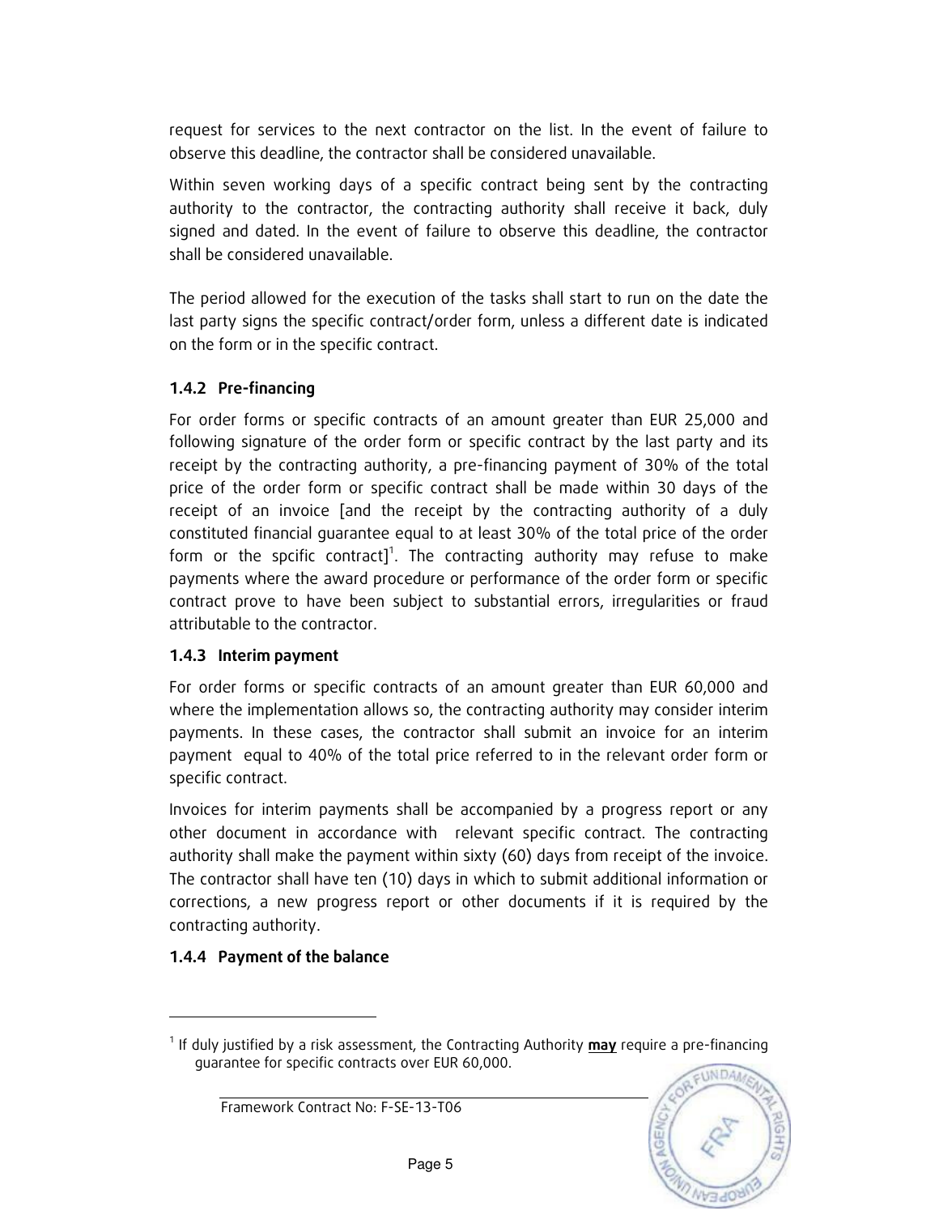request for services to the next contractor on the list. In the event of failure to observe this deadline, the contractor shall be considered unavailable.

Within seven working days of a specific contract being sent by the contracting authority to the contractor, the contracting authority shall receive it back, duly signed and dated. In the event of failure to observe this deadline, the contractor shall be considered unavailable.

The period allowed for the execution of the tasks shall start to run on the date the last party signs the specific contract/order form, unless a different date is indicated on the form or in the specific contract.

### 1.4.2 Pre-financing

For order forms or specific contracts of an amount greater than EUR 25,000 and following signature of the order form or specific contract by the last party and its receipt by the contracting authority, a pre-financing payment of 30% of the total price of the order form or specific contract shall be made within 30 days of the receipt of an invoice [and the receipt by the contracting authority of a duly constituted financial guarantee equal to at least 30% of the total price of the order form or the spcific contract][1]. The contracting authority may refuse to make payments where the award procedure or performance of the order form or specific contract prove to have been subject to substantial errors, irregularities or fraud attributable to the contractor.

### 1.4.3 Interim payment

For order forms or specific contracts of an amount greater than EUR 60,000 and where the implementation allows so, the contracting authority may consider interim payments. In these cases, the contractor shall submit an invoice for an interim payment equal to 40% of the total price referred to in the relevant order form or specific contract.

Invoices for interim payments shall be accompanied by a progress report or any other document in accordance with relevant specific contract. The contracting authority shall make the payment within sixty (60) days from receipt of the invoice. The contractor shall have ten (10) days in which to submit additional information or corrections, a new progress report or other documents if it is required by the contracting authority.

### 1.4.4 Payment of the balance

---

[1] If duly justified by a risk assessment, the Contracting Authority **may** require a pre-financing guarantee for specific contracts over EUR 60,000.

Framework Contract No: F-SE-13-T06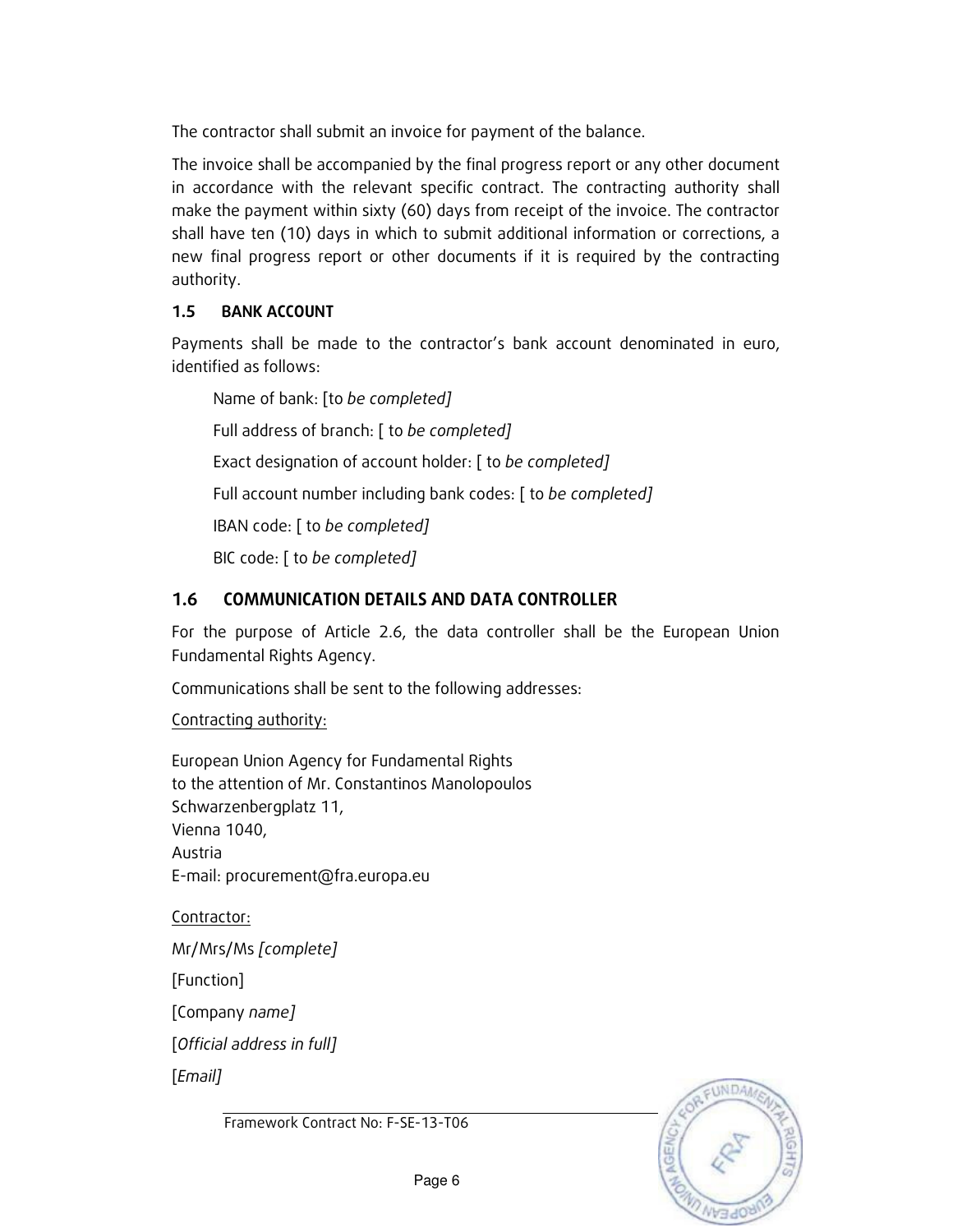The contractor shall submit an invoice for payment of the balance.

The invoice shall be accompanied by the final progress report or any other document in accordance with the relevant specific contract. The contracting authority shall make the payment within sixty (60) days from receipt of the invoice. The contractor shall have ten (10) days in which to submit additional information or corrections, a new final progress report or other documents if it is required by the contracting authority.

### 1.5 BANK ACCOUNT

Payments shall be made to the contractor's bank account denominated in euro, identified as follows:

Name of bank: [to *be completed]*

Full address of branch: [ to *be completed]*

Exact designation of account holder: [ to *be completed]*

Full account number including bank codes: [ to *be completed]*

IBAN code: [ to *be completed]*

BIC code: [ to *be completed]*

## 1.6 COMMUNICATION DETAILS AND DATA CONTROLLER

For the purpose of Article 2.6, the data controller shall be the European Union Fundamental Rights Agency.

Communications shall be sent to the following addresses:

Contracting authority:

European Union Agency for Fundamental Rights
to the attention of Mr. Constantinos Manolopoulos
Schwarzenbergplatz 11,
Vienna 1040,
Austria
E-mail: procurement@fra.europa.eu

Contractor:

Mr/Mrs/Ms *[complete]*

[Function]

[Company *name]*

[*Official address in full]*

[*Email]*

Framework Contract No: F-SE-13-T06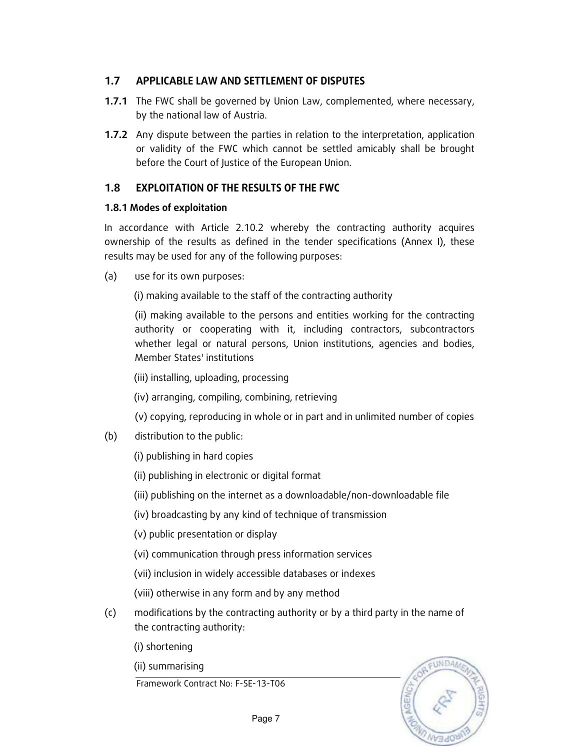## 1.7 APPLICABLE LAW AND SETTLEMENT OF DISPUTES

**1.7.1** The FWC shall be governed by Union Law, complemented, where necessary, by the national law of Austria.

**1.7.2** Any dispute between the parties in relation to the interpretation, application or validity of the FWC which cannot be settled amicably shall be brought before the Court of Justice of the European Union.

## 1.8 EXPLOITATION OF THE RESULTS OF THE FWC

### 1.8.1 Modes of exploitation

In accordance with Article 2.10.2 whereby the contracting authority acquires ownership of the results as defined in the tender specifications (Annex I), these results may be used for any of the following purposes:

(a) use for its own purposes:

(i) making available to the staff of the contracting authority

(ii) making available to the persons and entities working for the contracting authority or cooperating with it, including contractors, subcontractors whether legal or natural persons, Union institutions, agencies and bodies, Member States' institutions

(iii) installing, uploading, processing

(iv) arranging, compiling, combining, retrieving

(v) copying, reproducing in whole or in part and in unlimited number of copies

(b) distribution to the public:

(i) publishing in hard copies

(ii) publishing in electronic or digital format

(iii) publishing on the internet as a downloadable/non-downloadable file

(iv) broadcasting by any kind of technique of transmission

(v) public presentation or display

(vi) communication through press information services

(vii) inclusion in widely accessible databases or indexes

(viii) otherwise in any form and by any method

(c) modifications by the contracting authority or by a third party in the name of the contracting authority:

(i) shortening

(ii) summarising

Framework Contract No: F-SE-13-T06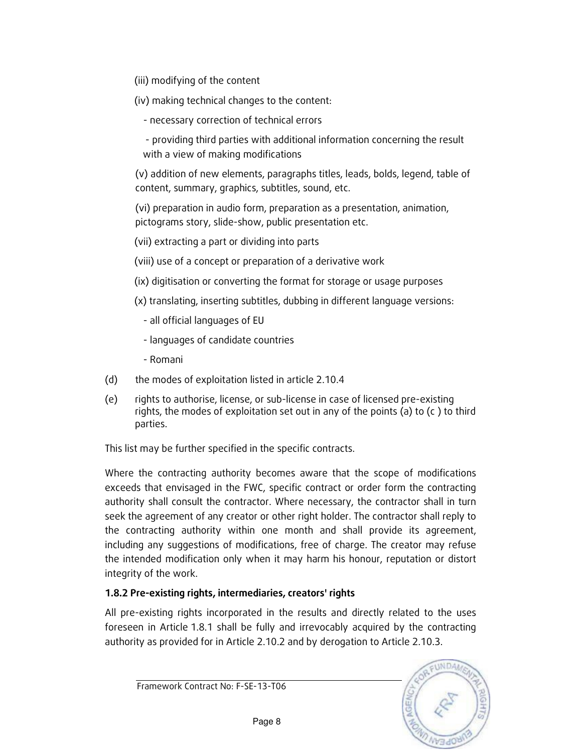(iii) modifying of the content

(iv) making technical changes to the content:

- necessary correction of technical errors
- providing third parties with additional information concerning the result with a view of making modifications

(v) addition of new elements, paragraphs titles, leads, bolds, legend, table of content, summary, graphics, subtitles, sound, etc.

(vi) preparation in audio form, preparation as a presentation, animation, pictograms story, slide-show, public presentation etc.

(vii) extracting a part or dividing into parts

(viii) use of a concept or preparation of a derivative work

(ix) digitisation or converting the format for storage or usage purposes

(x) translating, inserting subtitles, dubbing in different language versions:

- all official languages of EU
- languages of candidate countries
- Romani

(d) the modes of exploitation listed in article 2.10.4

(e) rights to authorise, license, or sub-license in case of licensed pre-existing rights, the modes of exploitation set out in any of the points (a) to (c ) to third parties.

This list may be further specified in the specific contracts.

Where the contracting authority becomes aware that the scope of modifications exceeds that envisaged in the FWC, specific contract or order form the contracting authority shall consult the contractor. Where necessary, the contractor shall in turn seek the agreement of any creator or other right holder. The contractor shall reply to the contracting authority within one month and shall provide its agreement, including any suggestions of modifications, free of charge. The creator may refuse the intended modification only when it may harm his honour, reputation or distort integrity of the work.

**1.8.2 Pre-existing rights, intermediaries, creators' rights**

All pre-existing rights incorporated in the results and directly related to the uses foreseen in Article 1.8.1 shall be fully and irrevocably acquired by the contracting authority as provided for in Article 2.10.2 and by derogation to Article 2.10.3.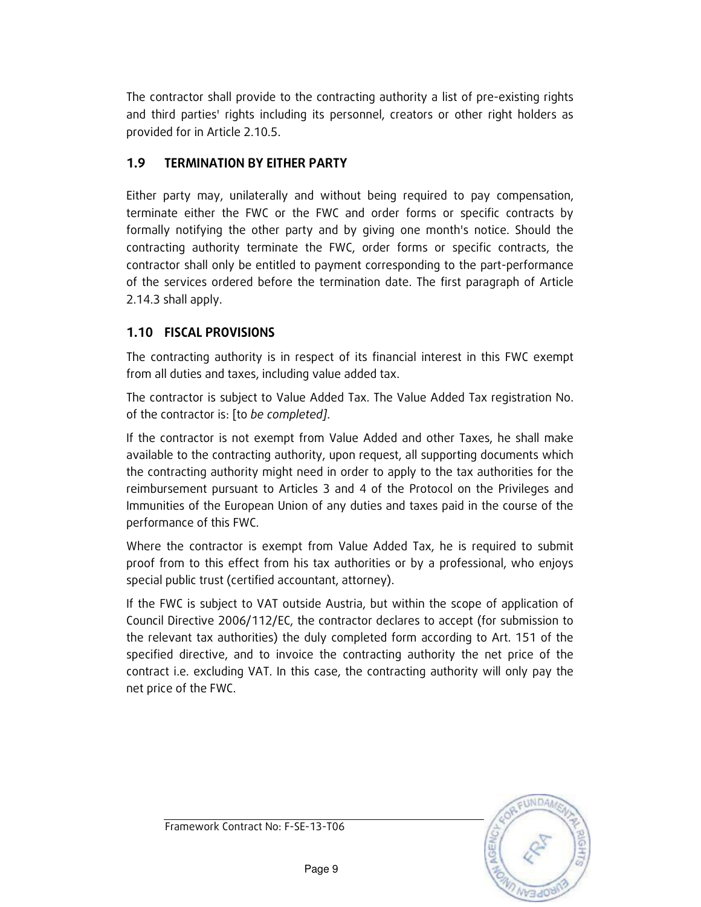The contractor shall provide to the contracting authority a list of pre-existing rights and third parties' rights including its personnel, creators or other right holders as provided for in Article 2.10.5.

## 1.9 TERMINATION BY EITHER PARTY

Either party may, unilaterally and without being required to pay compensation, terminate either the FWC or the FWC and order forms or specific contracts by formally notifying the other party and by giving one month's notice. Should the contracting authority terminate the FWC, order forms or specific contracts, the contractor shall only be entitled to payment corresponding to the part-performance of the services ordered before the termination date. The first paragraph of Article 2.14.3 shall apply.

## 1.10 FISCAL PROVISIONS

The contracting authority is in respect of its financial interest in this FWC exempt from all duties and taxes, including value added tax.

The contractor is subject to Value Added Tax. The Value Added Tax registration No. of the contractor is: [to *be completed]*.

If the contractor is not exempt from Value Added and other Taxes, he shall make available to the contracting authority, upon request, all supporting documents which the contracting authority might need in order to apply to the tax authorities for the reimbursement pursuant to Articles 3 and 4 of the Protocol on the Privileges and Immunities of the European Union of any duties and taxes paid in the course of the performance of this FWC.

Where the contractor is exempt from Value Added Tax, he is required to submit proof from to this effect from his tax authorities or by a professional, who enjoys special public trust (certified accountant, attorney).

If the FWC is subject to VAT outside Austria, but within the scope of application of Council Directive 2006/112/EC, the contractor declares to accept (for submission to the relevant tax authorities) the duly completed form according to Art. 151 of the specified directive, and to invoice the contracting authority the net price of the contract i.e. excluding VAT. In this case, the contracting authority will only pay the net price of the FWC.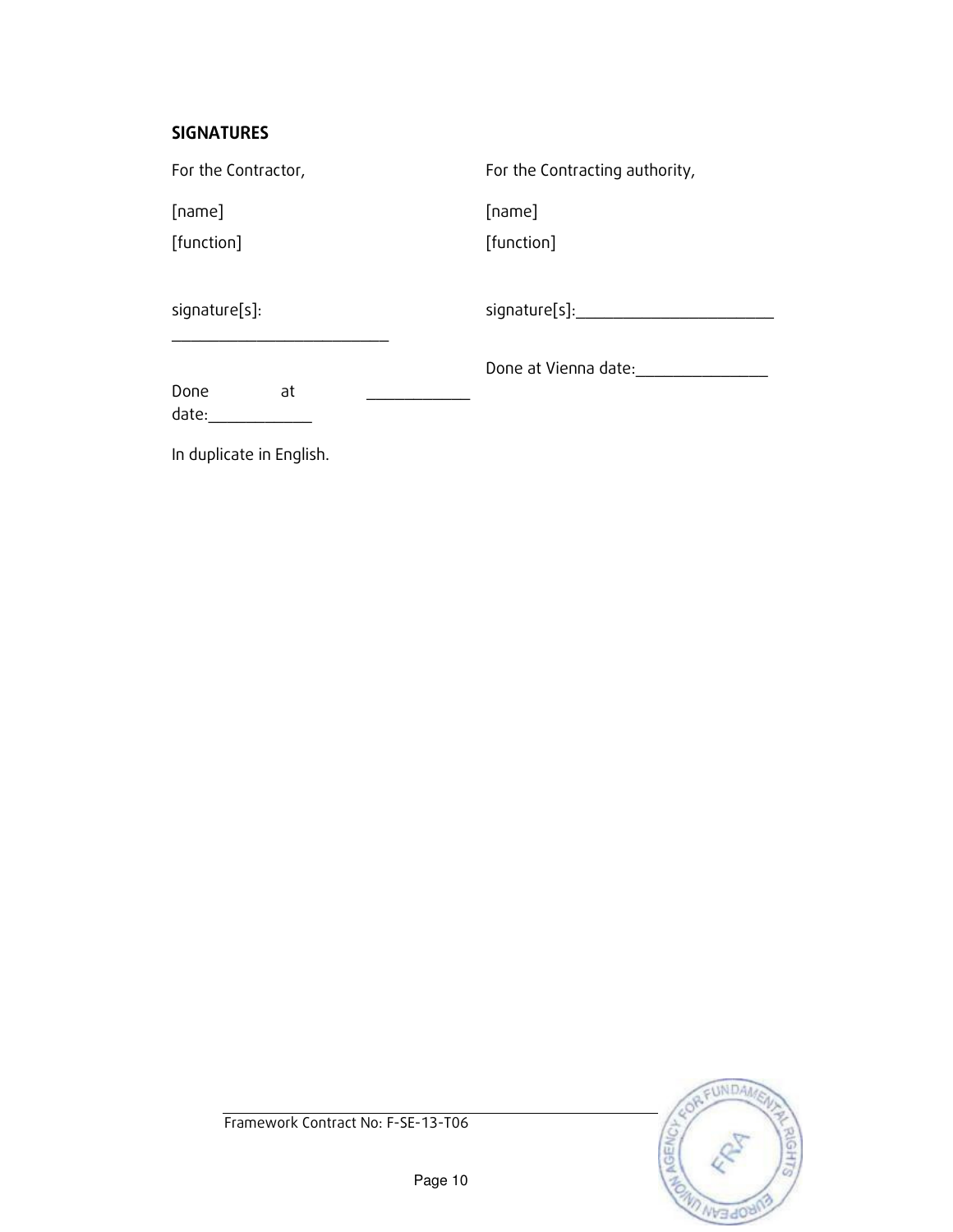**SIGNATURES**

| For the Contractor, | For the Contracting authority, |
|---|---|
| [name] | [name] |
| [function] | [function] |
| signature[s]: ___________________________ | signature[s]:_________________________ |
| Done at _____________ date:_____________ | Done at Vienna date:_________________ |

In duplicate in English.

Framework Contract No: F-SE-13-T06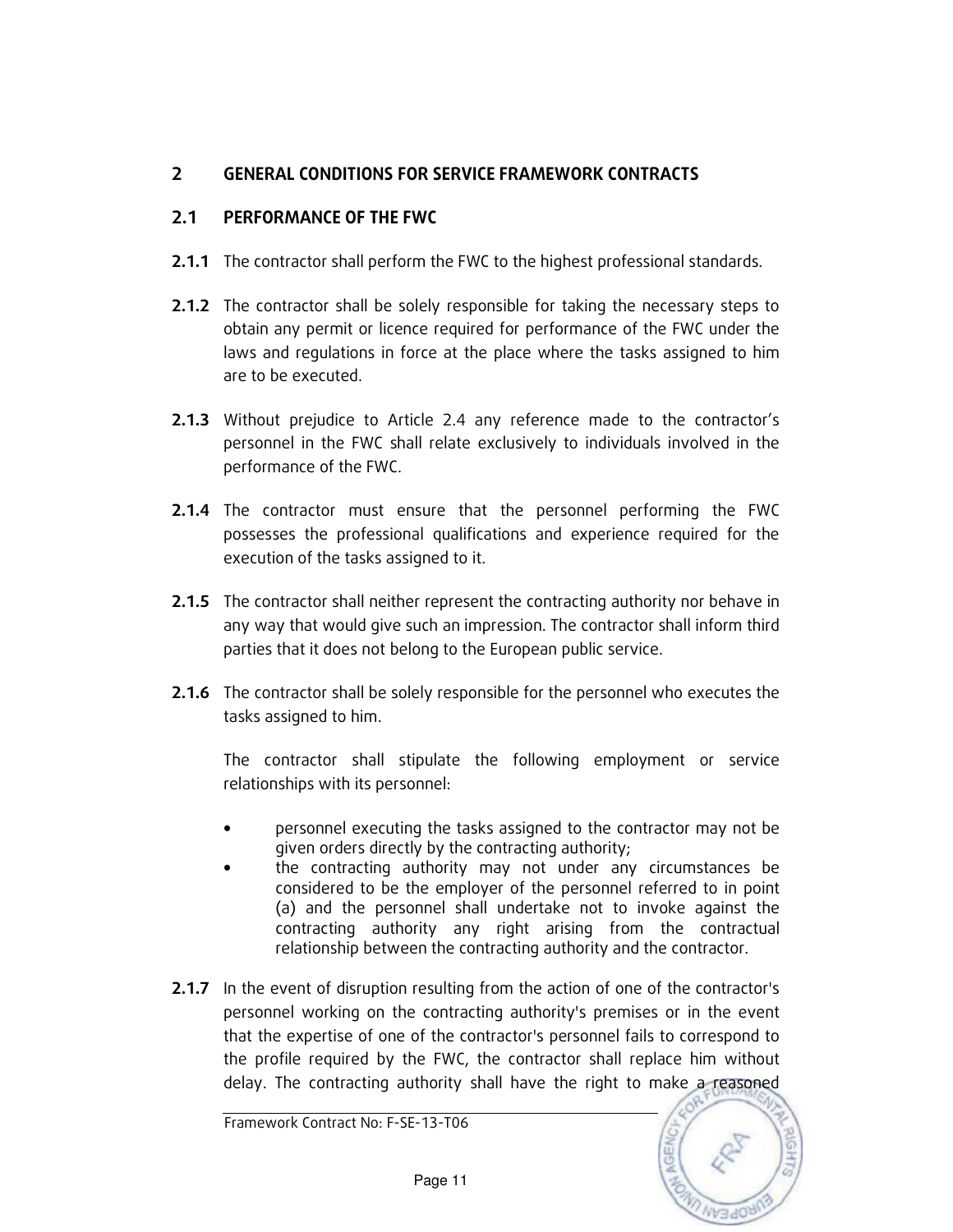## 2 GENERAL CONDITIONS FOR SERVICE FRAMEWORK CONTRACTS

### 2.1 PERFORMANCE OF THE FWC

**2.1.1** The contractor shall perform the FWC to the highest professional standards.

**2.1.2** The contractor shall be solely responsible for taking the necessary steps to obtain any permit or licence required for performance of the FWC under the laws and regulations in force at the place where the tasks assigned to him are to be executed.

**2.1.3** Without prejudice to Article 2.4 any reference made to the contractor's personnel in the FWC shall relate exclusively to individuals involved in the performance of the FWC.

**2.1.4** The contractor must ensure that the personnel performing the FWC possesses the professional qualifications and experience required for the execution of the tasks assigned to it.

**2.1.5** The contractor shall neither represent the contracting authority nor behave in any way that would give such an impression. The contractor shall inform third parties that it does not belong to the European public service.

**2.1.6** The contractor shall be solely responsible for the personnel who executes the tasks assigned to him.

The contractor shall stipulate the following employment or service relationships with its personnel:

- personnel executing the tasks assigned to the contractor may not be given orders directly by the contracting authority;
- the contracting authority may not under any circumstances be considered to be the employer of the personnel referred to in point (a) and the personnel shall undertake not to invoke against the contracting authority any right arising from the contractual relationship between the contracting authority and the contractor.

**2.1.7** In the event of disruption resulting from the action of one of the contractor's personnel working on the contracting authority's premises or in the event that the expertise of one of the contractor's personnel fails to correspond to the profile required by the FWC, the contractor shall replace him without delay. The contracting authority shall have the right to make a reasoned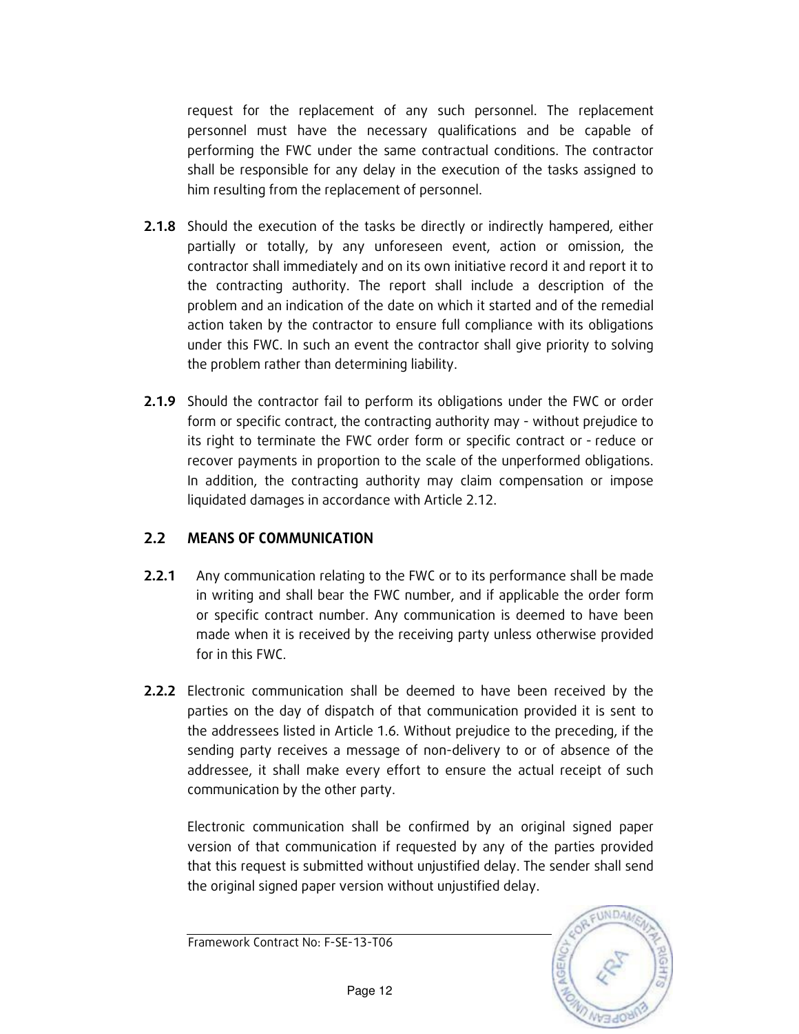request for the replacement of any such personnel. The replacement personnel must have the necessary qualifications and be capable of performing the FWC under the same contractual conditions. The contractor shall be responsible for any delay in the execution of the tasks assigned to him resulting from the replacement of personnel.

**2.1.8** Should the execution of the tasks be directly or indirectly hampered, either partially or totally, by any unforeseen event, action or omission, the contractor shall immediately and on its own initiative record it and report it to the contracting authority. The report shall include a description of the problem and an indication of the date on which it started and of the remedial action taken by the contractor to ensure full compliance with its obligations under this FWC. In such an event the contractor shall give priority to solving the problem rather than determining liability.

**2.1.9** Should the contractor fail to perform its obligations under the FWC or order form or specific contract, the contracting authority may - without prejudice to its right to terminate the FWC order form or specific contract or - reduce or recover payments in proportion to the scale of the unperformed obligations. In addition, the contracting authority may claim compensation or impose liquidated damages in accordance with Article 2.12.

## 2.2 MEANS OF COMMUNICATION

**2.2.1** Any communication relating to the FWC or to its performance shall be made in writing and shall bear the FWC number, and if applicable the order form or specific contract number. Any communication is deemed to have been made when it is received by the receiving party unless otherwise provided for in this FWC.

**2.2.2** Electronic communication shall be deemed to have been received by the parties on the day of dispatch of that communication provided it is sent to the addressees listed in Article 1.6. Without prejudice to the preceding, if the sending party receives a message of non-delivery to or of absence of the addressee, it shall make every effort to ensure the actual receipt of such communication by the other party.

Electronic communication shall be confirmed by an original signed paper version of that communication if requested by any of the parties provided that this request is submitted without unjustified delay. The sender shall send the original signed paper version without unjustified delay.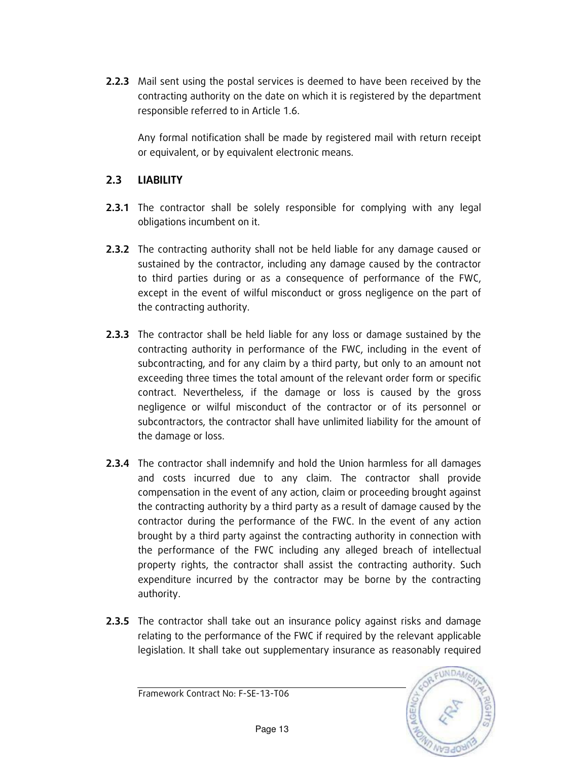**2.2.3** Mail sent using the postal services is deemed to have been received by the contracting authority on the date on which it is registered by the department responsible referred to in Article 1.6.

Any formal notification shall be made by registered mail with return receipt or equivalent, or by equivalent electronic means.

## 2.3 LIABILITY

**2.3.1** The contractor shall be solely responsible for complying with any legal obligations incumbent on it.

**2.3.2** The contracting authority shall not be held liable for any damage caused or sustained by the contractor, including any damage caused by the contractor to third parties during or as a consequence of performance of the FWC, except in the event of wilful misconduct or gross negligence on the part of the contracting authority.

**2.3.3** The contractor shall be held liable for any loss or damage sustained by the contracting authority in performance of the FWC, including in the event of subcontracting, and for any claim by a third party, but only to an amount not exceeding three times the total amount of the relevant order form or specific contract. Nevertheless, if the damage or loss is caused by the gross negligence or wilful misconduct of the contractor or of its personnel or subcontractors, the contractor shall have unlimited liability for the amount of the damage or loss.

**2.3.4** The contractor shall indemnify and hold the Union harmless for all damages and costs incurred due to any claim. The contractor shall provide compensation in the event of any action, claim or proceeding brought against the contracting authority by a third party as a result of damage caused by the contractor during the performance of the FWC. In the event of any action brought by a third party against the contracting authority in connection with the performance of the FWC including any alleged breach of intellectual property rights, the contractor shall assist the contracting authority. Such expenditure incurred by the contractor may be borne by the contracting authority.

**2.3.5** The contractor shall take out an insurance policy against risks and damage relating to the performance of the FWC if required by the relevant applicable legislation. It shall take out supplementary insurance as reasonably required

Framework Contract No: F-SE-13-T06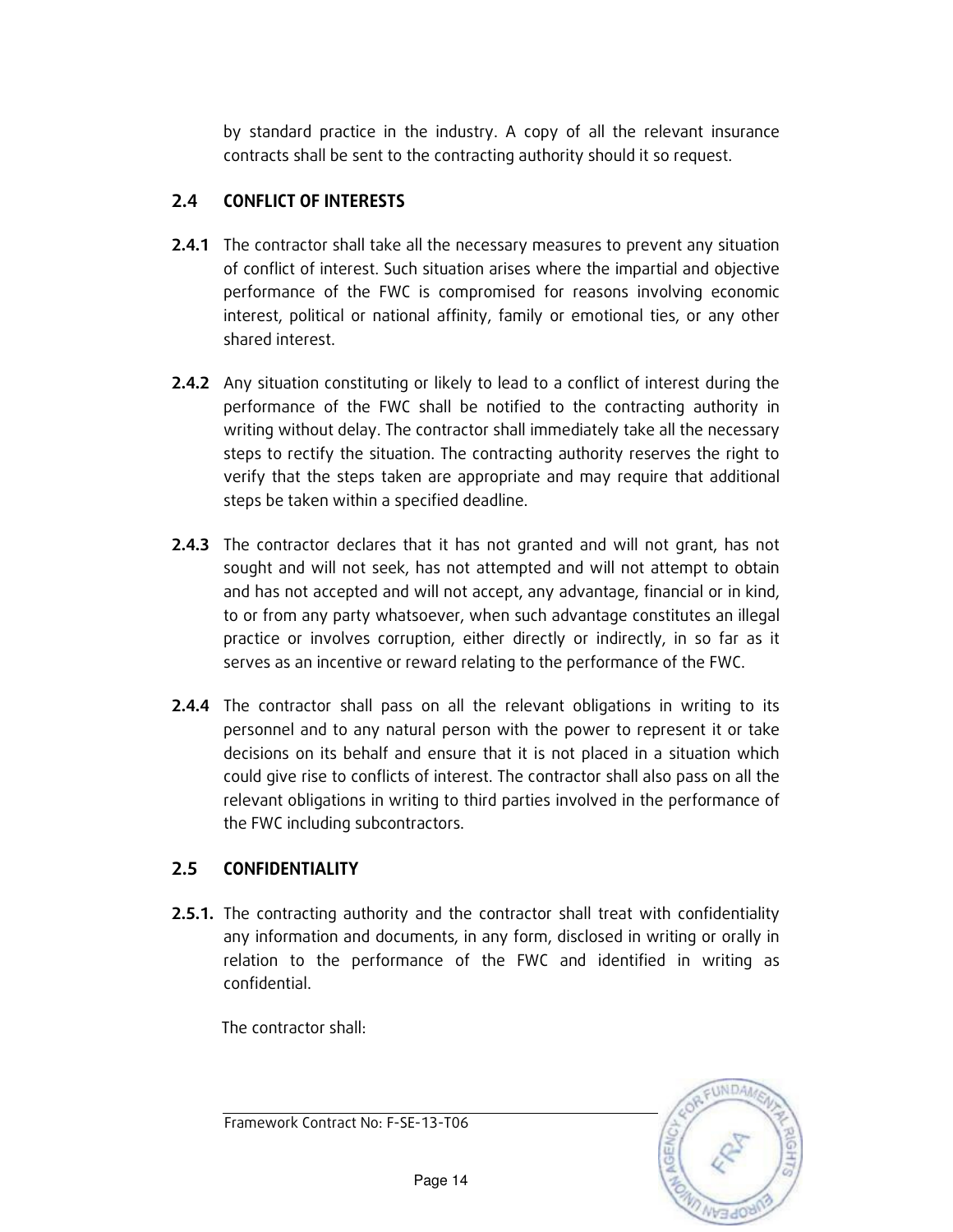by standard practice in the industry. A copy of all the relevant insurance contracts shall be sent to the contracting authority should it so request.

## 2.4 CONFLICT OF INTERESTS

**2.4.1** The contractor shall take all the necessary measures to prevent any situation of conflict of interest. Such situation arises where the impartial and objective performance of the FWC is compromised for reasons involving economic interest, political or national affinity, family or emotional ties, or any other shared interest.

**2.4.2** Any situation constituting or likely to lead to a conflict of interest during the performance of the FWC shall be notified to the contracting authority in writing without delay. The contractor shall immediately take all the necessary steps to rectify the situation. The contracting authority reserves the right to verify that the steps taken are appropriate and may require that additional steps be taken within a specified deadline.

**2.4.3** The contractor declares that it has not granted and will not grant, has not sought and will not seek, has not attempted and will not attempt to obtain and has not accepted and will not accept, any advantage, financial or in kind, to or from any party whatsoever, when such advantage constitutes an illegal practice or involves corruption, either directly or indirectly, in so far as it serves as an incentive or reward relating to the performance of the FWC.

**2.4.4** The contractor shall pass on all the relevant obligations in writing to its personnel and to any natural person with the power to represent it or take decisions on its behalf and ensure that it is not placed in a situation which could give rise to conflicts of interest. The contractor shall also pass on all the relevant obligations in writing to third parties involved in the performance of the FWC including subcontractors.

## 2.5 CONFIDENTIALITY

**2.5.1.** The contracting authority and the contractor shall treat with confidentiality any information and documents, in any form, disclosed in writing or orally in relation to the performance of the FWC and identified in writing as confidential.

The contractor shall:

Framework Contract No: F-SE-13-T06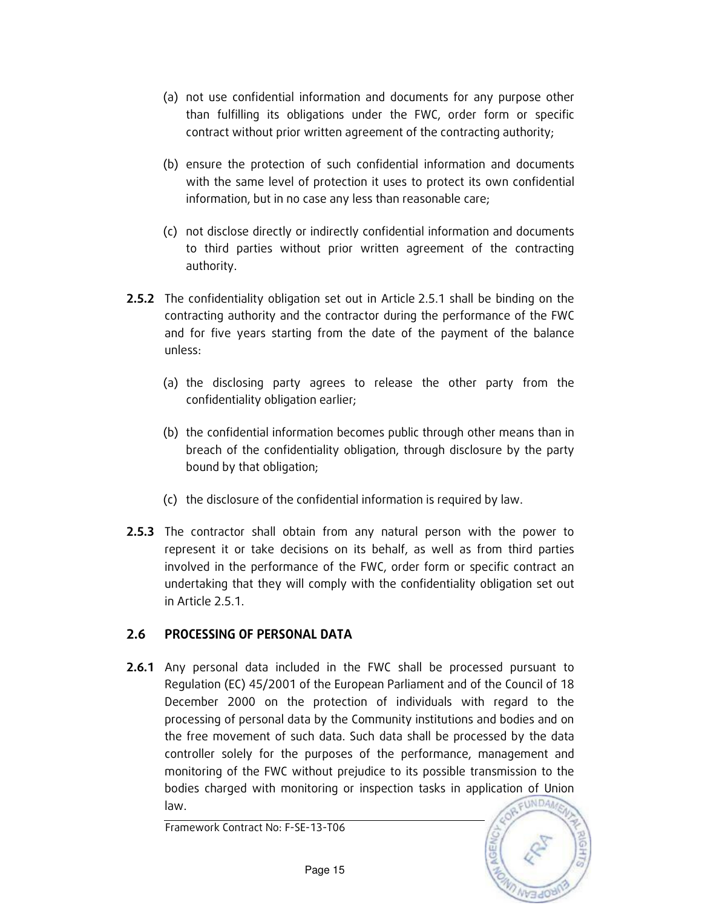(a) not use confidential information and documents for any purpose other than fulfilling its obligations under the FWC, order form or specific contract without prior written agreement of the contracting authority;

(b) ensure the protection of such confidential information and documents with the same level of protection it uses to protect its own confidential information, but in no case any less than reasonable care;

(c) not disclose directly or indirectly confidential information and documents to third parties without prior written agreement of the contracting authority.

**2.5.2** The confidentiality obligation set out in Article 2.5.1 shall be binding on the contracting authority and the contractor during the performance of the FWC and for five years starting from the date of the payment of the balance unless:

(a) the disclosing party agrees to release the other party from the confidentiality obligation earlier;

(b) the confidential information becomes public through other means than in breach of the confidentiality obligation, through disclosure by the party bound by that obligation;

(c) the disclosure of the confidential information is required by law.

**2.5.3** The contractor shall obtain from any natural person with the power to represent it or take decisions on its behalf, as well as from third parties involved in the performance of the FWC, order form or specific contract an undertaking that they will comply with the confidentiality obligation set out in Article 2.5.1.

## 2.6 PROCESSING OF PERSONAL DATA

**2.6.1** Any personal data included in the FWC shall be processed pursuant to Regulation (EC) 45/2001 of the European Parliament and of the Council of 18 December 2000 on the protection of individuals with regard to the processing of personal data by the Community institutions and bodies and on the free movement of such data. Such data shall be processed by the data controller solely for the purposes of the performance, management and monitoring of the FWC without prejudice to its possible transmission to the bodies charged with monitoring or inspection tasks in application of Union law.

Framework Contract No: F-SE-13-T06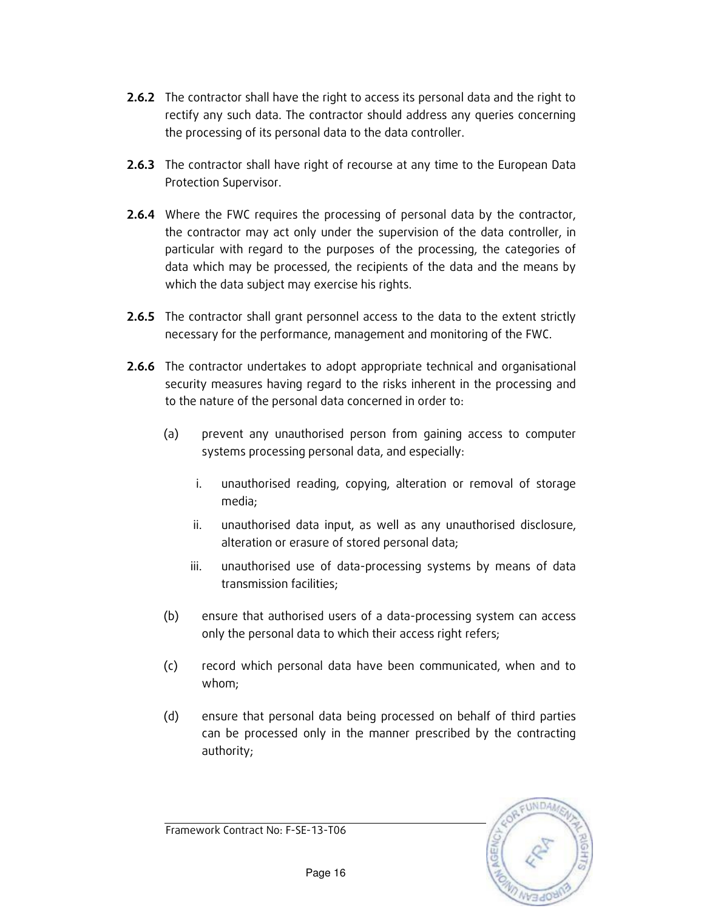**2.6.2** The contractor shall have the right to access its personal data and the right to rectify any such data. The contractor should address any queries concerning the processing of its personal data to the data controller.

**2.6.3** The contractor shall have right of recourse at any time to the European Data Protection Supervisor.

**2.6.4** Where the FWC requires the processing of personal data by the contractor, the contractor may act only under the supervision of the data controller, in particular with regard to the purposes of the processing, the categories of data which may be processed, the recipients of the data and the means by which the data subject may exercise his rights.

**2.6.5** The contractor shall grant personnel access to the data to the extent strictly necessary for the performance, management and monitoring of the FWC.

**2.6.6** The contractor undertakes to adopt appropriate technical and organisational security measures having regard to the risks inherent in the processing and to the nature of the personal data concerned in order to:

(a) prevent any unauthorised person from gaining access to computer systems processing personal data, and especially:

   i. unauthorised reading, copying, alteration or removal of storage media;

   ii. unauthorised data input, as well as any unauthorised disclosure, alteration or erasure of stored personal data;

   iii. unauthorised use of data-processing systems by means of data transmission facilities;

(b) ensure that authorised users of a data-processing system can access only the personal data to which their access right refers;

(c) record which personal data have been communicated, when and to whom;

(d) ensure that personal data being processed on behalf of third parties can be processed only in the manner prescribed by the contracting authority;

Framework Contract No: F-SE-13-T06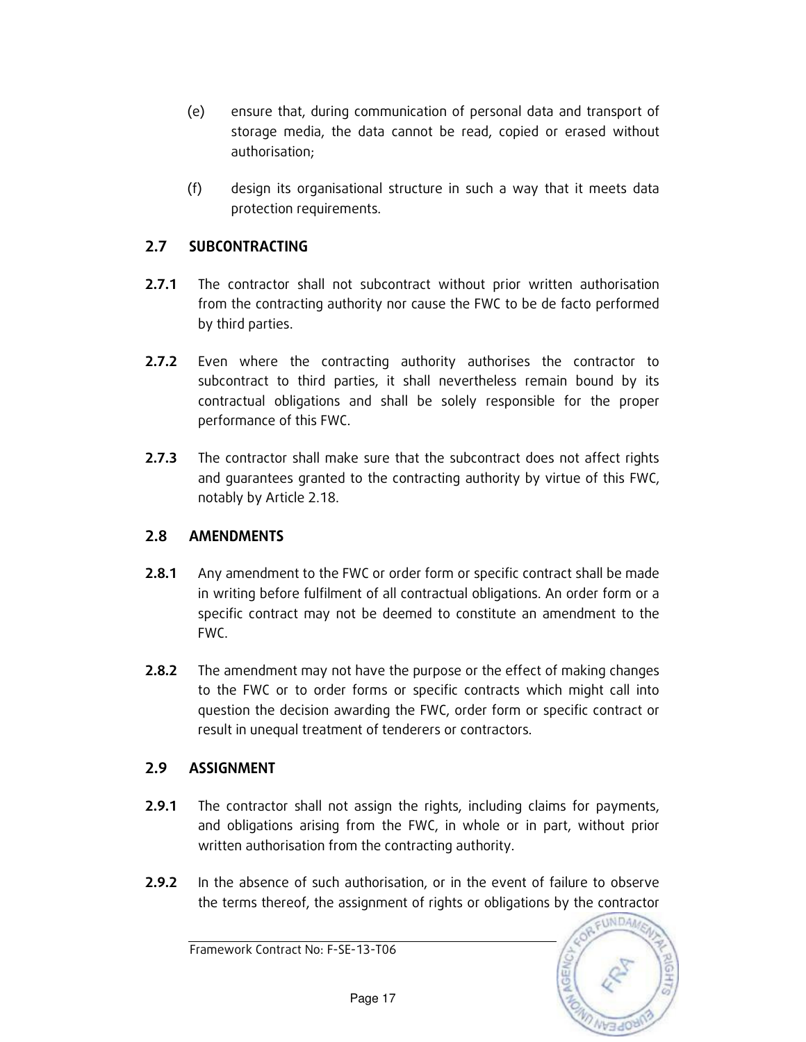(e) ensure that, during communication of personal data and transport of storage media, the data cannot be read, copied or erased without authorisation;

(f) design its organisational structure in such a way that it meets data protection requirements.

## 2.7 SUBCONTRACTING

**2.7.1** The contractor shall not subcontract without prior written authorisation from the contracting authority nor cause the FWC to be de facto performed by third parties.

**2.7.2** Even where the contracting authority authorises the contractor to subcontract to third parties, it shall nevertheless remain bound by its contractual obligations and shall be solely responsible for the proper performance of this FWC.

**2.7.3** The contractor shall make sure that the subcontract does not affect rights and guarantees granted to the contracting authority by virtue of this FWC, notably by Article 2.18.

## 2.8 AMENDMENTS

**2.8.1** Any amendment to the FWC or order form or specific contract shall be made in writing before fulfilment of all contractual obligations. An order form or a specific contract may not be deemed to constitute an amendment to the FWC.

**2.8.2** The amendment may not have the purpose or the effect of making changes to the FWC or to order forms or specific contracts which might call into question the decision awarding the FWC, order form or specific contract or result in unequal treatment of tenderers or contractors.

## 2.9 ASSIGNMENT

**2.9.1** The contractor shall not assign the rights, including claims for payments, and obligations arising from the FWC, in whole or in part, without prior written authorisation from the contracting authority.

**2.9.2** In the absence of such authorisation, or in the event of failure to observe the terms thereof, the assignment of rights or obligations by the contractor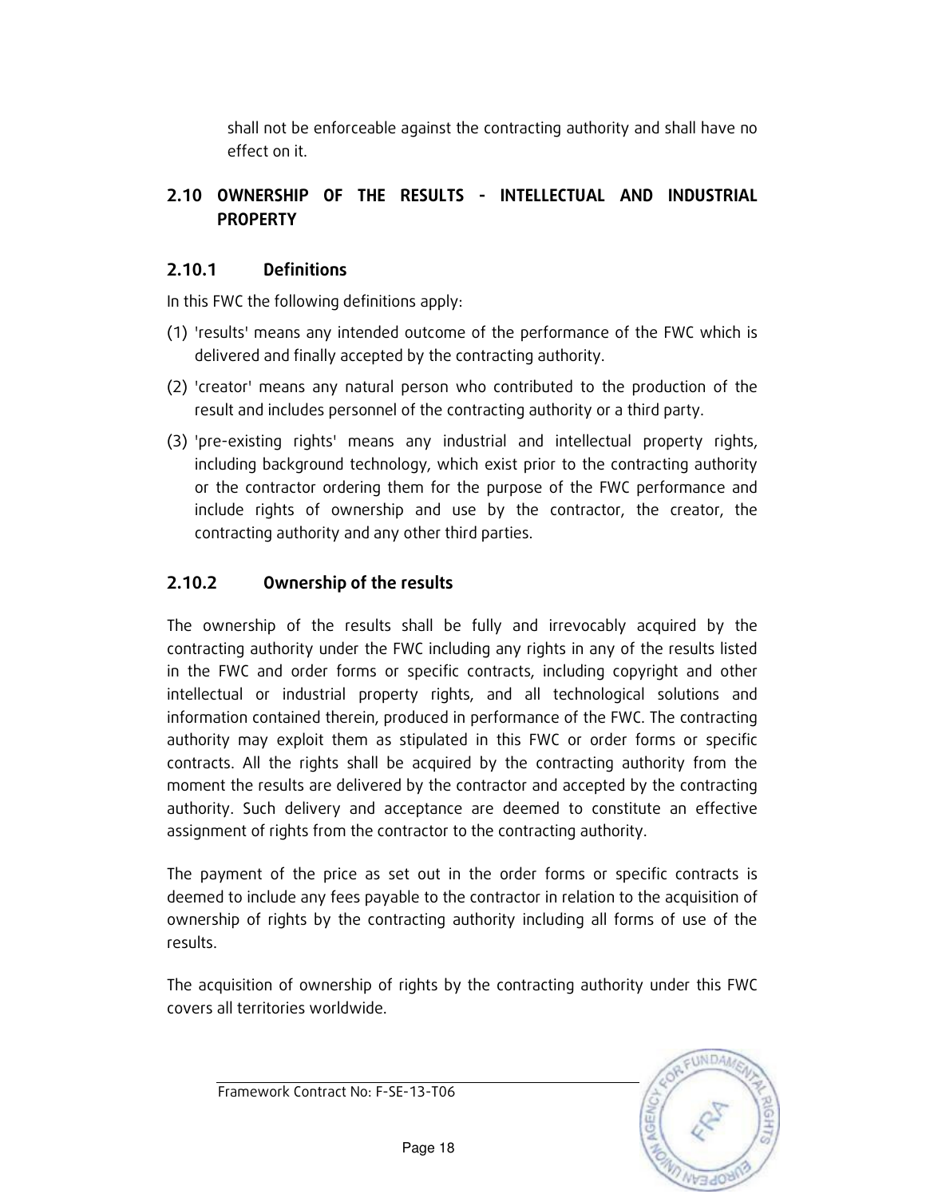shall not be enforceable against the contracting authority and shall have no effect on it.

## 2.10 OWNERSHIP OF THE RESULTS - INTELLECTUAL AND INDUSTRIAL PROPERTY

### 2.10.1 Definitions

In this FWC the following definitions apply:

(1) 'results' means any intended outcome of the performance of the FWC which is delivered and finally accepted by the contracting authority.

(2) 'creator' means any natural person who contributed to the production of the result and includes personnel of the contracting authority or a third party.

(3) 'pre-existing rights' means any industrial and intellectual property rights, including background technology, which exist prior to the contracting authority or the contractor ordering them for the purpose of the FWC performance and include rights of ownership and use by the contractor, the creator, the contracting authority and any other third parties.

### 2.10.2 Ownership of the results

The ownership of the results shall be fully and irrevocably acquired by the contracting authority under the FWC including any rights in any of the results listed in the FWC and order forms or specific contracts, including copyright and other intellectual or industrial property rights, and all technological solutions and information contained therein, produced in performance of the FWC. The contracting authority may exploit them as stipulated in this FWC or order forms or specific contracts. All the rights shall be acquired by the contracting authority from the moment the results are delivered by the contractor and accepted by the contracting authority. Such delivery and acceptance are deemed to constitute an effective assignment of rights from the contractor to the contracting authority.

The payment of the price as set out in the order forms or specific contracts is deemed to include any fees payable to the contractor in relation to the acquisition of ownership of rights by the contracting authority including all forms of use of the results.

The acquisition of ownership of rights by the contracting authority under this FWC covers all territories worldwide.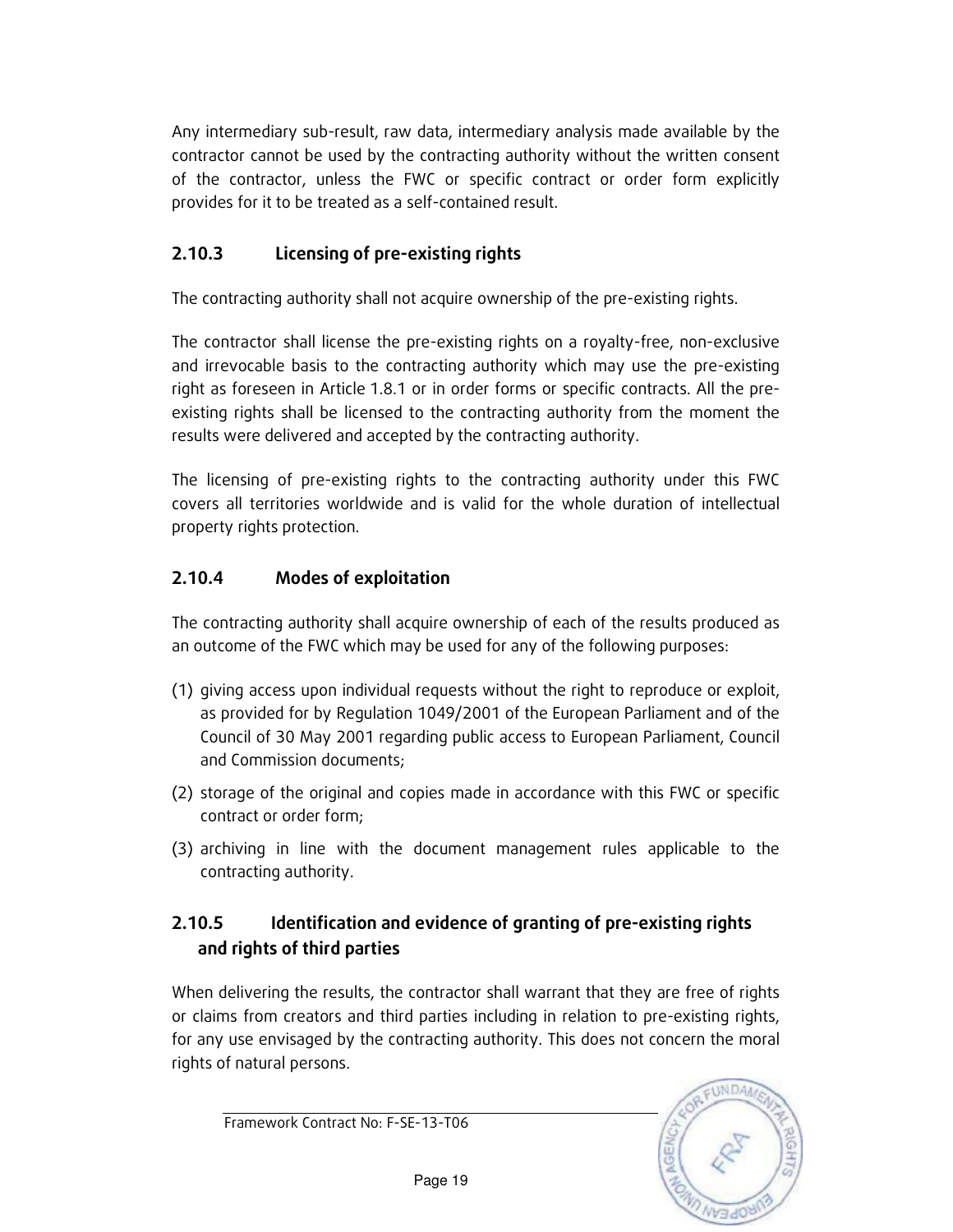Any intermediary sub-result, raw data, intermediary analysis made available by the contractor cannot be used by the contracting authority without the written consent of the contractor, unless the FWC or specific contract or order form explicitly provides for it to be treated as a self-contained result.

### 2.10.3 Licensing of pre-existing rights

The contracting authority shall not acquire ownership of the pre-existing rights.

The contractor shall license the pre-existing rights on a royalty-free, non-exclusive and irrevocable basis to the contracting authority which may use the pre-existing right as foreseen in Article 1.8.1 or in order forms or specific contracts. All the pre-existing rights shall be licensed to the contracting authority from the moment the results were delivered and accepted by the contracting authority.

The licensing of pre-existing rights to the contracting authority under this FWC covers all territories worldwide and is valid for the whole duration of intellectual property rights protection.

### 2.10.4 Modes of exploitation

The contracting authority shall acquire ownership of each of the results produced as an outcome of the FWC which may be used for any of the following purposes:

(1) giving access upon individual requests without the right to reproduce or exploit, as provided for by Regulation 1049/2001 of the European Parliament and of the Council of 30 May 2001 regarding public access to European Parliament, Council and Commission documents;

(2) storage of the original and copies made in accordance with this FWC or specific contract or order form;

(3) archiving in line with the document management rules applicable to the contracting authority.

### 2.10.5 Identification and evidence of granting of pre-existing rights and rights of third parties

When delivering the results, the contractor shall warrant that they are free of rights or claims from creators and third parties including in relation to pre-existing rights, for any use envisaged by the contracting authority. This does not concern the moral rights of natural persons.

Framework Contract No: F-SE-13-T06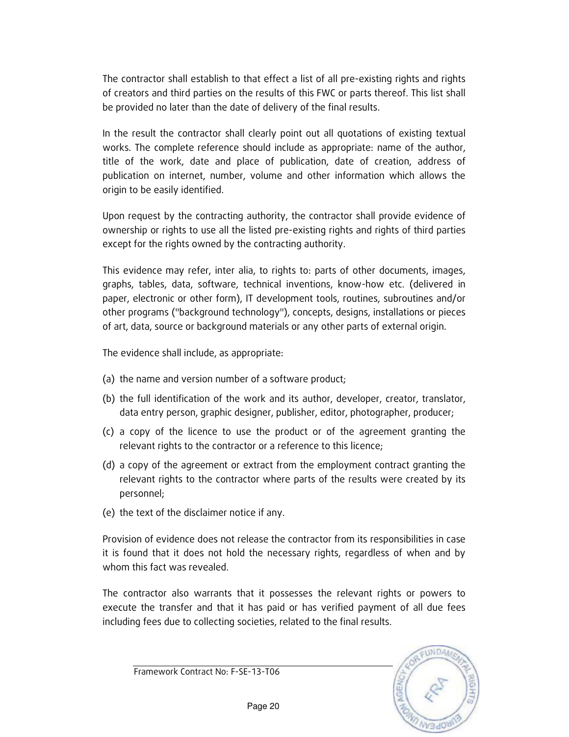The contractor shall establish to that effect a list of all pre-existing rights and rights of creators and third parties on the results of this FWC or parts thereof. This list shall be provided no later than the date of delivery of the final results.

In the result the contractor shall clearly point out all quotations of existing textual works. The complete reference should include as appropriate: name of the author, title of the work, date and place of publication, date of creation, address of publication on internet, number, volume and other information which allows the origin to be easily identified.

Upon request by the contracting authority, the contractor shall provide evidence of ownership or rights to use all the listed pre-existing rights and rights of third parties except for the rights owned by the contracting authority.

This evidence may refer, inter alia, to rights to: parts of other documents, images, graphs, tables, data, software, technical inventions, know-how etc. (delivered in paper, electronic or other form), IT development tools, routines, subroutines and/or other programs ("background technology"), concepts, designs, installations or pieces of art, data, source or background materials or any other parts of external origin.

The evidence shall include, as appropriate:

(a) the name and version number of a software product;

(b) the full identification of the work and its author, developer, creator, translator, data entry person, graphic designer, publisher, editor, photographer, producer;

(c) a copy of the licence to use the product or of the agreement granting the relevant rights to the contractor or a reference to this licence;

(d) a copy of the agreement or extract from the employment contract granting the relevant rights to the contractor where parts of the results were created by its personnel;

(e) the text of the disclaimer notice if any.

Provision of evidence does not release the contractor from its responsibilities in case it is found that it does not hold the necessary rights, regardless of when and by whom this fact was revealed.

The contractor also warrants that it possesses the relevant rights or powers to execute the transfer and that it has paid or has verified payment of all due fees including fees due to collecting societies, related to the final results.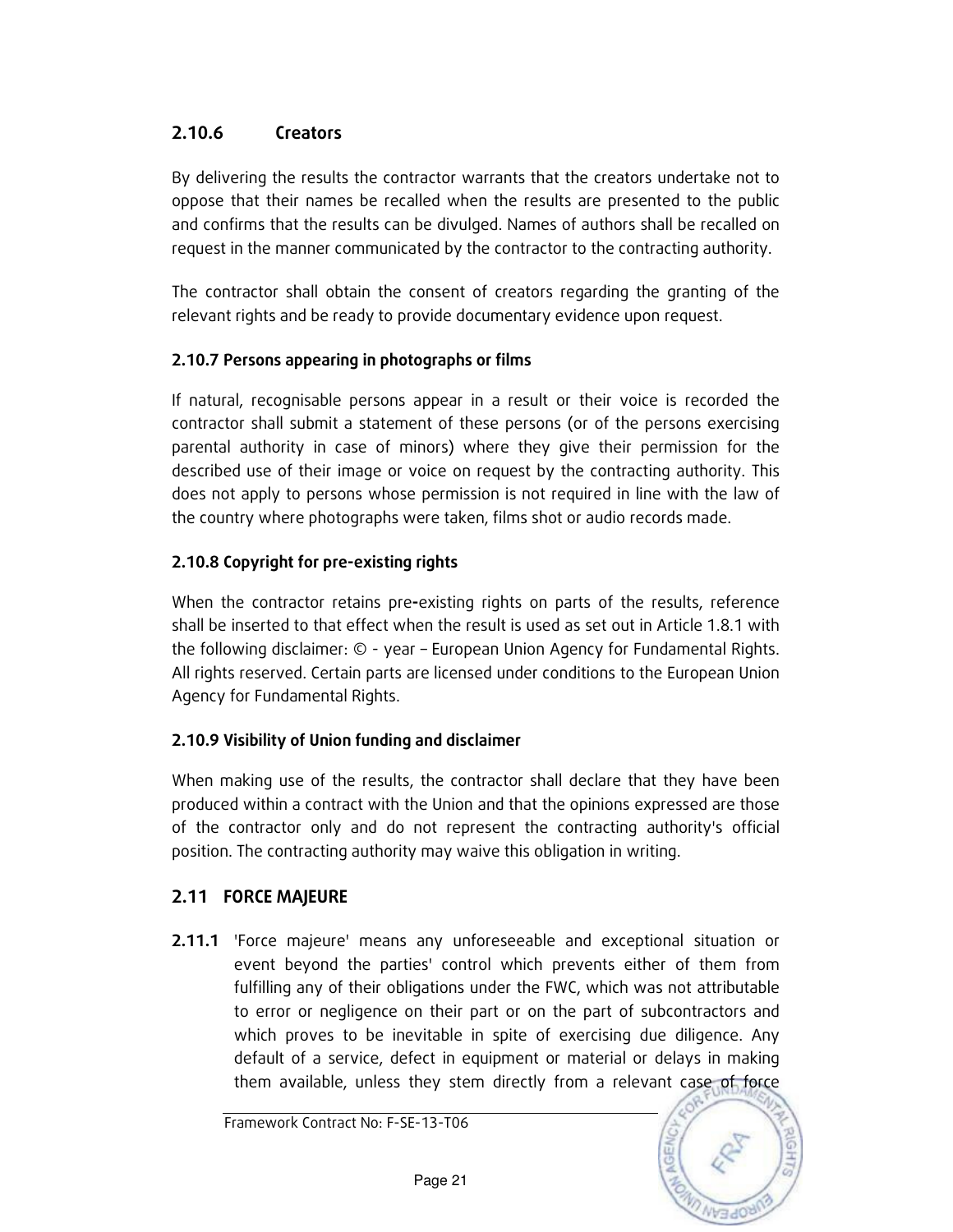#### 2.10.6 Creators

By delivering the results the contractor warrants that the creators undertake not to oppose that their names be recalled when the results are presented to the public and confirms that the results can be divulged. Names of authors shall be recalled on request in the manner communicated by the contractor to the contracting authority.

The contractor shall obtain the consent of creators regarding the granting of the relevant rights and be ready to provide documentary evidence upon request.

#### 2.10.7 Persons appearing in photographs or films

If natural, recognisable persons appear in a result or their voice is recorded the contractor shall submit a statement of these persons (or of the persons exercising parental authority in case of minors) where they give their permission for the described use of their image or voice on request by the contracting authority. This does not apply to persons whose permission is not required in line with the law of the country where photographs were taken, films shot or audio records made.

#### 2.10.8 Copyright for pre-existing rights

When the contractor retains pre-existing rights on parts of the results, reference shall be inserted to that effect when the result is used as set out in Article 1.8.1 with the following disclaimer: © - year – European Union Agency for Fundamental Rights. All rights reserved. Certain parts are licensed under conditions to the European Union Agency for Fundamental Rights.

#### 2.10.9 Visibility of Union funding and disclaimer

When making use of the results, the contractor shall declare that they have been produced within a contract with the Union and that the opinions expressed are those of the contractor only and do not represent the contracting authority's official position. The contracting authority may waive this obligation in writing.

### 2.11 FORCE MAJEURE

**2.11.1** 'Force majeure' means any unforeseeable and exceptional situation or event beyond the parties' control which prevents either of them from fulfilling any of their obligations under the FWC, which was not attributable to error or negligence on their part or on the part of subcontractors and which proves to be inevitable in spite of exercising due diligence. Any default of a service, defect in equipment or material or delays in making them available, unless they stem directly from a relevant case of force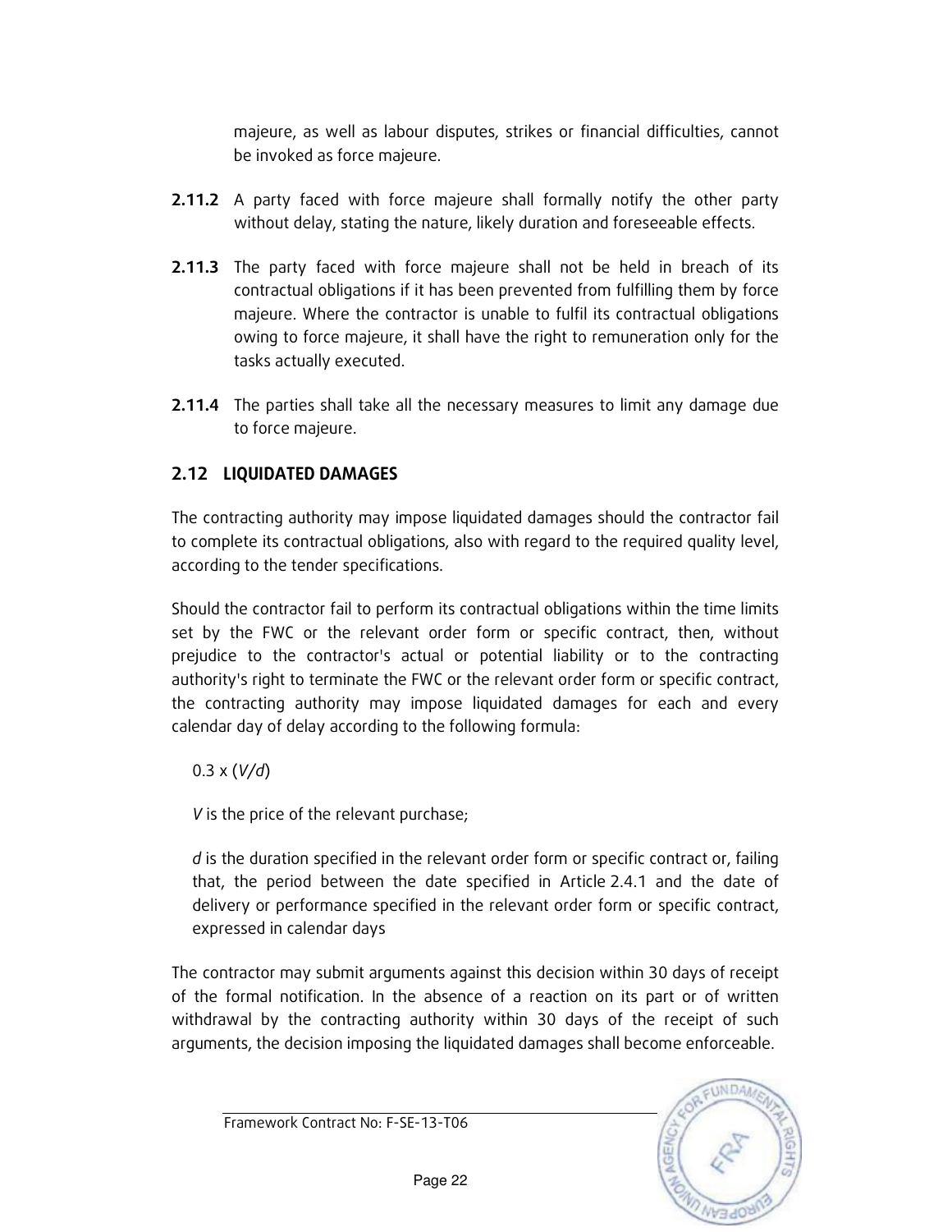majeure, as well as labour disputes, strikes or financial difficulties, cannot be invoked as force majeure.

**2.11.2** A party faced with force majeure shall formally notify the other party without delay, stating the nature, likely duration and foreseeable effects.

**2.11.3** The party faced with force majeure shall not be held in breach of its contractual obligations if it has been prevented from fulfilling them by force majeure. Where the contractor is unable to fulfil its contractual obligations owing to force majeure, it shall have the right to remuneration only for the tasks actually executed.

**2.11.4** The parties shall take all the necessary measures to limit any damage due to force majeure.

## 2.12 LIQUIDATED DAMAGES

The contracting authority may impose liquidated damages should the contractor fail to complete its contractual obligations, also with regard to the required quality level, according to the tender specifications.

Should the contractor fail to perform its contractual obligations within the time limits set by the FWC or the relevant order form or specific contract, then, without prejudice to the contractor's actual or potential liability or to the contracting authority's right to terminate the FWC or the relevant order form or specific contract, the contracting authority may impose liquidated damages for each and every calendar day of delay according to the following formula:

$0.3 \times (V/d)$

$V$ is the price of the relevant purchase;

$d$ is the duration specified in the relevant order form or specific contract or, failing that, the period between the date specified in Article 2.4.1 and the date of delivery or performance specified in the relevant order form or specific contract, expressed in calendar days

The contractor may submit arguments against this decision within 30 days of receipt of the formal notification. In the absence of a reaction on its part or of written withdrawal by the contracting authority within 30 days of the receipt of such arguments, the decision imposing the liquidated damages shall become enforceable.

Framework Contract No: F-SE-13-T06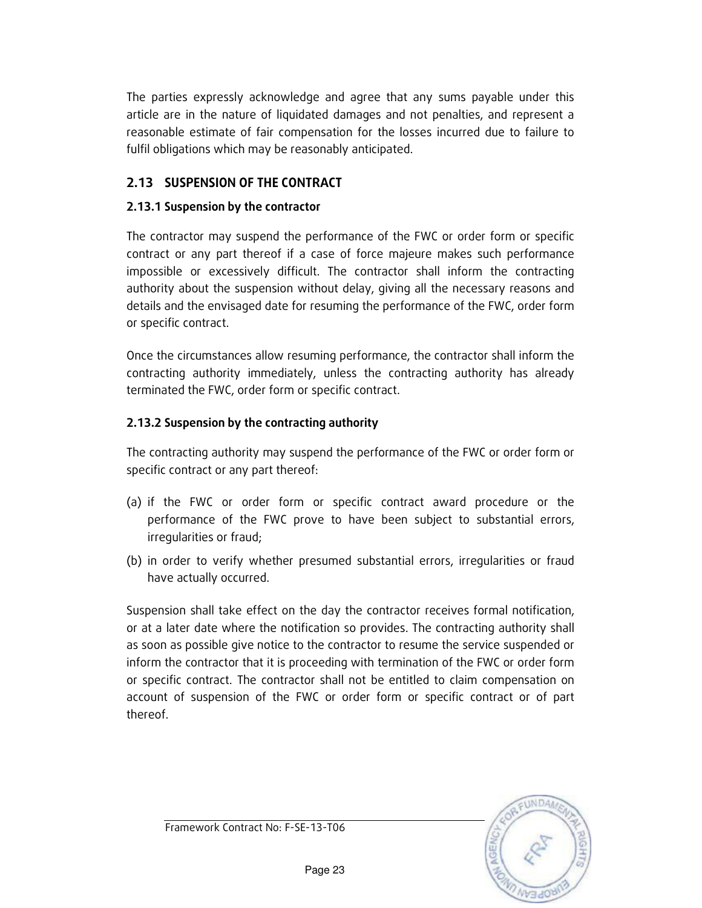The parties expressly acknowledge and agree that any sums payable under this article are in the nature of liquidated damages and not penalties, and represent a reasonable estimate of fair compensation for the losses incurred due to failure to fulfil obligations which may be reasonably anticipated.

## 2.13 SUSPENSION OF THE CONTRACT

### 2.13.1 Suspension by the contractor

The contractor may suspend the performance of the FWC or order form or specific contract or any part thereof if a case of force majeure makes such performance impossible or excessively difficult. The contractor shall inform the contracting authority about the suspension without delay, giving all the necessary reasons and details and the envisaged date for resuming the performance of the FWC, order form or specific contract.

Once the circumstances allow resuming performance, the contractor shall inform the contracting authority immediately, unless the contracting authority has already terminated the FWC, order form or specific contract.

### 2.13.2 Suspension by the contracting authority

The contracting authority may suspend the performance of the FWC or order form or specific contract or any part thereof:

(a) if the FWC or order form or specific contract award procedure or the performance of the FWC prove to have been subject to substantial errors, irregularities or fraud;

(b) in order to verify whether presumed substantial errors, irregularities or fraud have actually occurred.

Suspension shall take effect on the day the contractor receives formal notification, or at a later date where the notification so provides. The contracting authority shall as soon as possible give notice to the contractor to resume the service suspended or inform the contractor that it is proceeding with termination of the FWC or order form or specific contract. The contractor shall not be entitled to claim compensation on account of suspension of the FWC or order form or specific contract or of part thereof.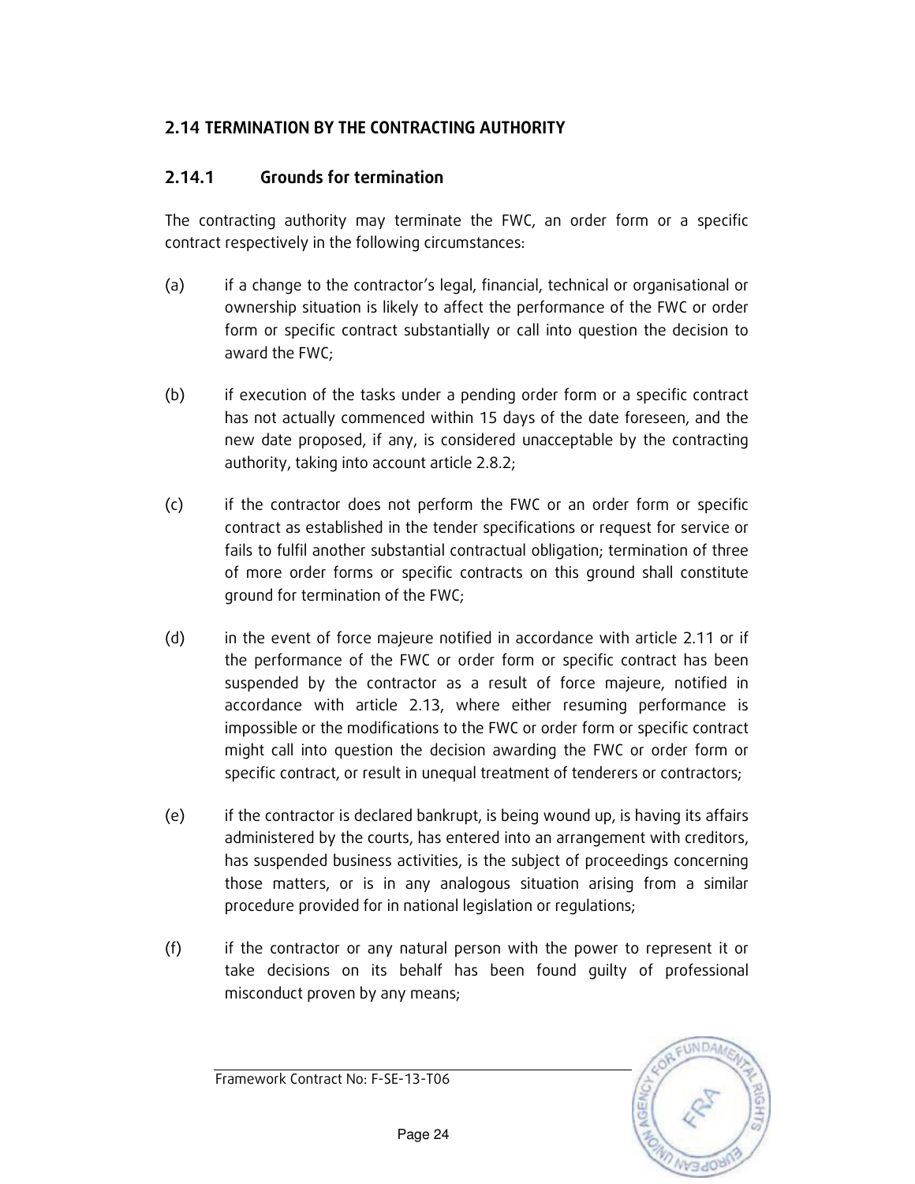## 2.14 TERMINATION BY THE CONTRACTING AUTHORITY

### 2.14.1 Grounds for termination

The contracting authority may terminate the FWC, an order form or a specific contract respectively in the following circumstances:

(a) if a change to the contractor's legal, financial, technical or organisational or ownership situation is likely to affect the performance of the FWC or order form or specific contract substantially or call into question the decision to award the FWC;

(b) if execution of the tasks under a pending order form or a specific contract has not actually commenced within 15 days of the date foreseen, and the new date proposed, if any, is considered unacceptable by the contracting authority, taking into account article 2.8.2;

(c) if the contractor does not perform the FWC or an order form or specific contract as established in the tender specifications or request for service or fails to fulfil another substantial contractual obligation; termination of three of more order forms or specific contracts on this ground shall constitute ground for termination of the FWC;

(d) in the event of force majeure notified in accordance with article 2.11 or if the performance of the FWC or order form or specific contract has been suspended by the contractor as a result of force majeure, notified in accordance with article 2.13, where either resuming performance is impossible or the modifications to the FWC or order form or specific contract might call into question the decision awarding the FWC or order form or specific contract, or result in unequal treatment of tenderers or contractors;

(e) if the contractor is declared bankrupt, is being wound up, is having its affairs administered by the courts, has entered into an arrangement with creditors, has suspended business activities, is the subject of proceedings concerning those matters, or is in any analogous situation arising from a similar procedure provided for in national legislation or regulations;

(f) if the contractor or any natural person with the power to represent it or take decisions on its behalf has been found guilty of professional misconduct proven by any means;

Framework Contract No: F-SE-13-T06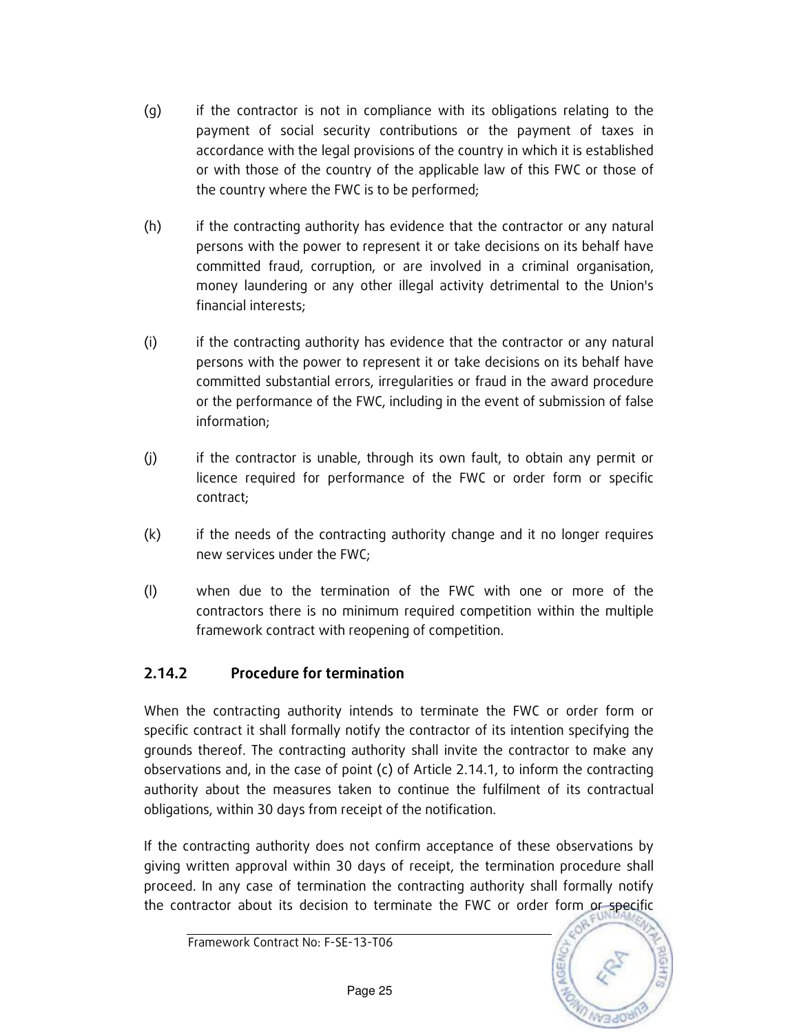(g) if the contractor is not in compliance with its obligations relating to the payment of social security contributions or the payment of taxes in accordance with the legal provisions of the country in which it is established or with those of the country of the applicable law of this FWC or those of the country where the FWC is to be performed;

(h) if the contracting authority has evidence that the contractor or any natural persons with the power to represent it or take decisions on its behalf have committed fraud, corruption, or are involved in a criminal organisation, money laundering or any other illegal activity detrimental to the Union's financial interests;

(i) if the contracting authority has evidence that the contractor or any natural persons with the power to represent it or take decisions on its behalf have committed substantial errors, irregularities or fraud in the award procedure or the performance of the FWC, including in the event of submission of false information;

(j) if the contractor is unable, through its own fault, to obtain any permit or licence required for performance of the FWC or order form or specific contract;

(k) if the needs of the contracting authority change and it no longer requires new services under the FWC;

(l) when due to the termination of the FWC with one or more of the contractors there is no minimum required competition within the multiple framework contract with reopening of competition.

### 2.14.2 Procedure for termination

When the contracting authority intends to terminate the FWC or order form or specific contract it shall formally notify the contractor of its intention specifying the grounds thereof. The contracting authority shall invite the contractor to make any observations and, in the case of point (c) of Article 2.14.1, to inform the contracting authority about the measures taken to continue the fulfilment of its contractual obligations, within 30 days from receipt of the notification.

If the contracting authority does not confirm acceptance of these observations by giving written approval within 30 days of receipt, the termination procedure shall proceed. In any case of termination the contracting authority shall formally notify the contractor about its decision to terminate the FWC or order form or specific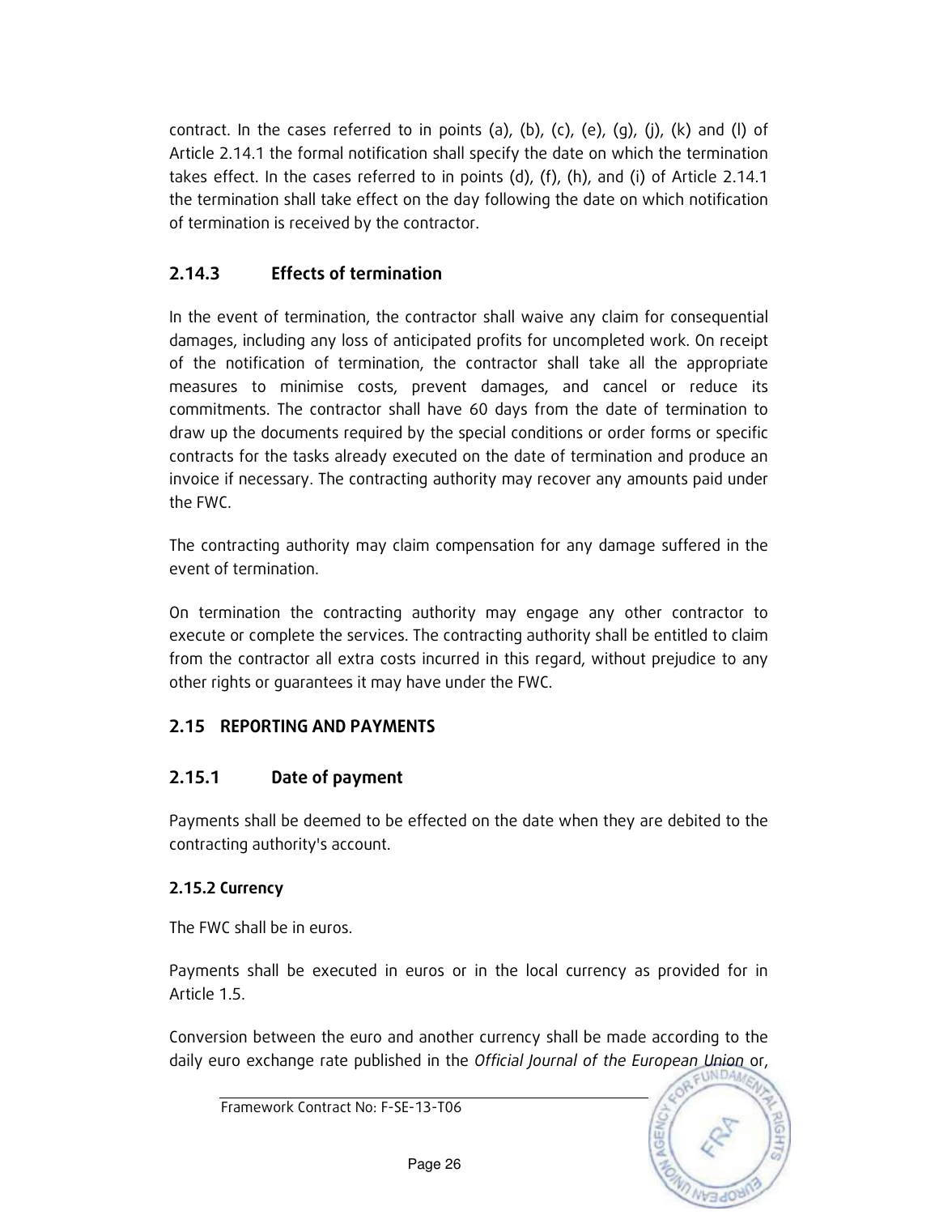contract. In the cases referred to in points (a), (b), (c), (e), (g), (j), (k) and (l) of Article 2.14.1 the formal notification shall specify the date on which the termination takes effect. In the cases referred to in points (d), (f), (h), and (i) of Article 2.14.1 the termination shall take effect on the day following the date on which notification of termination is received by the contractor.

### 2.14.3 Effects of termination

In the event of termination, the contractor shall waive any claim for consequential damages, including any loss of anticipated profits for uncompleted work. On receipt of the notification of termination, the contractor shall take all the appropriate measures to minimise costs, prevent damages, and cancel or reduce its commitments. The contractor shall have 60 days from the date of termination to draw up the documents required by the special conditions or order forms or specific contracts for the tasks already executed on the date of termination and produce an invoice if necessary. The contracting authority may recover any amounts paid under the FWC.

The contracting authority may claim compensation for any damage suffered in the event of termination.

On termination the contracting authority may engage any other contractor to execute or complete the services. The contracting authority shall be entitled to claim from the contractor all extra costs incurred in this regard, without prejudice to any other rights or guarantees it may have under the FWC.

## 2.15 REPORTING AND PAYMENTS

### 2.15.1 Date of payment

Payments shall be deemed to be effected on the date when they are debited to the contracting authority's account.

#### 2.15.2 Currency

The FWC shall be in euros.

Payments shall be executed in euros or in the local currency as provided for in Article 1.5.

Conversion between the euro and another currency shall be made according to the daily euro exchange rate published in the *Official Journal of the European Union* or,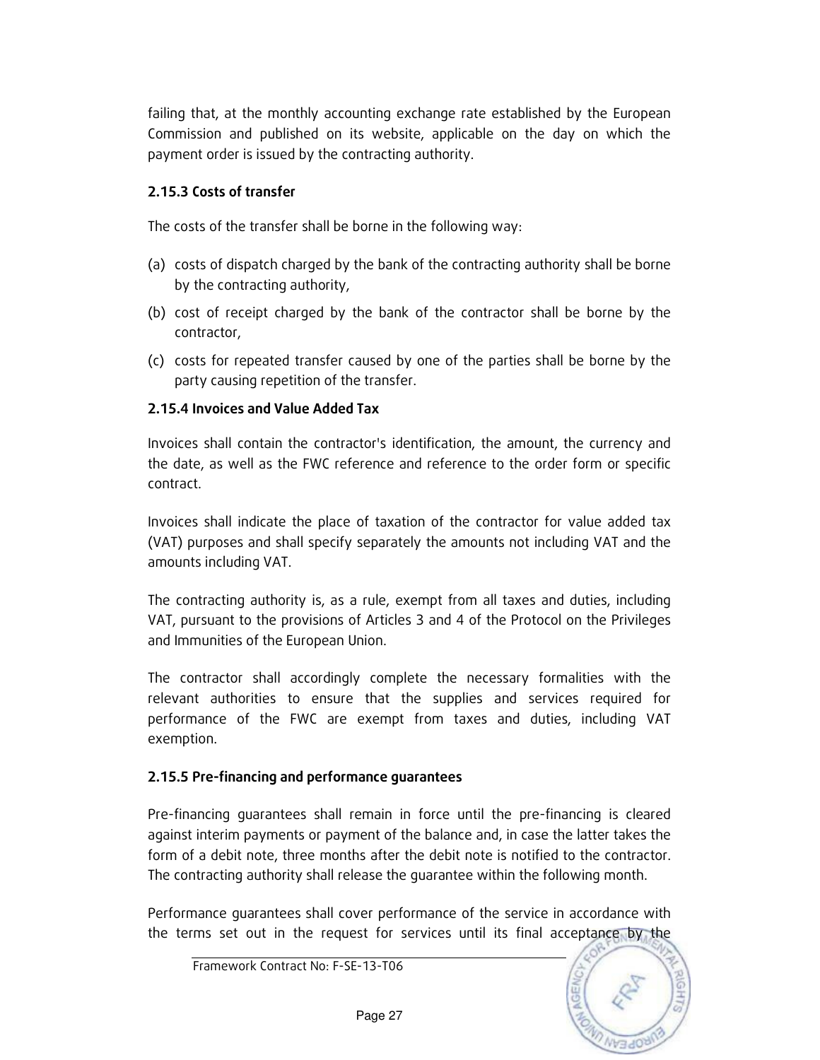failing that, at the monthly accounting exchange rate established by the European Commission and published on its website, applicable on the day on which the payment order is issued by the contracting authority.

### 2.15.3 Costs of transfer

The costs of the transfer shall be borne in the following way:

(a) costs of dispatch charged by the bank of the contracting authority shall be borne by the contracting authority,

(b) cost of receipt charged by the bank of the contractor shall be borne by the contractor,

(c) costs for repeated transfer caused by one of the parties shall be borne by the party causing repetition of the transfer.

### 2.15.4 Invoices and Value Added Tax

Invoices shall contain the contractor's identification, the amount, the currency and the date, as well as the FWC reference and reference to the order form or specific contract.

Invoices shall indicate the place of taxation of the contractor for value added tax (VAT) purposes and shall specify separately the amounts not including VAT and the amounts including VAT.

The contracting authority is, as a rule, exempt from all taxes and duties, including VAT, pursuant to the provisions of Articles 3 and 4 of the Protocol on the Privileges and Immunities of the European Union.

The contractor shall accordingly complete the necessary formalities with the relevant authorities to ensure that the supplies and services required for performance of the FWC are exempt from taxes and duties, including VAT exemption.

### 2.15.5 Pre-financing and performance guarantees

Pre-financing guarantees shall remain in force until the pre-financing is cleared against interim payments or payment of the balance and, in case the latter takes the form of a debit note, three months after the debit note is notified to the contractor. The contracting authority shall release the guarantee within the following month.

Performance guarantees shall cover performance of the service in accordance with the terms set out in the request for services until its final acceptance by the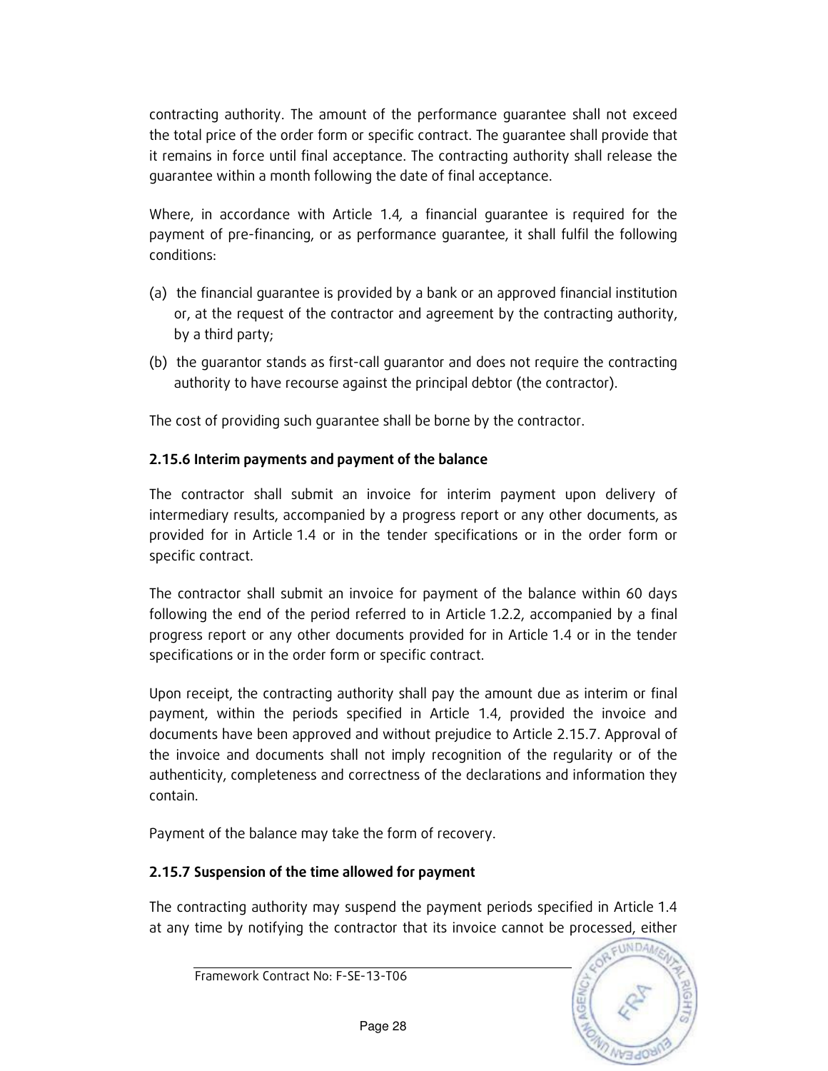contracting authority. The amount of the performance guarantee shall not exceed the total price of the order form or specific contract. The guarantee shall provide that it remains in force until final acceptance. The contracting authority shall release the guarantee within a month following the date of final acceptance.

Where, in accordance with Article 1.4, a financial guarantee is required for the payment of pre-financing, or as performance guarantee, it shall fulfil the following conditions:

(a) the financial guarantee is provided by a bank or an approved financial institution or, at the request of the contractor and agreement by the contracting authority, by a third party;

(b) the guarantor stands as first-call guarantor and does not require the contracting authority to have recourse against the principal debtor (the contractor).

The cost of providing such guarantee shall be borne by the contractor.

**2.15.6 Interim payments and payment of the balance**

The contractor shall submit an invoice for interim payment upon delivery of intermediary results, accompanied by a progress report or any other documents, as provided for in Article 1.4 or in the tender specifications or in the order form or specific contract.

The contractor shall submit an invoice for payment of the balance within 60 days following the end of the period referred to in Article 1.2.2, accompanied by a final progress report or any other documents provided for in Article 1.4 or in the tender specifications or in the order form or specific contract.

Upon receipt, the contracting authority shall pay the amount due as interim or final payment, within the periods specified in Article 1.4, provided the invoice and documents have been approved and without prejudice to Article 2.15.7. Approval of the invoice and documents shall not imply recognition of the regularity or of the authenticity, completeness and correctness of the declarations and information they contain.

Payment of the balance may take the form of recovery.

**2.15.7 Suspension of the time allowed for payment**

The contracting authority may suspend the payment periods specified in Article 1.4 at any time by notifying the contractor that its invoice cannot be processed, either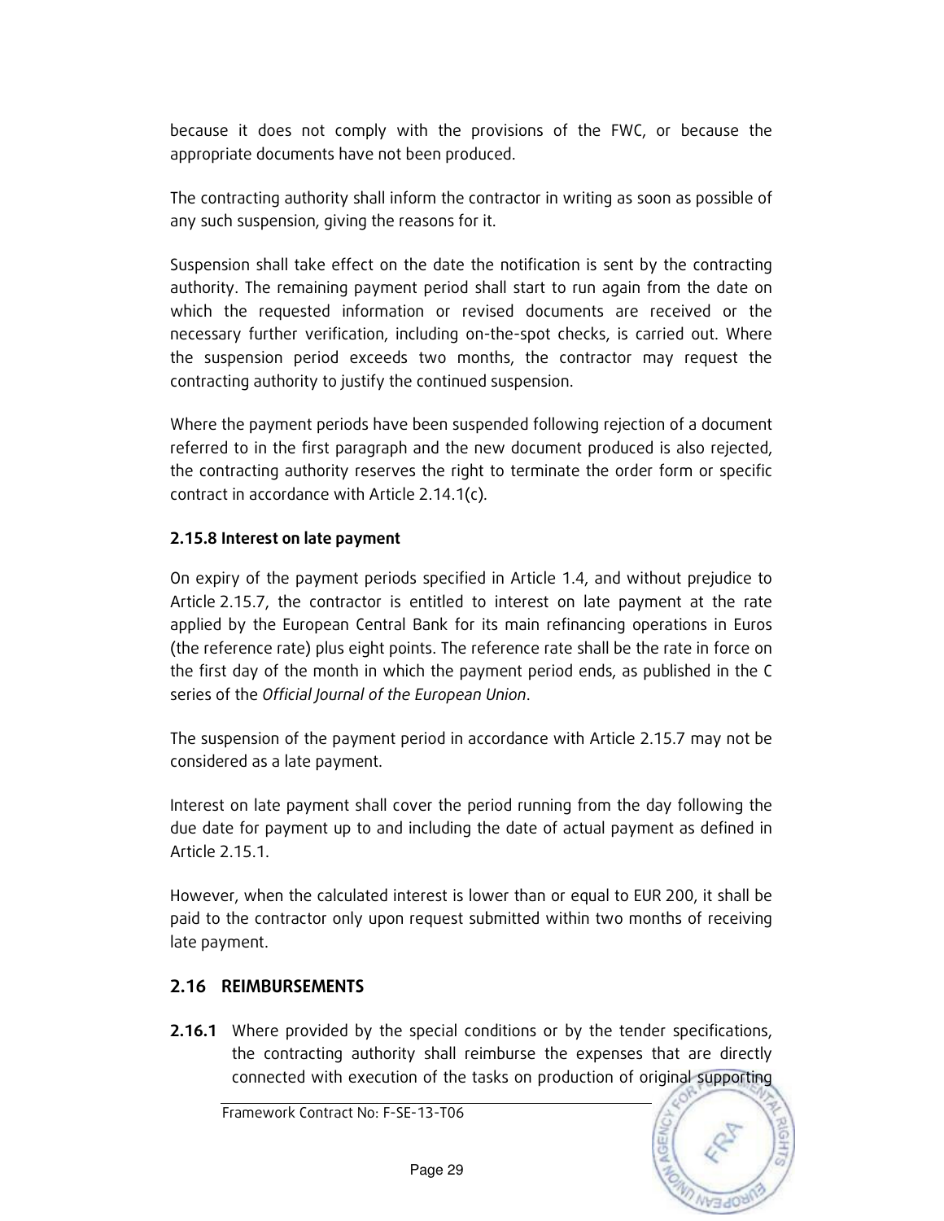because it does not comply with the provisions of the FWC, or because the appropriate documents have not been produced.

The contracting authority shall inform the contractor in writing as soon as possible of any such suspension, giving the reasons for it.

Suspension shall take effect on the date the notification is sent by the contracting authority. The remaining payment period shall start to run again from the date on which the requested information or revised documents are received or the necessary further verification, including on-the-spot checks, is carried out. Where the suspension period exceeds two months, the contractor may request the contracting authority to justify the continued suspension.

Where the payment periods have been suspended following rejection of a document referred to in the first paragraph and the new document produced is also rejected, the contracting authority reserves the right to terminate the order form or specific contract in accordance with Article 2.14.1(c).

#### 2.15.8 Interest on late payment

On expiry of the payment periods specified in Article 1.4, and without prejudice to Article 2.15.7, the contractor is entitled to interest on late payment at the rate applied by the European Central Bank for its main refinancing operations in Euros (the reference rate) plus eight points. The reference rate shall be the rate in force on the first day of the month in which the payment period ends, as published in the C series of the *Official Journal of the European Union*.

The suspension of the payment period in accordance with Article 2.15.7 may not be considered as a late payment.

Interest on late payment shall cover the period running from the day following the due date for payment up to and including the date of actual payment as defined in Article 2.15.1.

However, when the calculated interest is lower than or equal to EUR 200, it shall be paid to the contractor only upon request submitted within two months of receiving late payment.

### 2.16 REIMBURSEMENTS

**2.16.1** Where provided by the special conditions or by the tender specifications, the contracting authority shall reimburse the expenses that are directly connected with execution of the tasks on production of original supporting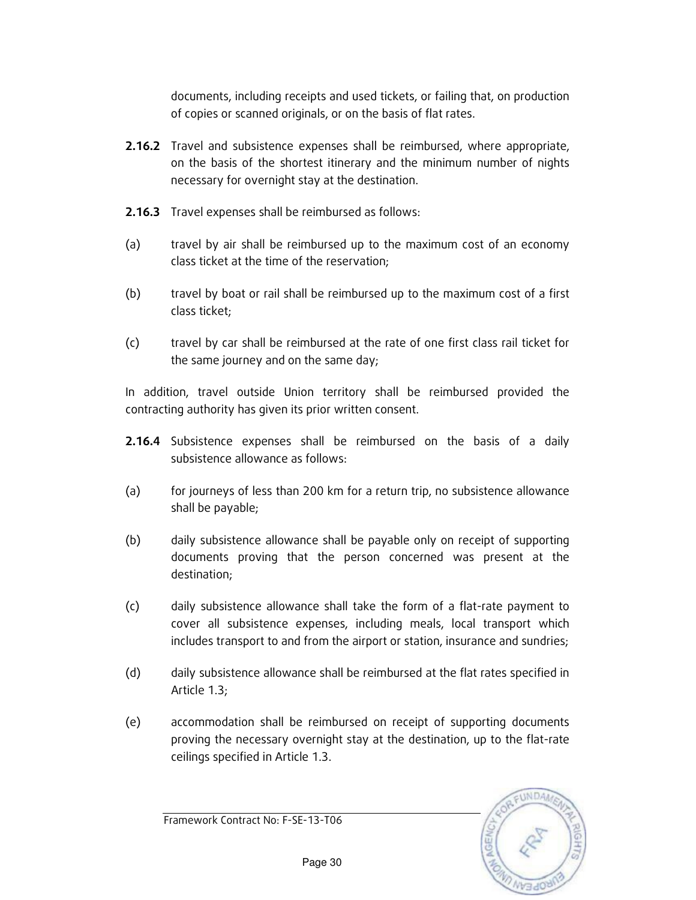documents, including receipts and used tickets, or failing that, on production of copies or scanned originals, or on the basis of flat rates.

**2.16.2** Travel and subsistence expenses shall be reimbursed, where appropriate, on the basis of the shortest itinerary and the minimum number of nights necessary for overnight stay at the destination.

**2.16.3** Travel expenses shall be reimbursed as follows:

(a) travel by air shall be reimbursed up to the maximum cost of an economy class ticket at the time of the reservation;

(b) travel by boat or rail shall be reimbursed up to the maximum cost of a first class ticket;

(c) travel by car shall be reimbursed at the rate of one first class rail ticket for the same journey and on the same day;

In addition, travel outside Union territory shall be reimbursed provided the contracting authority has given its prior written consent.

**2.16.4** Subsistence expenses shall be reimbursed on the basis of a daily subsistence allowance as follows:

(a) for journeys of less than 200 km for a return trip, no subsistence allowance shall be payable;

(b) daily subsistence allowance shall be payable only on receipt of supporting documents proving that the person concerned was present at the destination;

(c) daily subsistence allowance shall take the form of a flat-rate payment to cover all subsistence expenses, including meals, local transport which includes transport to and from the airport or station, insurance and sundries;

(d) daily subsistence allowance shall be reimbursed at the flat rates specified in Article 1.3;

(e) accommodation shall be reimbursed on receipt of supporting documents proving the necessary overnight stay at the destination, up to the flat-rate ceilings specified in Article 1.3.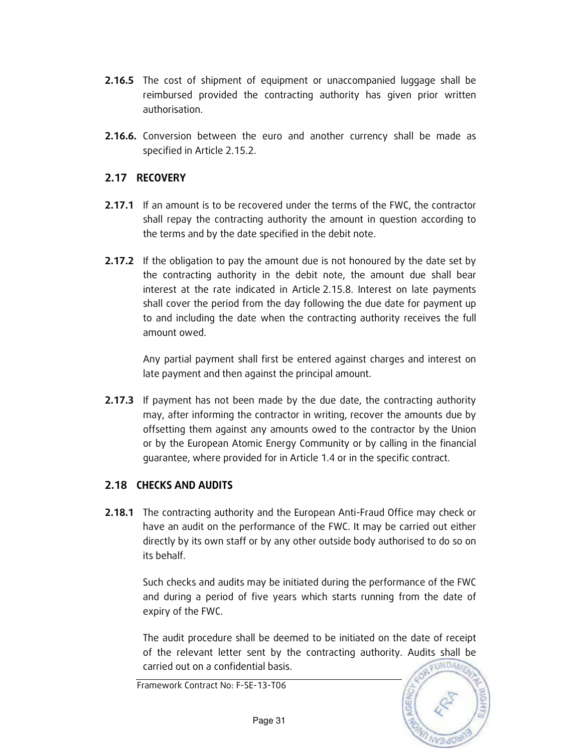**2.16.5** The cost of shipment of equipment or unaccompanied luggage shall be reimbursed provided the contracting authority has given prior written authorisation.

**2.16.6.** Conversion between the euro and another currency shall be made as specified in Article 2.15.2.

## 2.17 RECOVERY

**2.17.1** If an amount is to be recovered under the terms of the FWC, the contractor shall repay the contracting authority the amount in question according to the terms and by the date specified in the debit note.

**2.17.2** If the obligation to pay the amount due is not honoured by the date set by the contracting authority in the debit note, the amount due shall bear interest at the rate indicated in Article 2.15.8. Interest on late payments shall cover the period from the day following the due date for payment up to and including the date when the contracting authority receives the full amount owed.

Any partial payment shall first be entered against charges and interest on late payment and then against the principal amount.

**2.17.3** If payment has not been made by the due date, the contracting authority may, after informing the contractor in writing, recover the amounts due by offsetting them against any amounts owed to the contractor by the Union or by the European Atomic Energy Community or by calling in the financial guarantee, where provided for in Article 1.4 or in the specific contract.

## 2.18 CHECKS AND AUDITS

**2.18.1** The contracting authority and the European Anti-Fraud Office may check or have an audit on the performance of the FWC. It may be carried out either directly by its own staff or by any other outside body authorised to do so on its behalf.

Such checks and audits may be initiated during the performance of the FWC and during a period of five years which starts running from the date of expiry of the FWC.

The audit procedure shall be deemed to be initiated on the date of receipt of the relevant letter sent by the contracting authority. Audits shall be carried out on a confidential basis.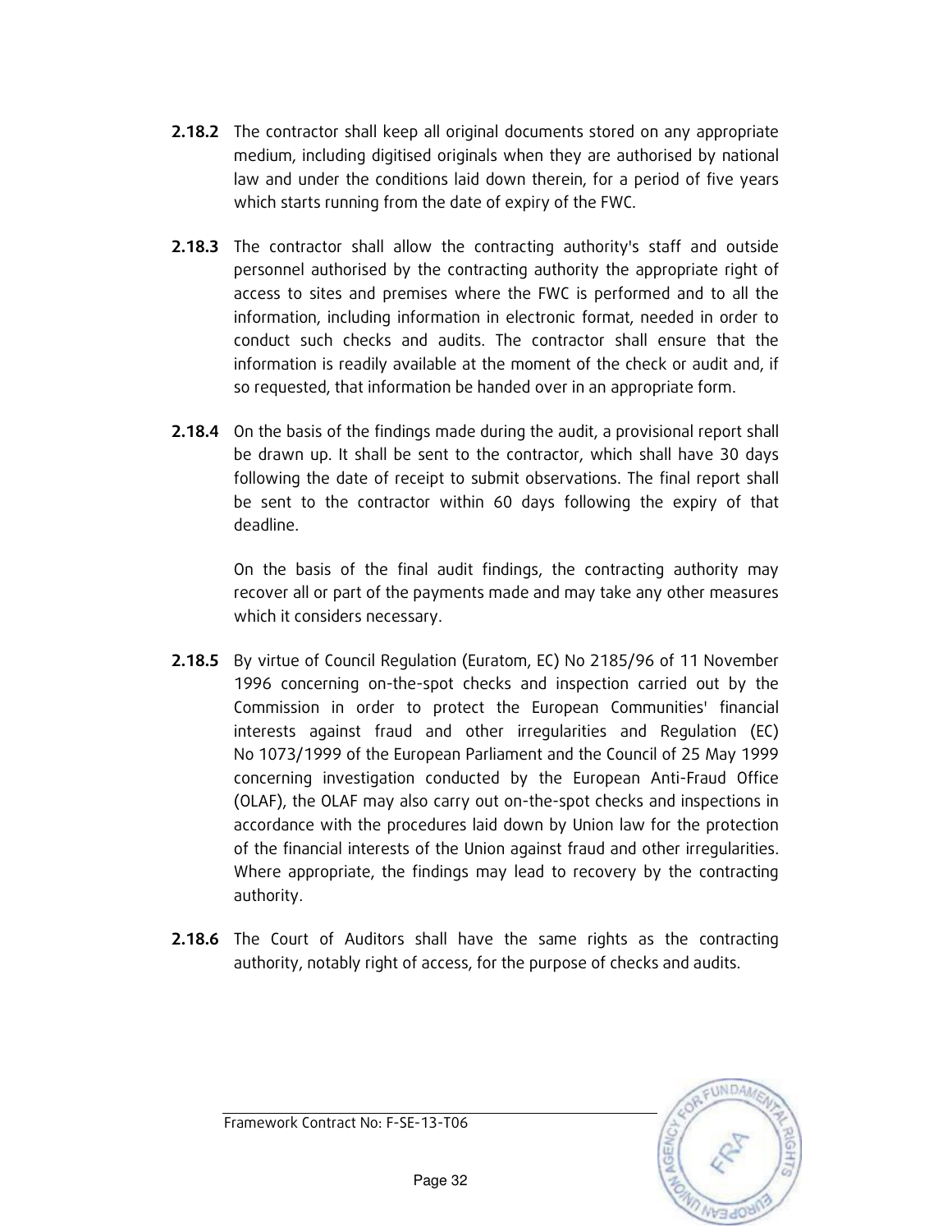**2.18.2** The contractor shall keep all original documents stored on any appropriate medium, including digitised originals when they are authorised by national law and under the conditions laid down therein, for a period of five years which starts running from the date of expiry of the FWC.

**2.18.3** The contractor shall allow the contracting authority's staff and outside personnel authorised by the contracting authority the appropriate right of access to sites and premises where the FWC is performed and to all the information, including information in electronic format, needed in order to conduct such checks and audits. The contractor shall ensure that the information is readily available at the moment of the check or audit and, if so requested, that information be handed over in an appropriate form.

**2.18.4** On the basis of the findings made during the audit, a provisional report shall be drawn up. It shall be sent to the contractor, which shall have 30 days following the date of receipt to submit observations. The final report shall be sent to the contractor within 60 days following the expiry of that deadline.

On the basis of the final audit findings, the contracting authority may recover all or part of the payments made and may take any other measures which it considers necessary.

**2.18.5** By virtue of Council Regulation (Euratom, EC) No 2185/96 of 11 November 1996 concerning on-the-spot checks and inspection carried out by the Commission in order to protect the European Communities' financial interests against fraud and other irregularities and Regulation (EC) No 1073/1999 of the European Parliament and the Council of 25 May 1999 concerning investigation conducted by the European Anti-Fraud Office (OLAF), the OLAF may also carry out on-the-spot checks and inspections in accordance with the procedures laid down by Union law for the protection of the financial interests of the Union against fraud and other irregularities. Where appropriate, the findings may lead to recovery by the contracting authority.

**2.18.6** The Court of Auditors shall have the same rights as the contracting authority, notably right of access, for the purpose of checks and audits.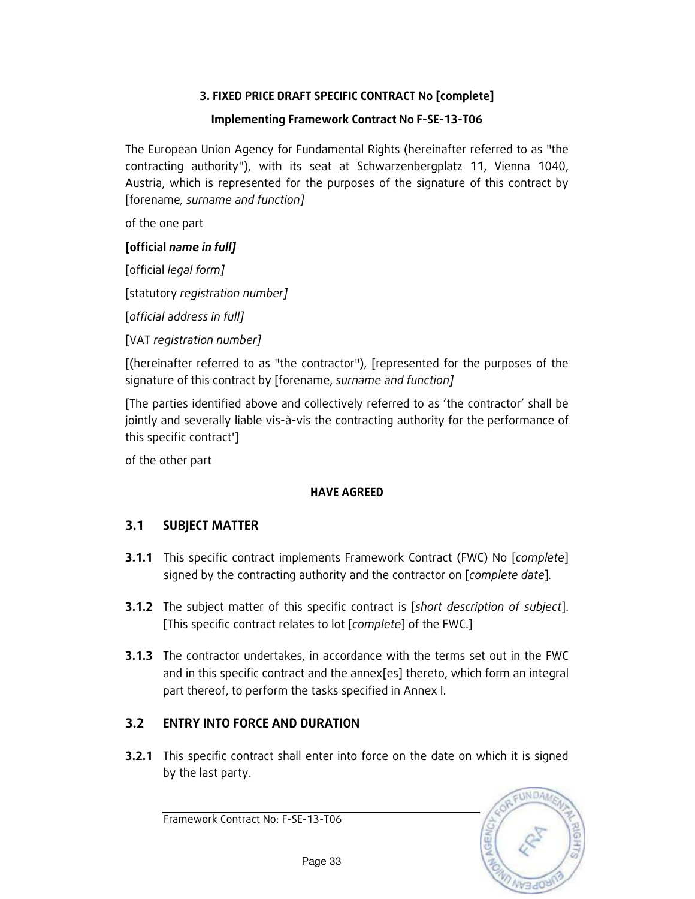**3. FIXED PRICE DRAFT SPECIFIC CONTRACT No [complete]**

**Implementing Framework Contract No F-SE-13-T06**

The European Union Agency for Fundamental Rights (hereinafter referred to as "the contracting authority"), with its seat at Schwarzenbergplatz 11, Vienna 1040, Austria, which is represented for the purposes of the signature of this contract by [forename*, surname and function]*

of the one part

**[official *name in full]***

[official *legal form]*

[statutory *registration number]*

[*official address in full]*

[VAT *registration number]*

[(hereinafter referred to as "the contractor"), [represented for the purposes of the signature of this contract by [forename, *surname and function]*

[The parties identified above and collectively referred to as 'the contractor' shall be jointly and severally liable vis-à-vis the contracting authority for the performance of this specific contract']

of the other part

**HAVE AGREED**

## 3.1 SUBJECT MATTER

**3.1.1** This specific contract implements Framework Contract (FWC) No [*complete*] signed by the contracting authority and the contractor on [*complete date*].

**3.1.2** The subject matter of this specific contract is [*short description of subject*]. [This specific contract relates to lot [*complete*] of the FWC.]

**3.1.3** The contractor undertakes, in accordance with the terms set out in the FWC and in this specific contract and the annex[es] thereto, which form an integral part thereof, to perform the tasks specified in Annex I.

## 3.2 ENTRY INTO FORCE AND DURATION

**3.2.1** This specific contract shall enter into force on the date on which it is signed by the last party.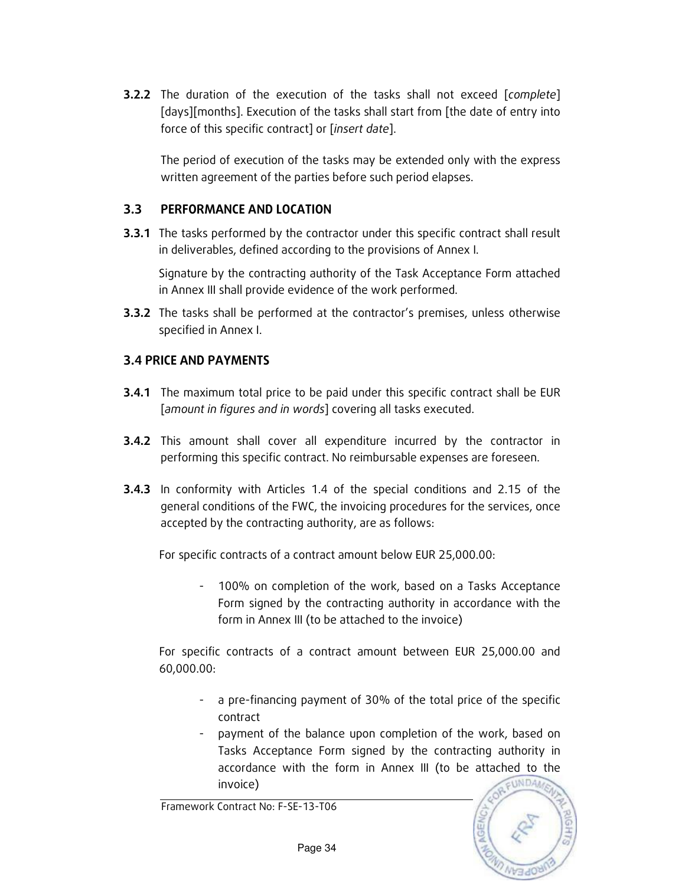**3.2.2** The duration of the execution of the tasks shall not exceed [*complete*] [days][months]. Execution of the tasks shall start from [the date of entry into force of this specific contract] or [*insert date*].

The period of execution of the tasks may be extended only with the express written agreement of the parties before such period elapses.

### 3.3 PERFORMANCE AND LOCATION

**3.3.1** The tasks performed by the contractor under this specific contract shall result in deliverables, defined according to the provisions of Annex I.

Signature by the contracting authority of the Task Acceptance Form attached in Annex III shall provide evidence of the work performed.

**3.3.2** The tasks shall be performed at the contractor's premises, unless otherwise specified in Annex I.

### 3.4 PRICE AND PAYMENTS

**3.4.1** The maximum total price to be paid under this specific contract shall be EUR [*amount in figures and in words*] covering all tasks executed.

**3.4.2** This amount shall cover all expenditure incurred by the contractor in performing this specific contract. No reimbursable expenses are foreseen.

**3.4.3** In conformity with Articles 1.4 of the special conditions and 2.15 of the general conditions of the FWC, the invoicing procedures for the services, once accepted by the contracting authority, are as follows:

For specific contracts of a contract amount below EUR 25,000.00:

- 100% on completion of the work, based on a Tasks Acceptance Form signed by the contracting authority in accordance with the form in Annex III (to be attached to the invoice)

For specific contracts of a contract amount between EUR 25,000.00 and 60,000.00:

- a pre-financing payment of 30% of the total price of the specific contract
- payment of the balance upon completion of the work, based on Tasks Acceptance Form signed by the contracting authority in accordance with the form in Annex III (to be attached to the invoice)

Framework Contract No: F-SE-13-T06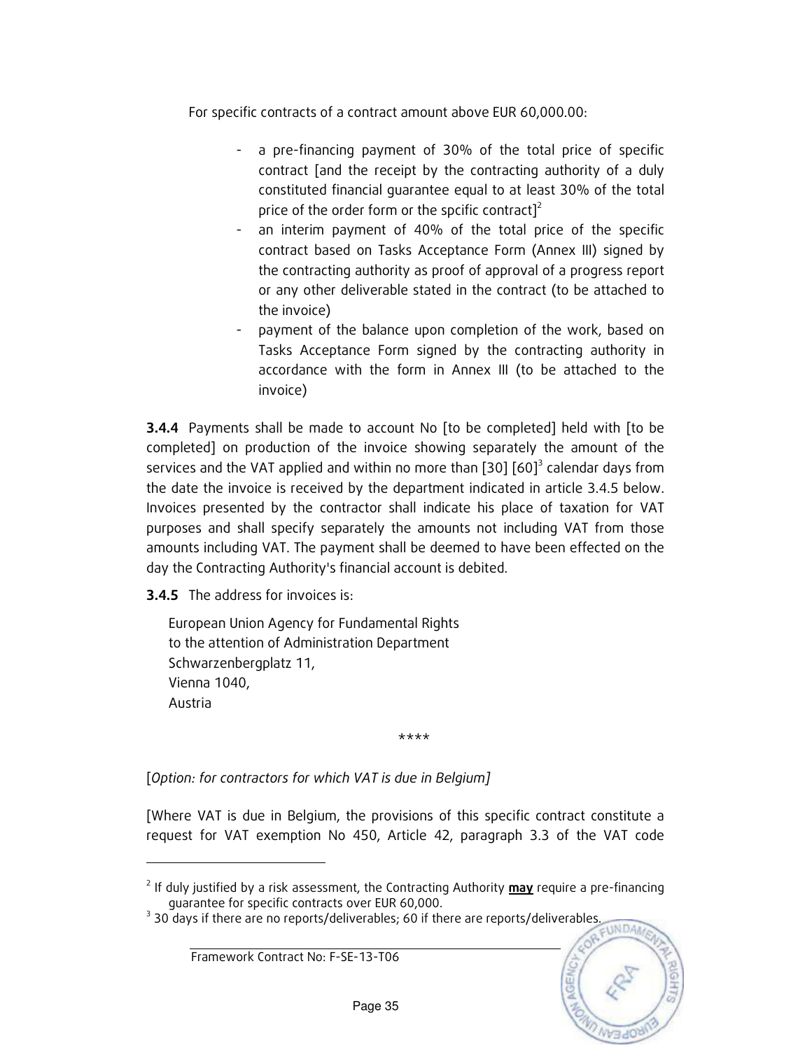For specific contracts of a contract amount above EUR 60,000.00:

- a pre-financing payment of 30% of the total price of specific contract [and the receipt by the contracting authority of a duly constituted financial guarantee equal to at least 30% of the total price of the order form or the spcific contract][2]
- an interim payment of 40% of the total price of the specific contract based on Tasks Acceptance Form (Annex III) signed by the contracting authority as proof of approval of a progress report or any other deliverable stated in the contract (to be attached to the invoice)
- payment of the balance upon completion of the work, based on Tasks Acceptance Form signed by the contracting authority in accordance with the form in Annex III (to be attached to the invoice)

**3.4.4** Payments shall be made to account No [to be completed] held with [to be completed] on production of the invoice showing separately the amount of the services and the VAT applied and within no more than [30] [60][3] calendar days from the date the invoice is received by the department indicated in article 3.4.5 below. Invoices presented by the contractor shall indicate his place of taxation for VAT purposes and shall specify separately the amounts not including VAT from those amounts including VAT. The payment shall be deemed to have been effected on the day the Contracting Authority's financial account is debited.

**3.4.5** The address for invoices is:

European Union Agency for Fundamental Rights
to the attention of Administration Department
Schwarzenbergplatz 11,
Vienna 1040,
Austria

****

[*Option: for contractors for which VAT is due in Belgium]*

[Where VAT is due in Belgium, the provisions of this specific contract constitute a request for VAT exemption No 450, Article 42, paragraph 3.3 of the VAT code

---

[2] If duly justified by a risk assessment, the Contracting Authority **may** require a pre-financing guarantee for specific contracts over EUR 60,000.

[3] 30 days if there are no reports/deliverables; 60 if there are reports/deliverables.

Framework Contract No: F-SE-13-T06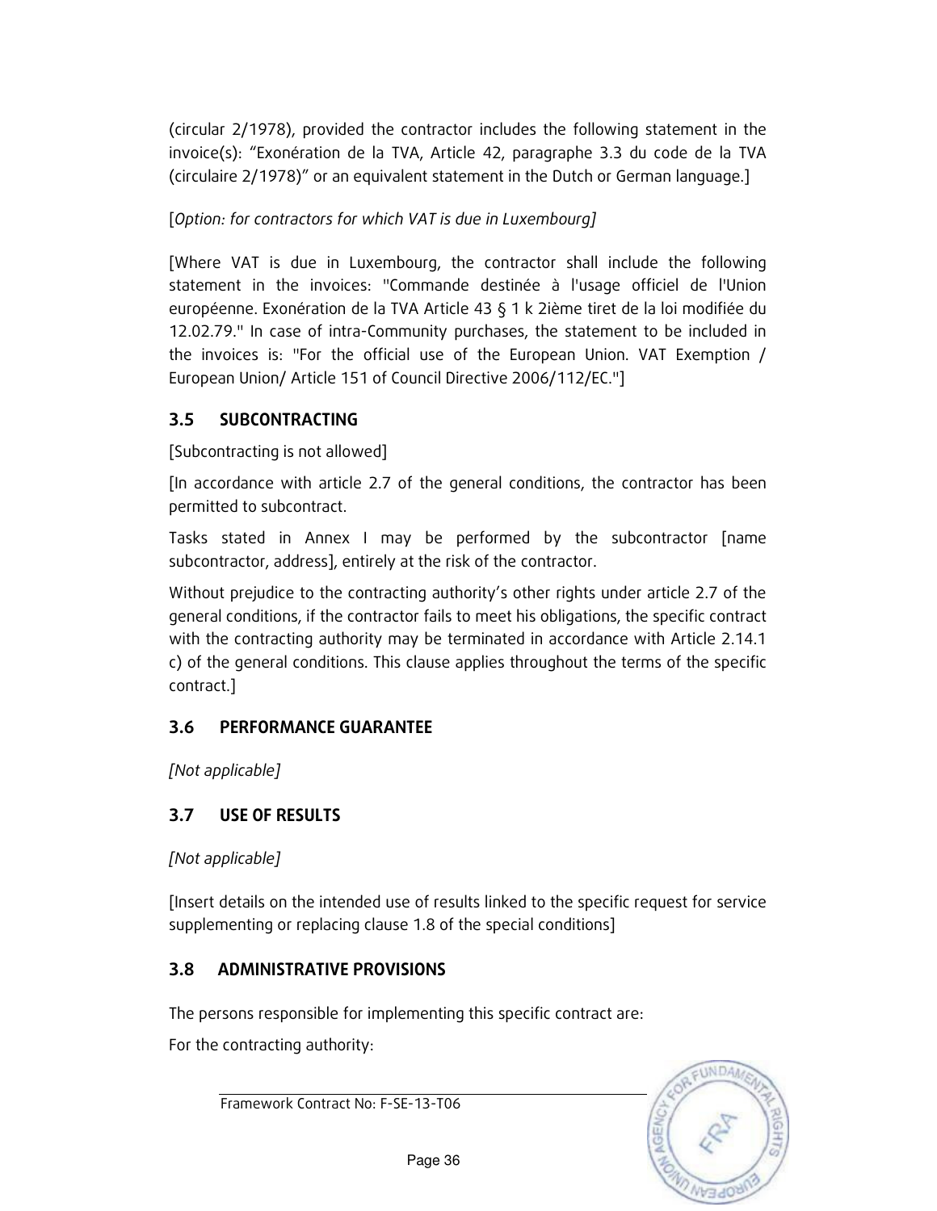(circular 2/1978), provided the contractor includes the following statement in the invoice(s): "Exonération de la TVA, Article 42, paragraphe 3.3 du code de la TVA (circulaire 2/1978)" or an equivalent statement in the Dutch or German language.]

[*Option: for contractors for which VAT is due in Luxembourg]*

[Where VAT is due in Luxembourg, the contractor shall include the following statement in the invoices: "Commande destinée à l'usage officiel de l'Union européenne. Exonération de la TVA Article 43 § 1 k 2ième tiret de la loi modifiée du 12.02.79." In case of intra-Community purchases, the statement to be included in the invoices is: "For the official use of the European Union. VAT Exemption / European Union/ Article 151 of Council Directive 2006/112/EC."]

## 3.5 SUBCONTRACTING

[Subcontracting is not allowed]

[In accordance with article 2.7 of the general conditions, the contractor has been permitted to subcontract.

Tasks stated in Annex I may be performed by the subcontractor [name subcontractor, address], entirely at the risk of the contractor.

Without prejudice to the contracting authority's other rights under article 2.7 of the general conditions, if the contractor fails to meet his obligations, the specific contract with the contracting authority may be terminated in accordance with Article 2.14.1 c) of the general conditions. This clause applies throughout the terms of the specific contract.]

## 3.6 PERFORMANCE GUARANTEE

*[Not applicable]*

## 3.7 USE OF RESULTS

*[Not applicable]*

[Insert details on the intended use of results linked to the specific request for service supplementing or replacing clause 1.8 of the special conditions]

## 3.8 ADMINISTRATIVE PROVISIONS

The persons responsible for implementing this specific contract are:

For the contracting authority: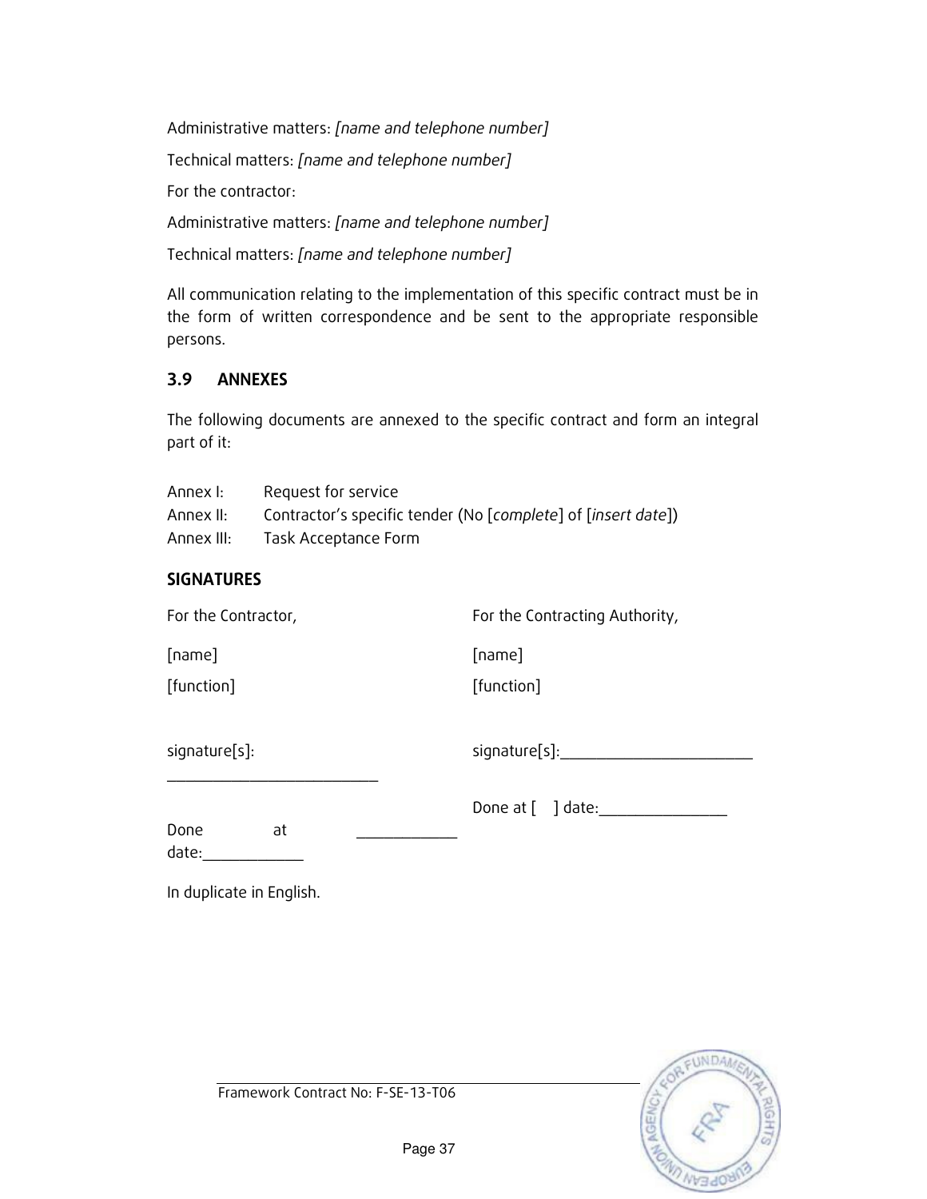Administrative matters: *[name and telephone number]*

Technical matters: *[name and telephone number]*

For the contractor:

Administrative matters: *[name and telephone number]*

Technical matters: *[name and telephone number]*

All communication relating to the implementation of this specific contract must be in the form of written correspondence and be sent to the appropriate responsible persons.

### 3.9 ANNEXES

The following documents are annexed to the specific contract and form an integral part of it:

Annex I: Request for service
Annex II: Contractor's specific tender (No [*complete*] of [*insert date*])
Annex III: Task Acceptance Form

**SIGNATURES**

| For the Contractor, | For the Contracting Authority, |
|---|---|
| [name] | [name] |
| [function] | [function] |
| signature[s]: ___________________________ | signature[s]:_________________________ |
| Done at _____________ date:_____________ | Done at [ ] date:_________________ |

In duplicate in English.

Framework Contract No: F-SE-13-T06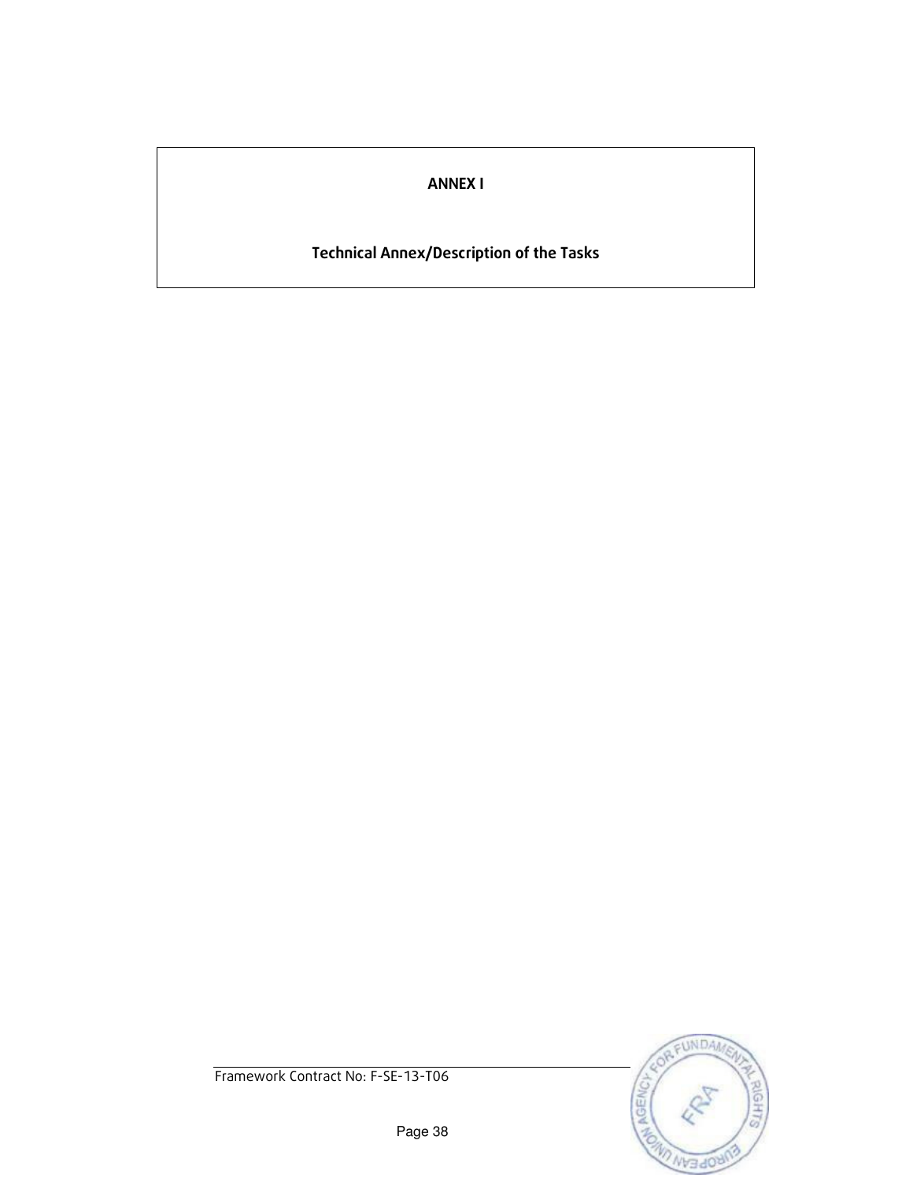# ANNEX I

## Technical Annex/Description of the Tasks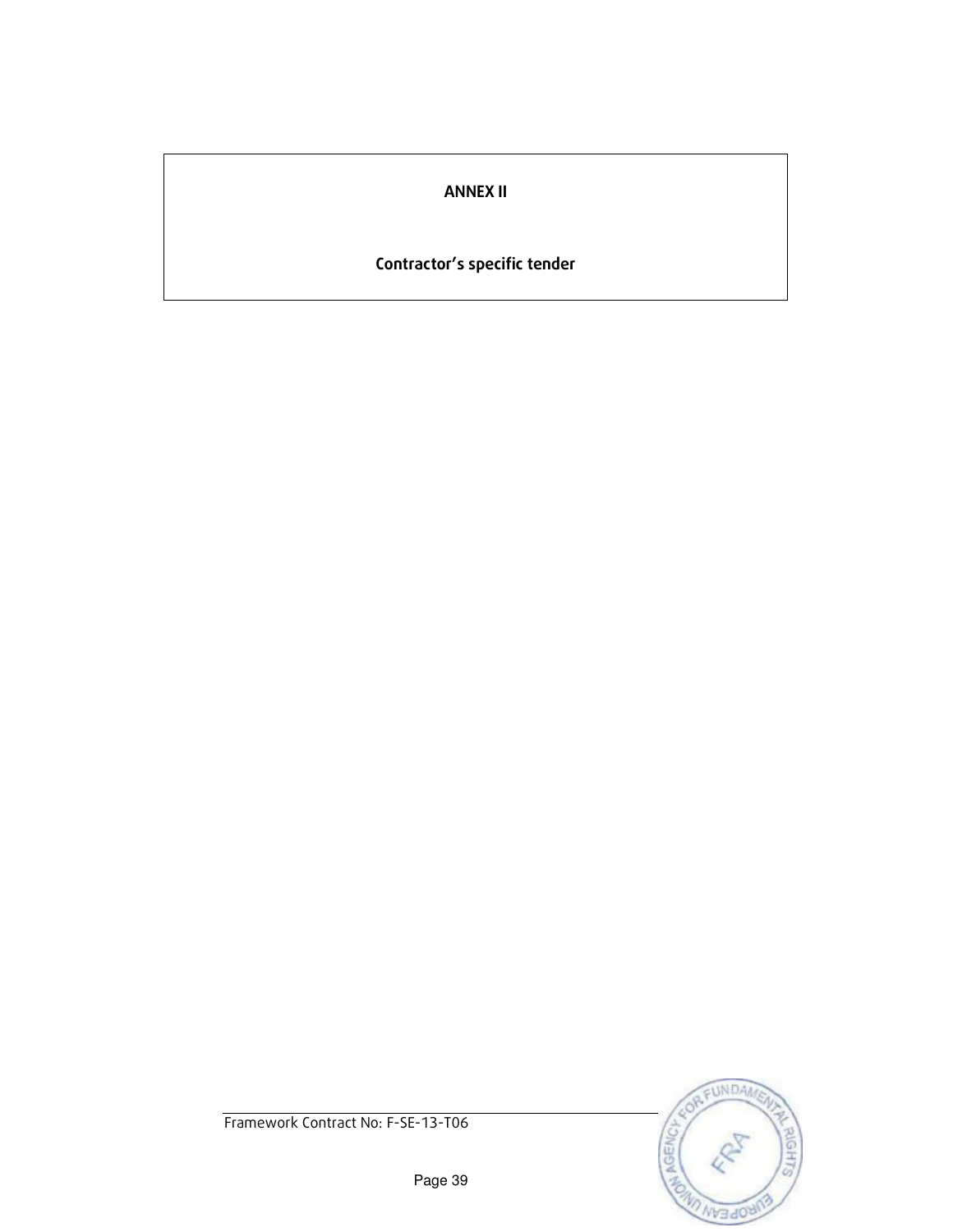# ANNEX II

## Contractor's specific tender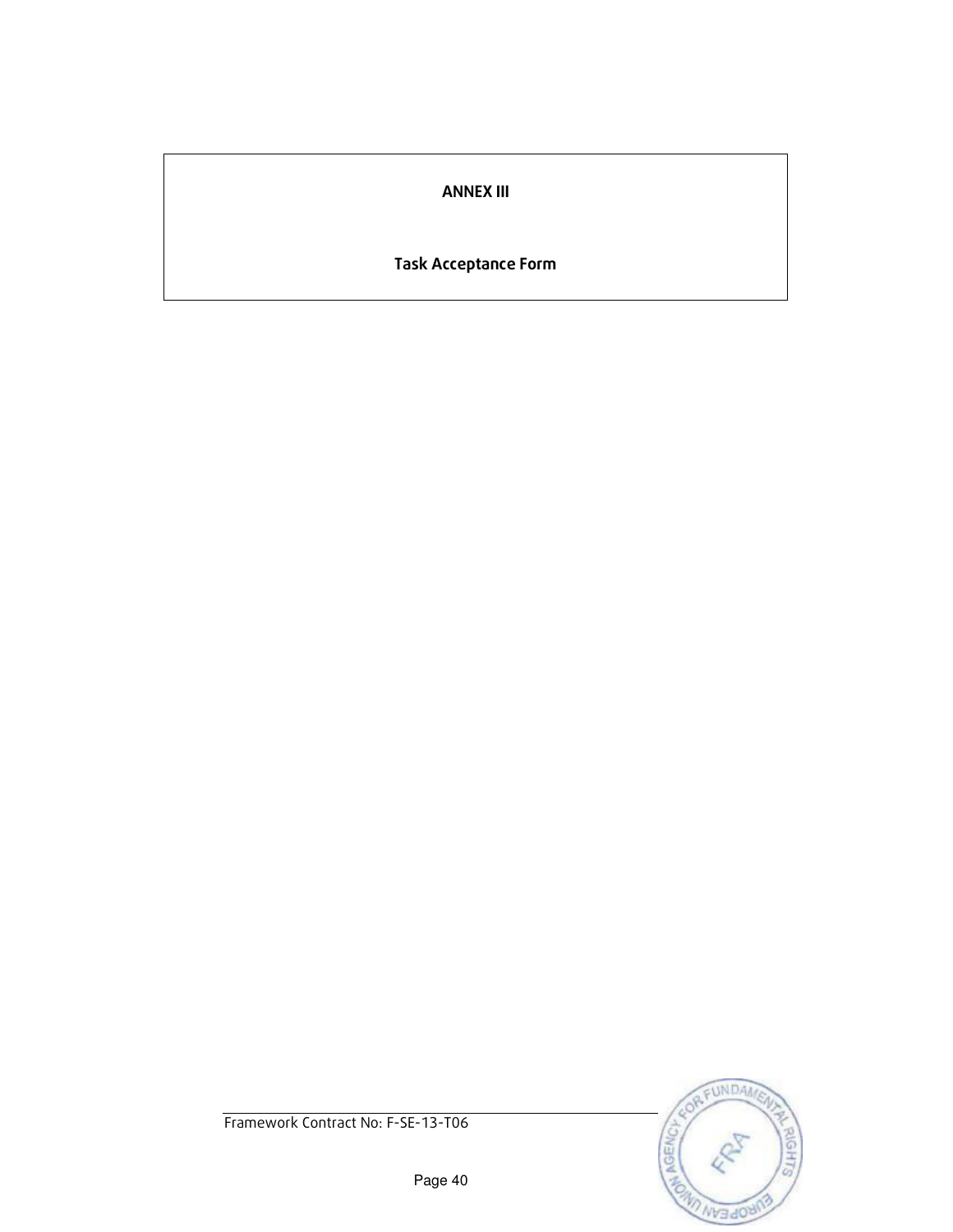**ANNEX III**

**Task Acceptance Form**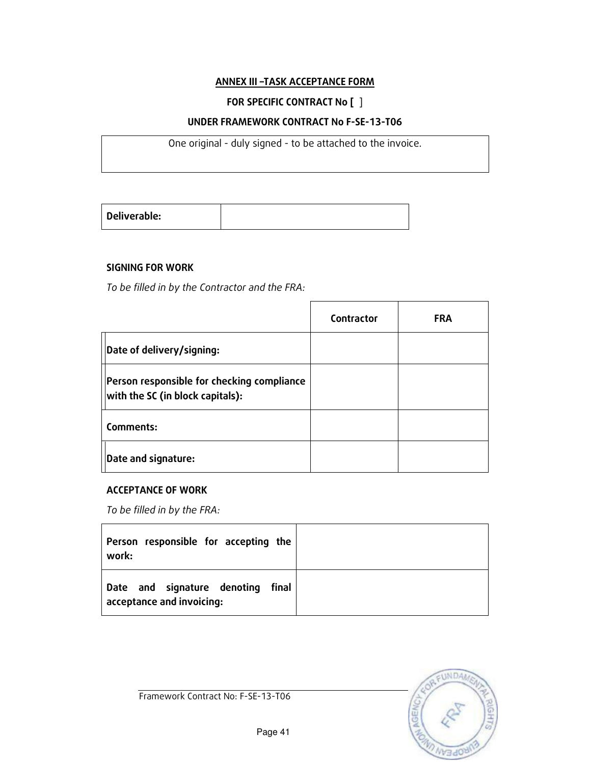## ANNEX III –TASK ACCEPTANCE FORM

**FOR SPECIFIC CONTRACT No [ ]**

**UNDER FRAMEWORK CONTRACT No F-SE-13-T06**

| One original - duly signed - to be attached to the invoice. |
|---|

| **Deliverable:** | |
|---|---|

**SIGNING FOR WORK**

*To be filled in by the Contractor and the FRA:*

| | **Contractor** | **FRA** |
|---|---|---|
| **Date of delivery/signing:** | | |
| **Person responsible for checking compliance with the SC (in block capitals):** | | |
| **Comments:** | | |
| **Date and signature:** | | |

**ACCEPTANCE OF WORK**

*To be filled in by the FRA:*

| **Person responsible for accepting the work:** | |
|---|---|
| **Date and signature denoting final acceptance and invoicing:** | |

Framework Contract No: F-SE-13-T06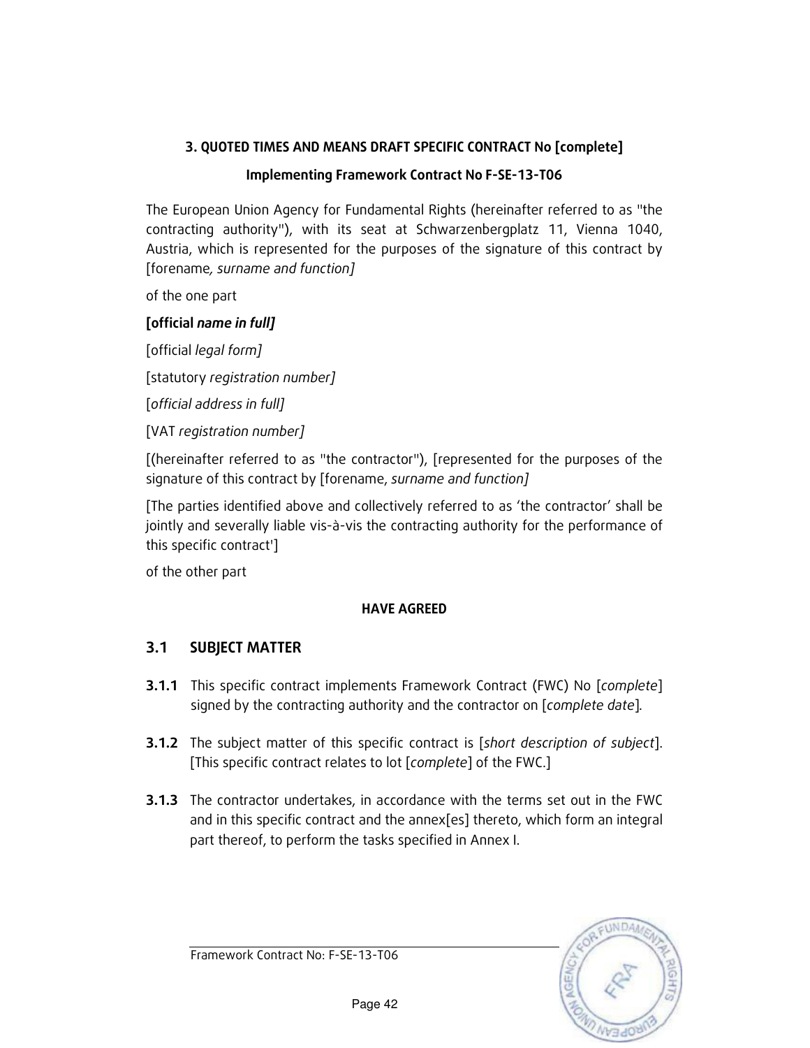**3. QUOTED TIMES AND MEANS DRAFT SPECIFIC CONTRACT No [complete]**

**Implementing Framework Contract No F-SE-13-T06**

The European Union Agency for Fundamental Rights (hereinafter referred to as "the contracting authority"), with its seat at Schwarzenbergplatz 11, Vienna 1040, Austria, which is represented for the purposes of the signature of this contract by [forename*, surname and function]*

of the one part

**[official *name in full]***

[official *legal form]*

[statutory *registration number]*

[*official address in full]*

[VAT *registration number]*

[(hereinafter referred to as "the contractor"), [represented for the purposes of the signature of this contract by [forename, *surname and function]*

[The parties identified above and collectively referred to as 'the contractor' shall be jointly and severally liable vis-à-vis the contracting authority for the performance of this specific contract']

of the other part

**HAVE AGREED**

## 3.1 SUBJECT MATTER

**3.1.1** This specific contract implements Framework Contract (FWC) No [*complete*] signed by the contracting authority and the contractor on [*complete date*].

**3.1.2** The subject matter of this specific contract is [*short description of subject*]. [This specific contract relates to lot [*complete*] of the FWC.]

**3.1.3** The contractor undertakes, in accordance with the terms set out in the FWC and in this specific contract and the annex[es] thereto, which form an integral part thereof, to perform the tasks specified in Annex I.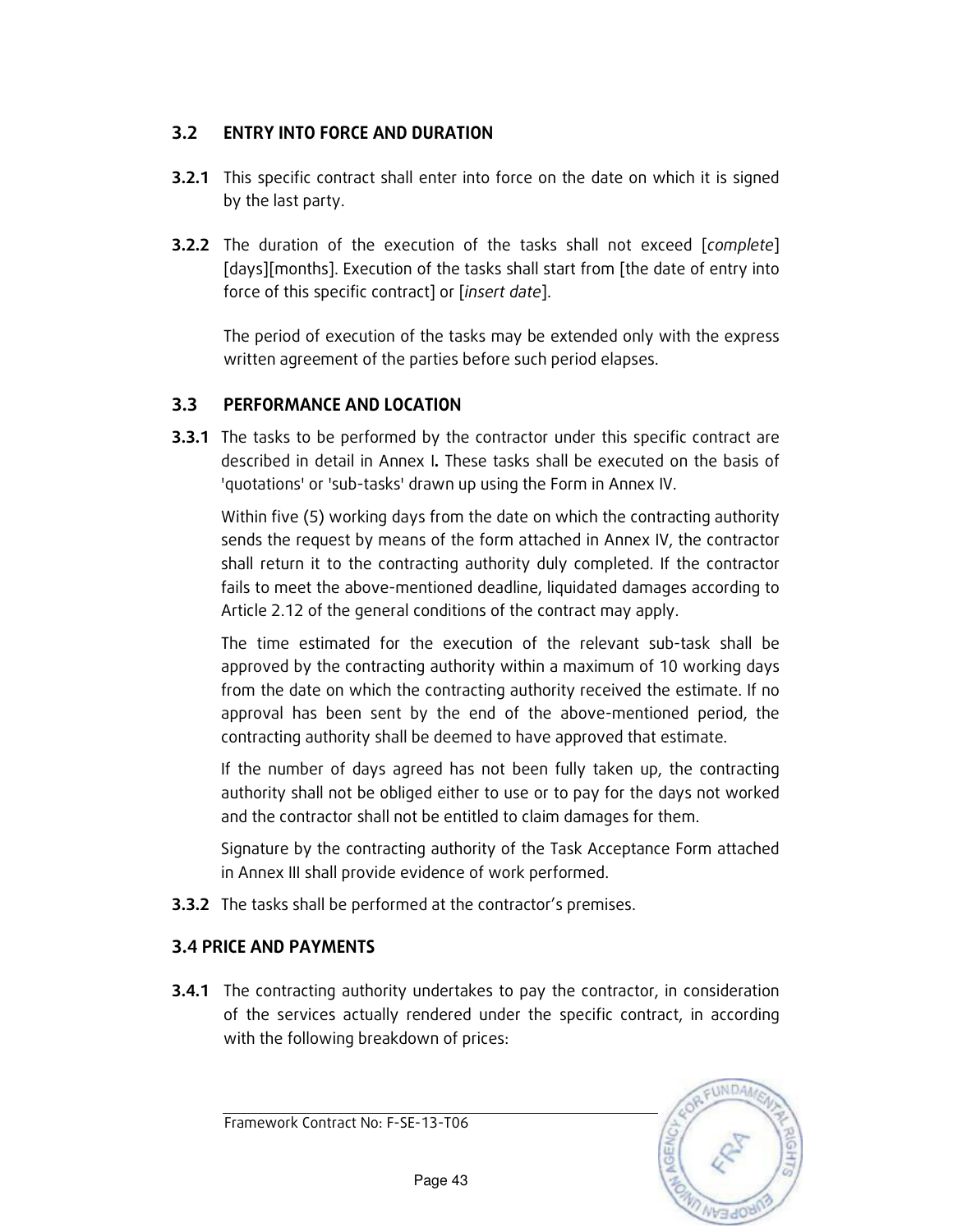## 3.2 ENTRY INTO FORCE AND DURATION

**3.2.1** This specific contract shall enter into force on the date on which it is signed by the last party.

**3.2.2** The duration of the execution of the tasks shall not exceed [*complete*] [days][months]. Execution of the tasks shall start from [the date of entry into force of this specific contract] or [*insert date*].

The period of execution of the tasks may be extended only with the express written agreement of the parties before such period elapses.

## 3.3 PERFORMANCE AND LOCATION

**3.3.1** The tasks to be performed by the contractor under this specific contract are described in detail in Annex I**.** These tasks shall be executed on the basis of 'quotations' or 'sub-tasks' drawn up using the Form in Annex IV.

Within five (5) working days from the date on which the contracting authority sends the request by means of the form attached in Annex IV, the contractor shall return it to the contracting authority duly completed. If the contractor fails to meet the above-mentioned deadline, liquidated damages according to Article 2.12 of the general conditions of the contract may apply.

The time estimated for the execution of the relevant sub-task shall be approved by the contracting authority within a maximum of 10 working days from the date on which the contracting authority received the estimate. If no approval has been sent by the end of the above-mentioned period, the contracting authority shall be deemed to have approved that estimate.

If the number of days agreed has not been fully taken up, the contracting authority shall not be obliged either to use or to pay for the days not worked and the contractor shall not be entitled to claim damages for them.

Signature by the contracting authority of the Task Acceptance Form attached in Annex III shall provide evidence of work performed.

**3.3.2** The tasks shall be performed at the contractor's premises.

## 3.4 PRICE AND PAYMENTS

**3.4.1** The contracting authority undertakes to pay the contractor, in consideration of the services actually rendered under the specific contract, in according with the following breakdown of prices:

Framework Contract No: F-SE-13-T06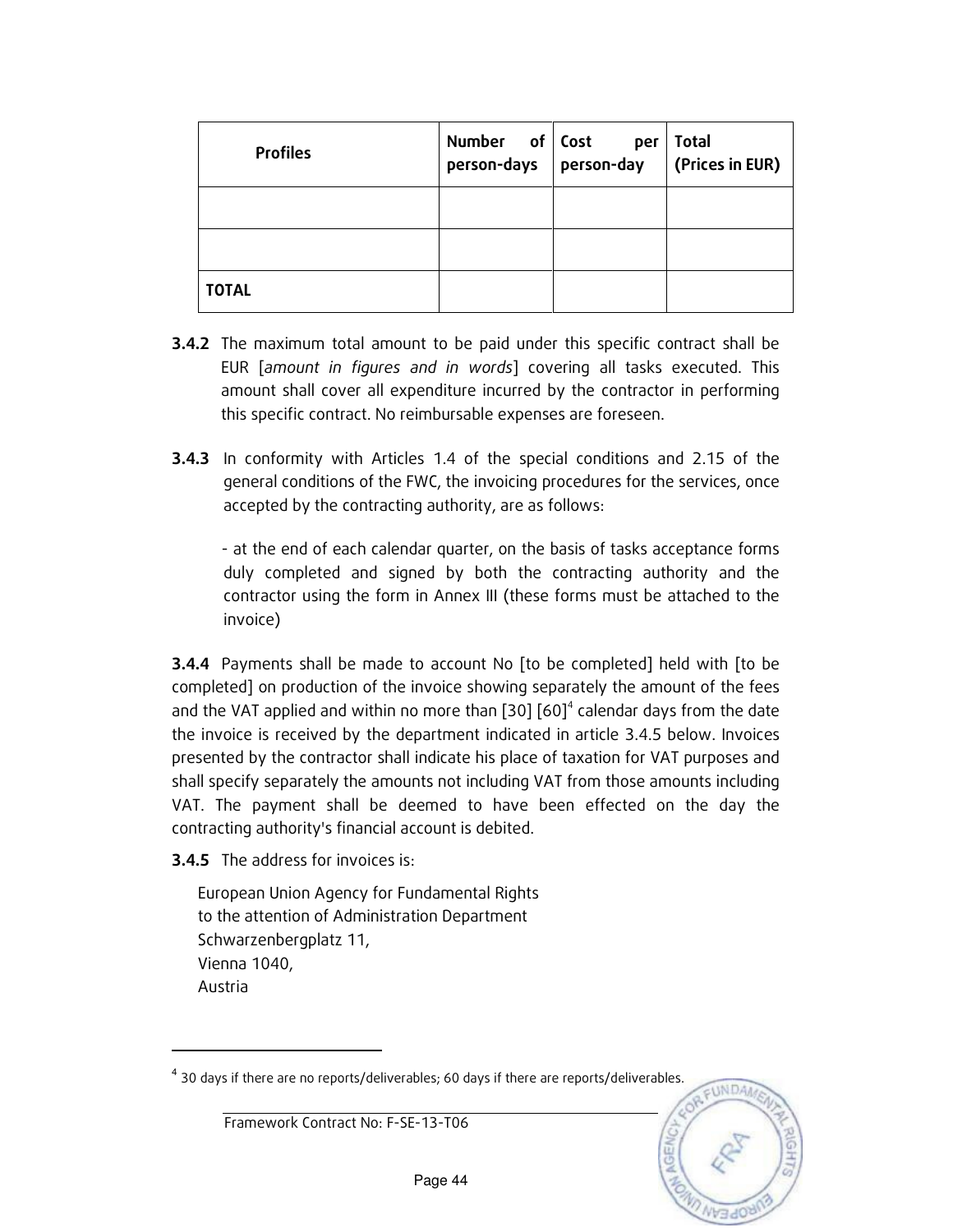| Profiles | Number of person-days | Cost per person-day | Total (Prices in EUR) |
|---|---|---|---|
| | | | |
| | | | |
| **TOTAL** | | | |

**3.4.2** The maximum total amount to be paid under this specific contract shall be EUR [*amount in figures and in words*] covering all tasks executed. This amount shall cover all expenditure incurred by the contractor in performing this specific contract. No reimbursable expenses are foreseen.

**3.4.3** In conformity with Articles 1.4 of the special conditions and 2.15 of the general conditions of the FWC, the invoicing procedures for the services, once accepted by the contracting authority, are as follows:

- at the end of each calendar quarter, on the basis of tasks acceptance forms duly completed and signed by both the contracting authority and the contractor using the form in Annex III (these forms must be attached to the invoice)

**3.4.4** Payments shall be made to account No [to be completed] held with [to be completed] on production of the invoice showing separately the amount of the fees and the VAT applied and within no more than [30] [60][4] calendar days from the date the invoice is received by the department indicated in article 3.4.5 below. Invoices presented by the contractor shall indicate his place of taxation for VAT purposes and shall specify separately the amounts not including VAT from those amounts including VAT. The payment shall be deemed to have been effected on the day the contracting authority's financial account is debited.

**3.4.5** The address for invoices is:

European Union Agency for Fundamental Rights
to the attention of Administration Department
Schwarzenbergplatz 11,
Vienna 1040,
Austria

[4] 30 days if there are no reports/deliverables; 60 days if there are reports/deliverables.

Framework Contract No: F-SE-13-T06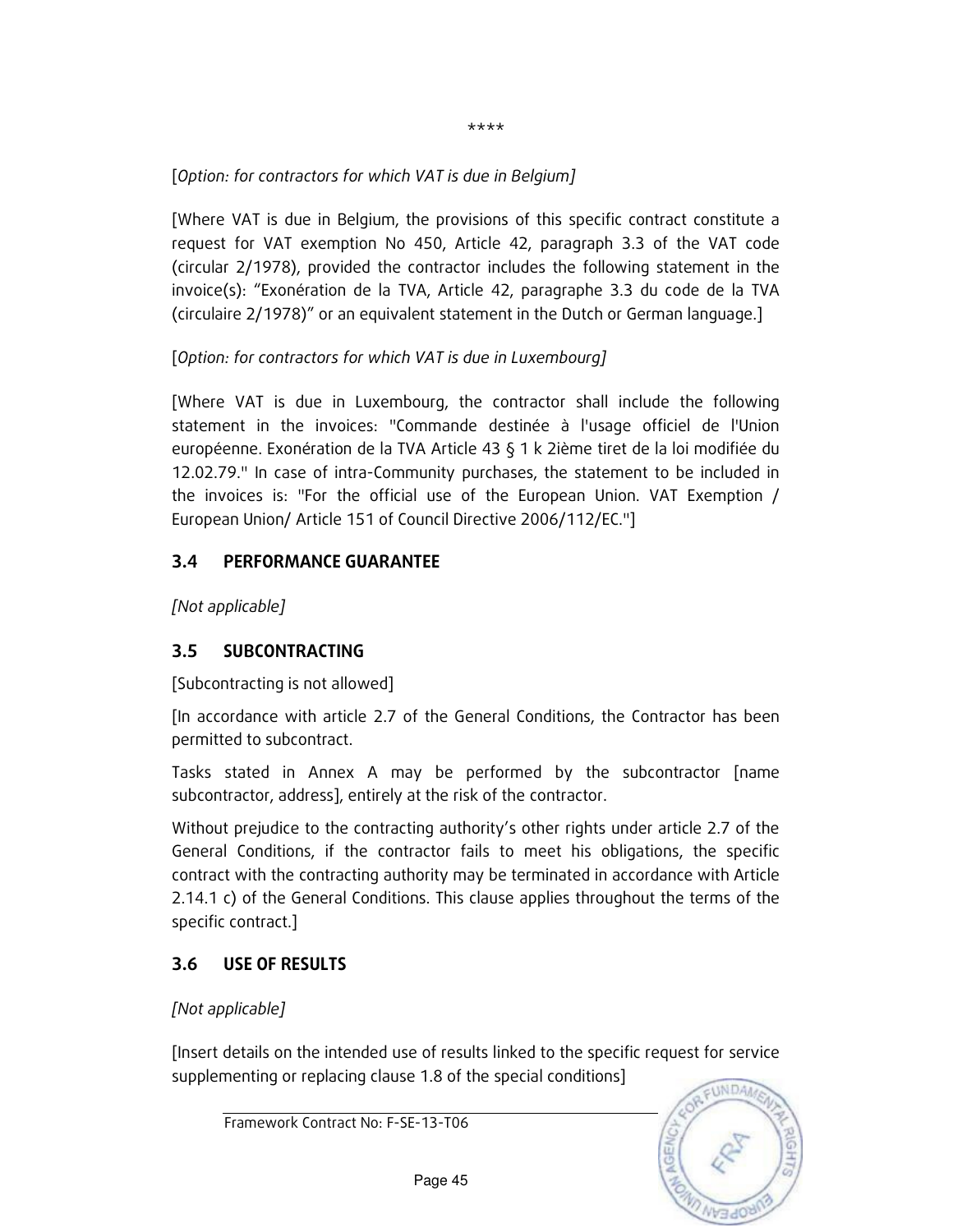\*\*\*\*

[*Option: for contractors for which VAT is due in Belgium]*

[Where VAT is due in Belgium, the provisions of this specific contract constitute a request for VAT exemption No 450, Article 42, paragraph 3.3 of the VAT code (circular 2/1978), provided the contractor includes the following statement in the invoice(s): "Exonération de la TVA, Article 42, paragraphe 3.3 du code de la TVA (circulaire 2/1978)" or an equivalent statement in the Dutch or German language.]

[*Option: for contractors for which VAT is due in Luxembourg]*

[Where VAT is due in Luxembourg, the contractor shall include the following statement in the invoices: "Commande destinée à l'usage officiel de l'Union européenne. Exonération de la TVA Article 43 § 1 k 2ième tiret de la loi modifiée du 12.02.79." In case of intra-Community purchases, the statement to be included in the invoices is: "For the official use of the European Union. VAT Exemption / European Union/ Article 151 of Council Directive 2006/112/EC."]

## 3.4 PERFORMANCE GUARANTEE

*[Not applicable]*

## 3.5 SUBCONTRACTING

[Subcontracting is not allowed]

[In accordance with article 2.7 of the General Conditions, the Contractor has been permitted to subcontract.

Tasks stated in Annex A may be performed by the subcontractor [name subcontractor, address], entirely at the risk of the contractor.

Without prejudice to the contracting authority's other rights under article 2.7 of the General Conditions, if the contractor fails to meet his obligations, the specific contract with the contracting authority may be terminated in accordance with Article 2.14.1 c) of the General Conditions. This clause applies throughout the terms of the specific contract.]

## 3.6 USE OF RESULTS

*[Not applicable]*

[Insert details on the intended use of results linked to the specific request for service supplementing or replacing clause 1.8 of the special conditions]

Framework Contract No: F-SE-13-T06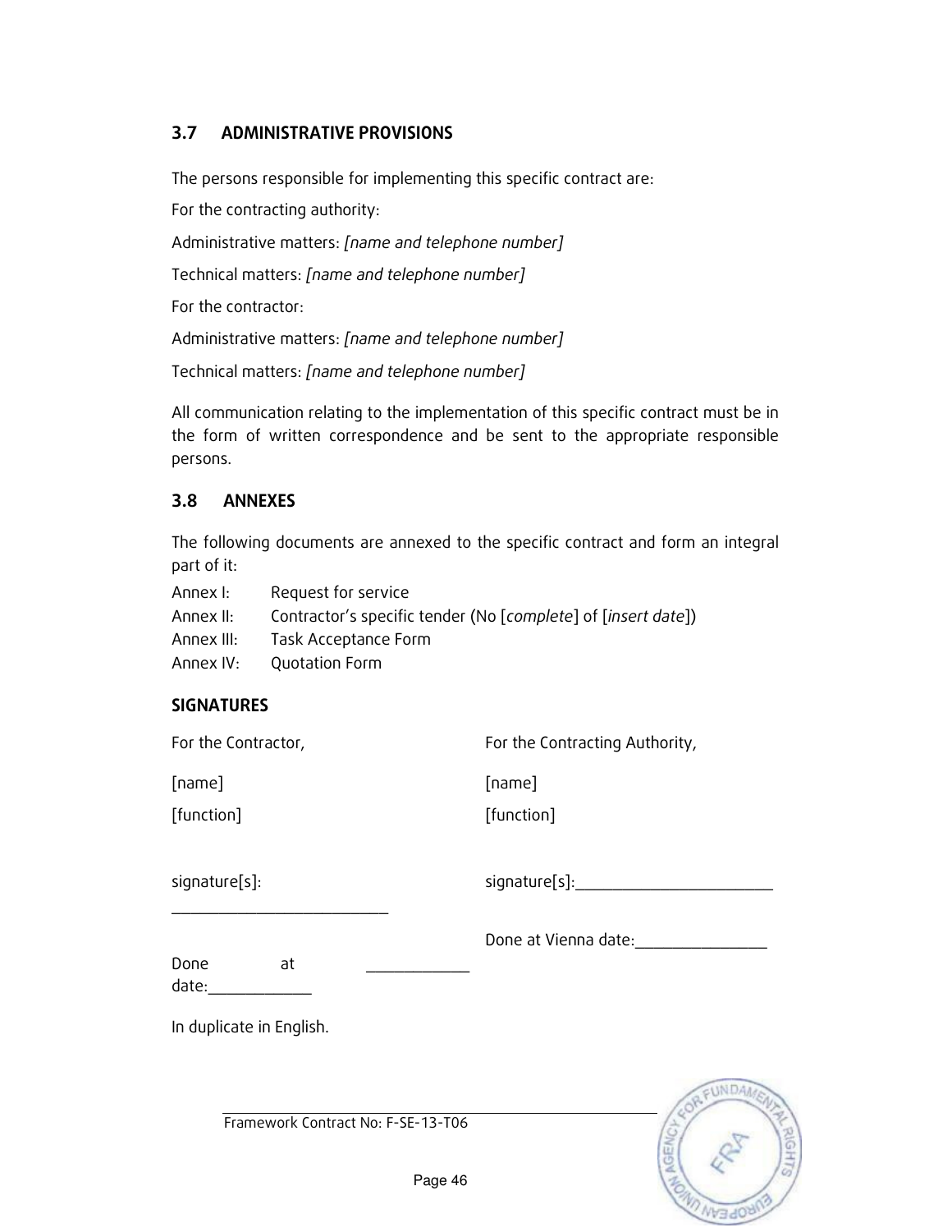### 3.7 ADMINISTRATIVE PROVISIONS

The persons responsible for implementing this specific contract are:

For the contracting authority:

Administrative matters: *[name and telephone number]*

Technical matters: *[name and telephone number]*

For the contractor:

Administrative matters: *[name and telephone number]*

Technical matters: *[name and telephone number]*

All communication relating to the implementation of this specific contract must be in the form of written correspondence and be sent to the appropriate responsible persons.

### 3.8 ANNEXES

The following documents are annexed to the specific contract and form an integral part of it:

Annex I: Request for service
Annex II: Contractor's specific tender (No [*complete*] of [*insert date*])
Annex III: Task Acceptance Form
Annex IV: Quotation Form

**SIGNATURES**

| For the Contractor, | For the Contracting Authority, |
|---|---|
| [name] | [name] |
| [function] | [function] |
| signature[s]: ___________________________ | signature[s]:_________________________ |
| Done at _____________ date:_____________ | Done at Vienna date:_________________ |

In duplicate in English.

Framework Contract No: F-SE-13-T06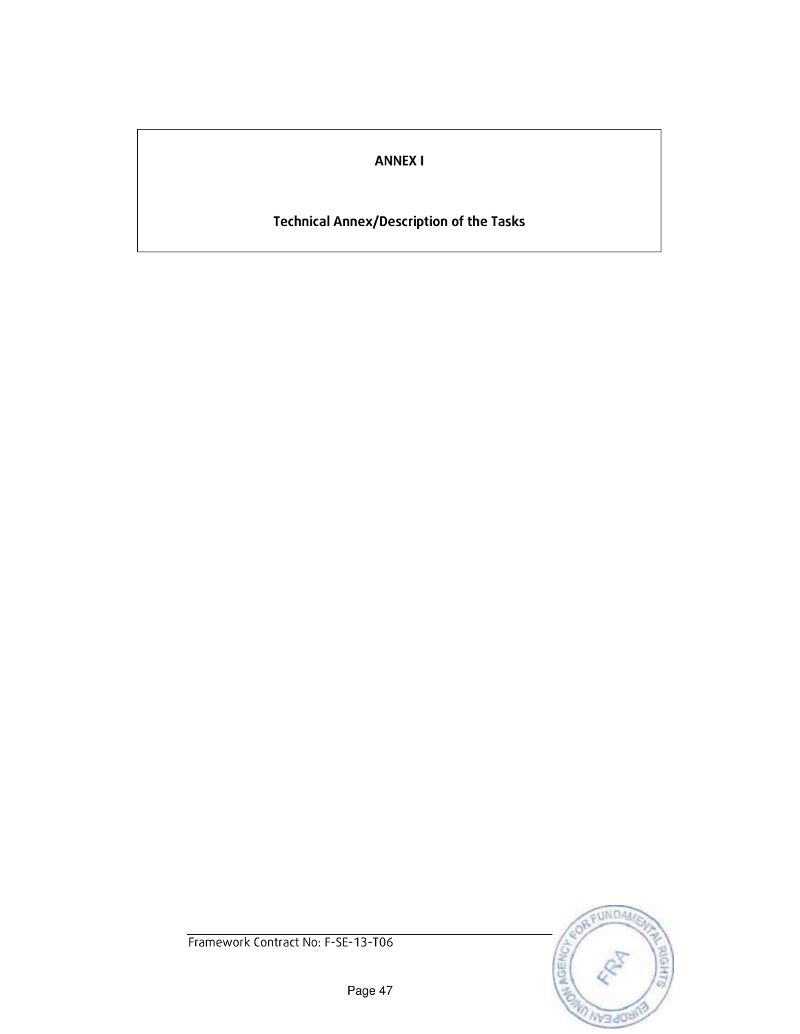# ANNEX I

## Technical Annex/Description of the Tasks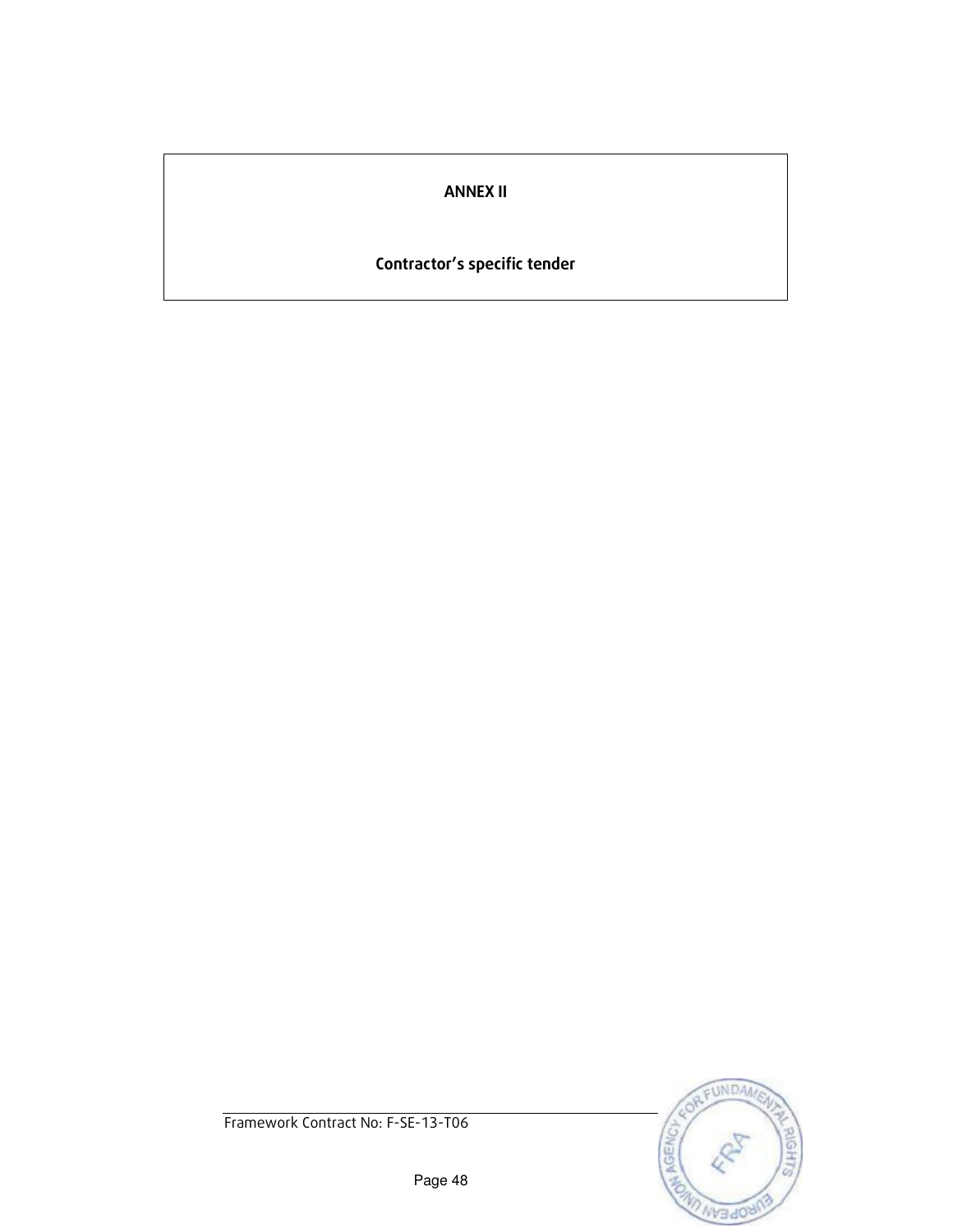# ANNEX II

## Contractor's specific tender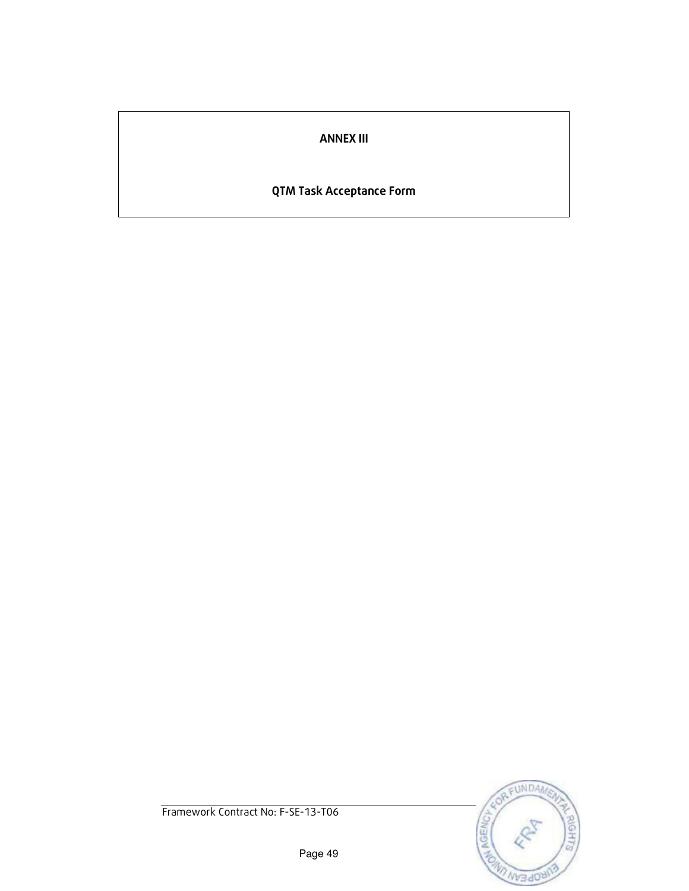# ANNEX III

## QTM Task Acceptance Form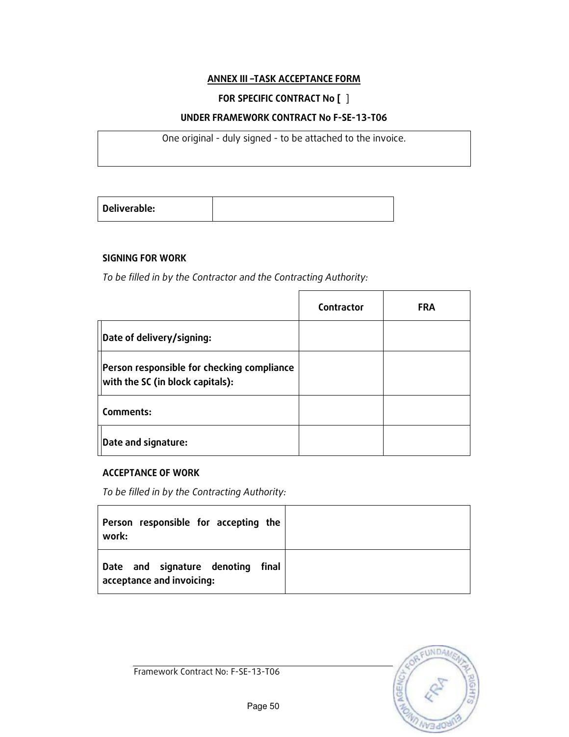## ANNEX III –TASK ACCEPTANCE FORM

**FOR SPECIFIC CONTRACT No [ ]**

**UNDER FRAMEWORK CONTRACT No F-SE-13-T06**

| One original - duly signed - to be attached to the invoice. |
|---|

| **Deliverable:** | |
|---|---|

**SIGNING FOR WORK**

*To be filled in by the Contractor and the Contracting Authority:*

| | **Contractor** | **FRA** |
|---|---|---|
| **Date of delivery/signing:** | | |
| **Person responsible for checking compliance with the SC (in block capitals):** | | |
| **Comments:** | | |
| **Date and signature:** | | |

**ACCEPTANCE OF WORK**

*To be filled in by the Contracting Authority:*

| **Person responsible for accepting the work:** | |
|---|---|
| **Date and signature denoting final acceptance and invoicing:** | |

Framework Contract No: F-SE-13-T06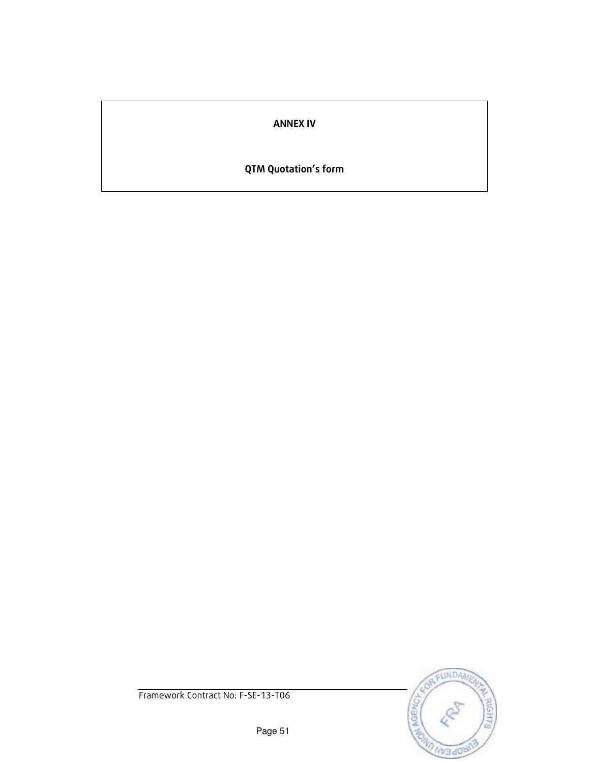# ANNEX IV

## QTM Quotation's form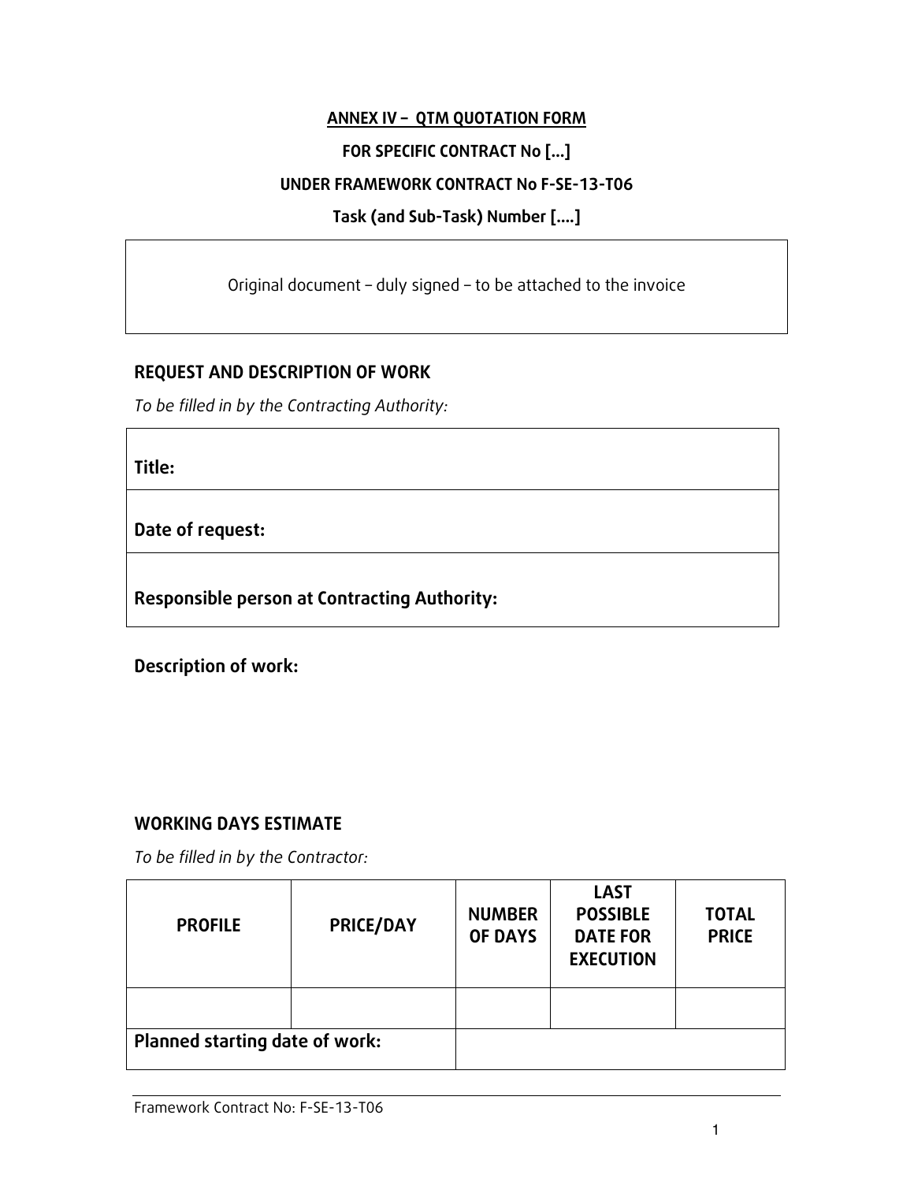**ANNEX IV – QTM QUOTATION FORM**

**FOR SPECIFIC CONTRACT No [...]**

**UNDER FRAMEWORK CONTRACT No F-SE-13-T06**

**Task (and Sub-Task) Number [....]**

| Original document – duly signed – to be attached to the invoice |
|---|

## REQUEST AND DESCRIPTION OF WORK

*To be filled in by the Contracting Authority:*

| **Title:** |
|---|
| **Date of request:** |
| **Responsible person at Contracting Authority:** |

**Description of work:**

## WORKING DAYS ESTIMATE

*To be filled in by the Contractor:*

| PROFILE | PRICE/DAY | NUMBER OF DAYS | LAST POSSIBLE DATE FOR EXECUTION | TOTAL PRICE |
|---|---|---|---|---|
| | | | | |
| **Planned starting date of work:** | | | | |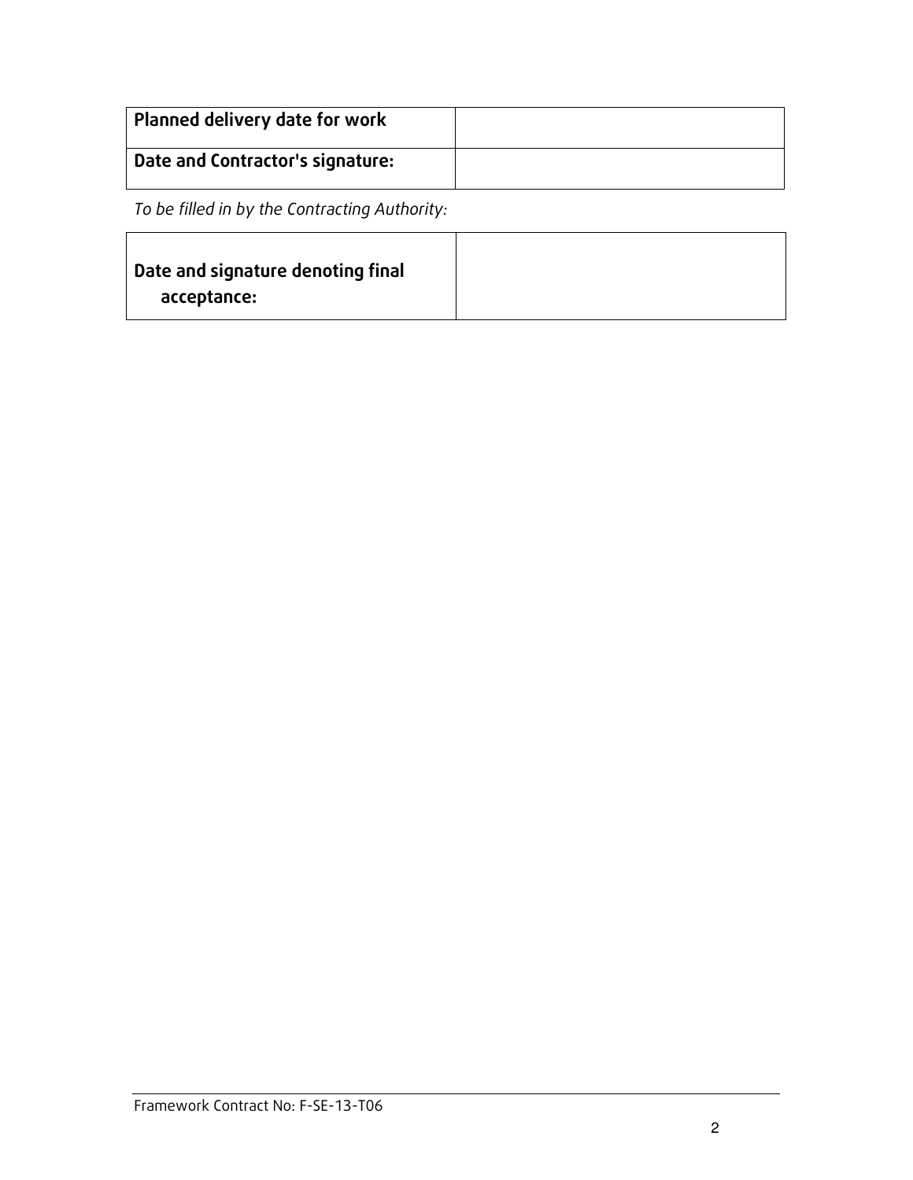| **Planned delivery date for work** | |
|---|---|
| **Date and Contractor's signature:** | |

*To be filled in by the Contracting Authority:*

| **Date and signature denoting final acceptance:** | |
|---|---|

Framework Contract No: F-SE-13-T06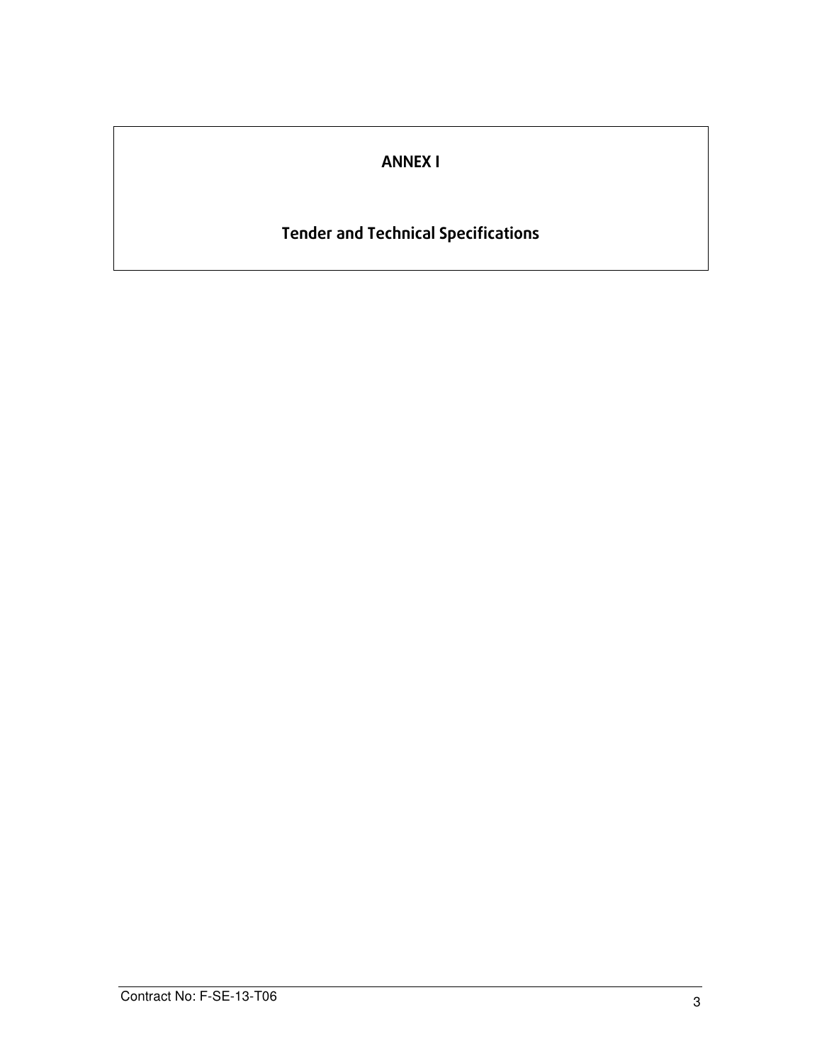# ANNEX I

## Tender and Technical Specifications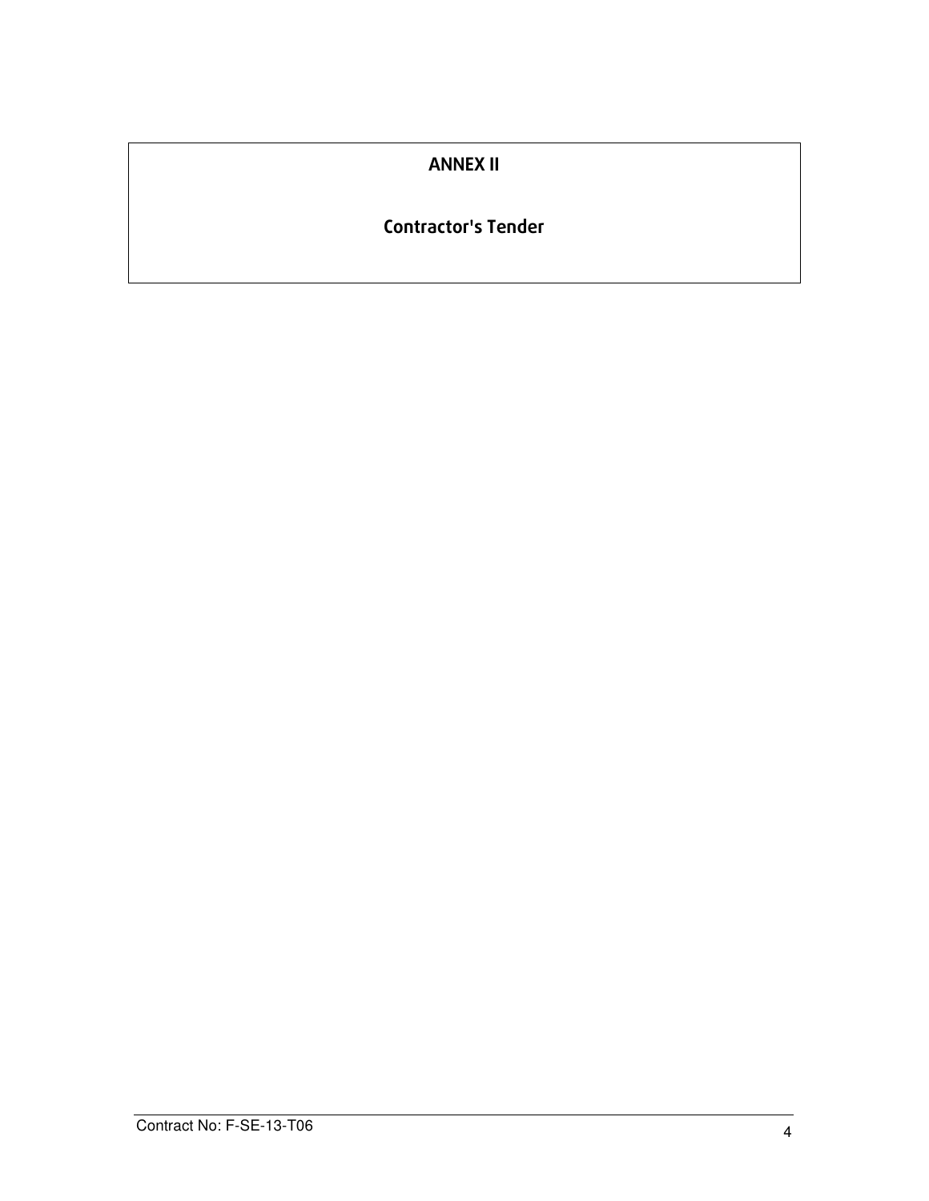# ANNEX II

## Contractor's Tender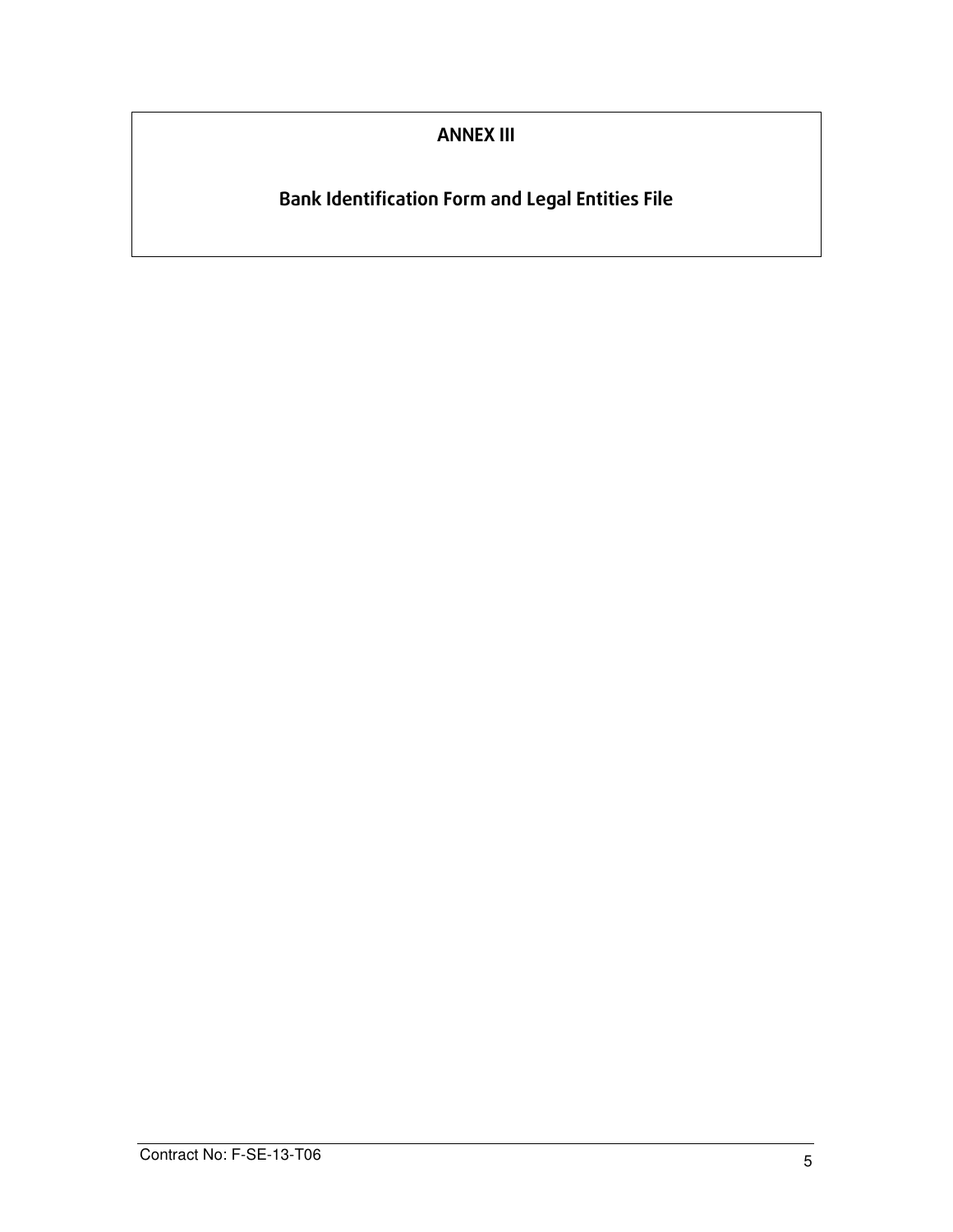# ANNEX III

## Bank Identification Form and Legal Entities File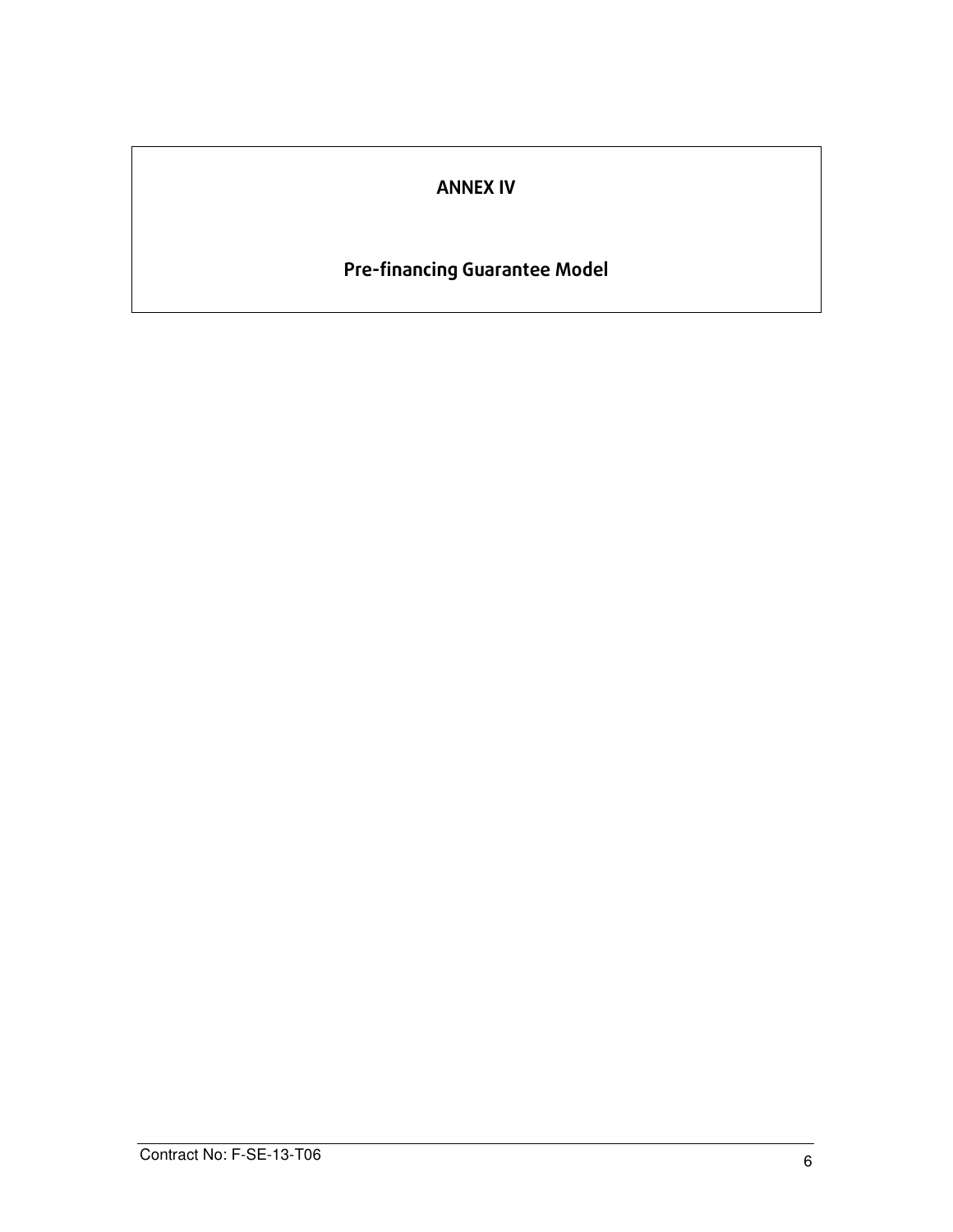# ANNEX IV

## Pre-financing Guarantee Model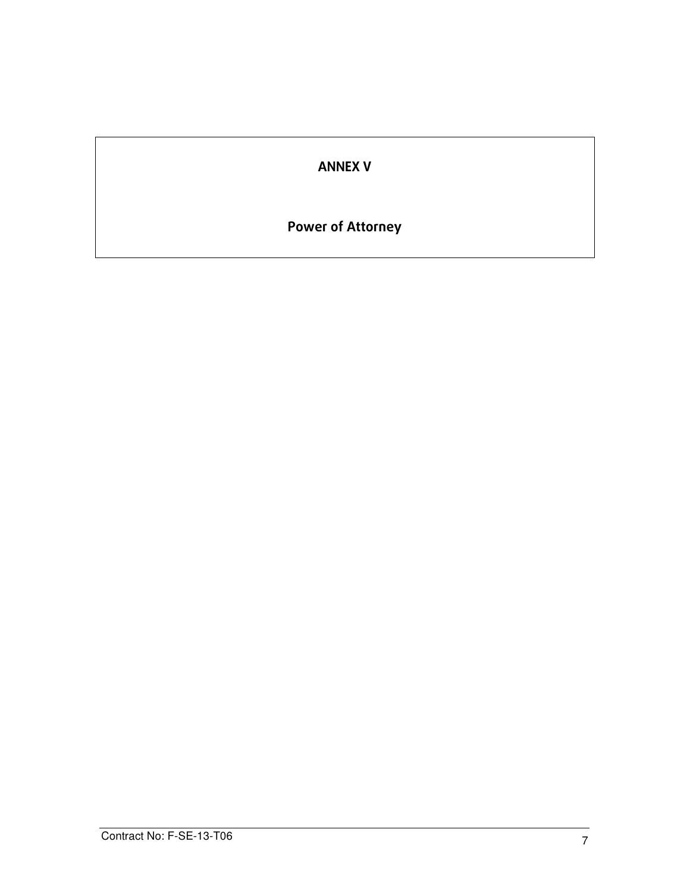# ANNEX V

## Power of Attorney